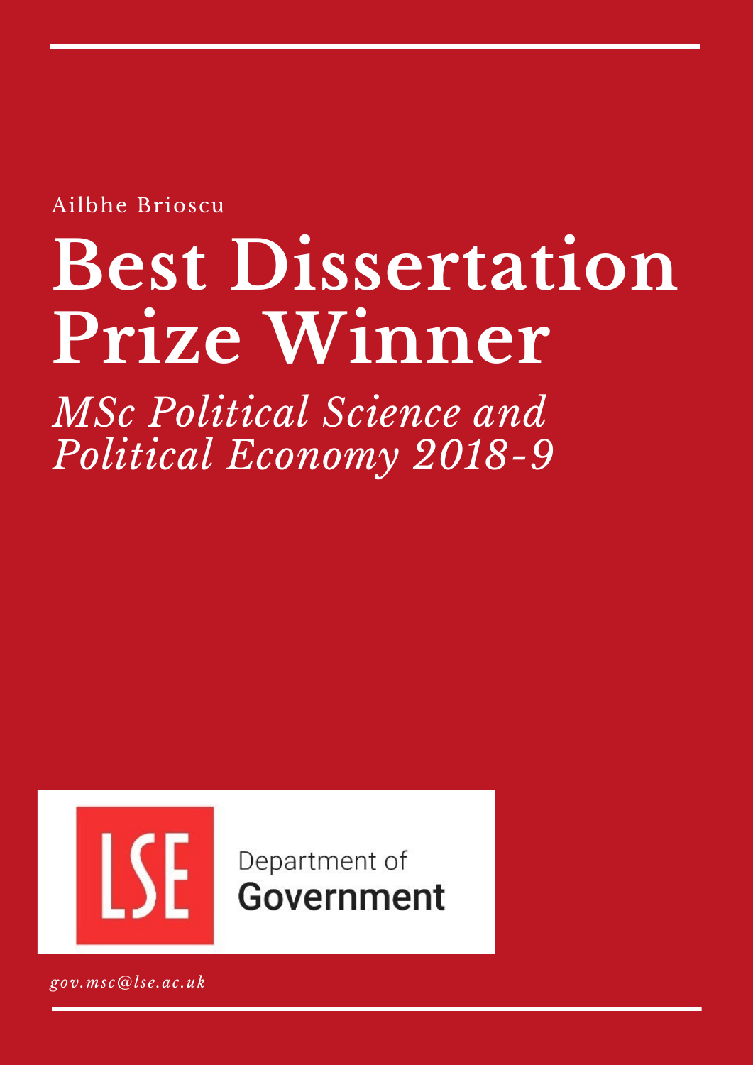Ailbhe Brioscu

# Best Dissertation Prize Winner

*MSc Political Science and Political Economy 2018-9*

LSE Department of Government

*gov.msc@lse.ac.uk*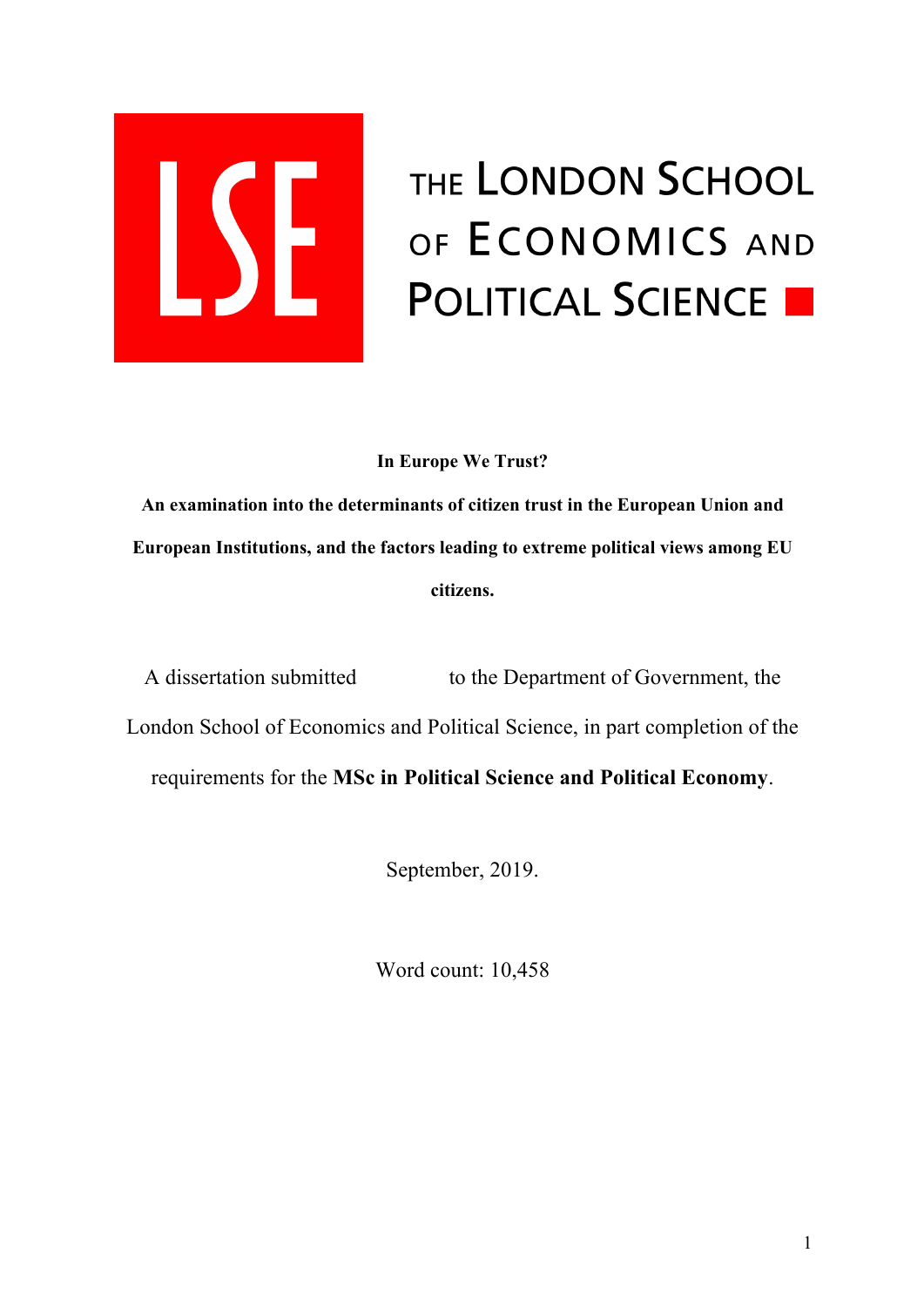THE LONDON SCHOOL OF ECONOMICS AND POLITICAL SCIENCE

**In Europe We Trust?**

**An examination into the determinants of citizen trust in the European Union and European Institutions, and the factors leading to extreme political views among EU citizens.**

A dissertation submitted to the Department of Government, the London School of Economics and Political Science, in part completion of the requirements for the **MSc in Political Science and Political Economy**.

September, 2019.

Word count: 10,458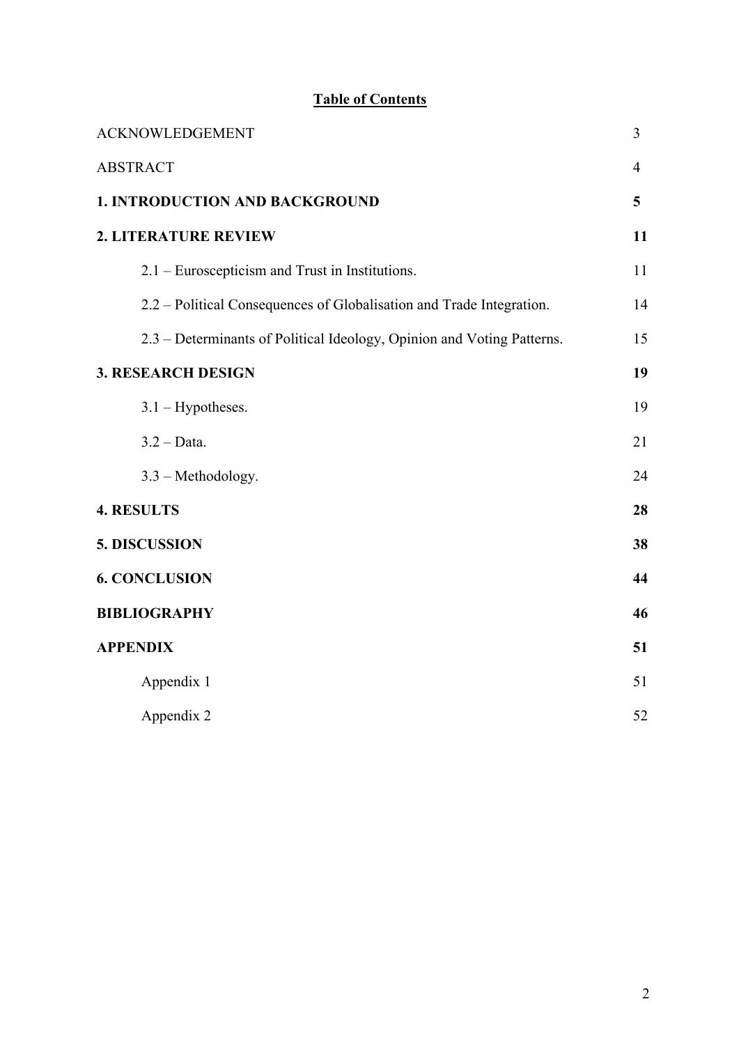# Table of Contents

| | |
|---|---|
| ACKNOWLEDGEMENT | 3 |
| ABSTRACT | 4 |
| **1. INTRODUCTION AND BACKGROUND** | **5** |
| **2. LITERATURE REVIEW** | **11** |
| 2.1 – Euroscepticism and Trust in Institutions. | 11 |
| 2.2 – Political Consequences of Globalisation and Trade Integration. | 14 |
| 2.3 – Determinants of Political Ideology, Opinion and Voting Patterns. | 15 |
| **3. RESEARCH DESIGN** | **19** |
| 3.1 – Hypotheses. | 19 |
| 3.2 – Data. | 21 |
| 3.3 – Methodology. | 24 |
| **4. RESULTS** | **28** |
| **5. DISCUSSION** | **38** |
| **6. CONCLUSION** | **44** |
| **BIBLIOGRAPHY** | **46** |
| **APPENDIX** | **51** |
| Appendix 1 | 51 |
| Appendix 2 | 52 |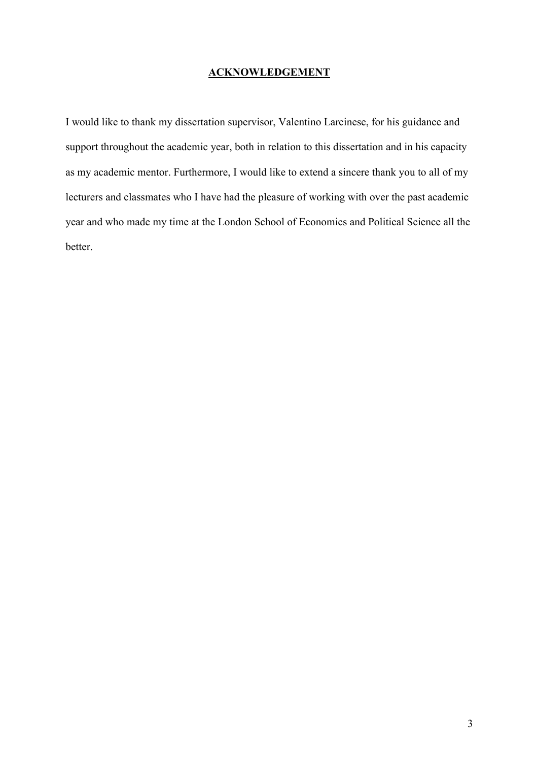## **ACKNOWLEDGEMENT**

I would like to thank my dissertation supervisor, Valentino Larcinese, for his guidance and support throughout the academic year, both in relation to this dissertation and in his capacity as my academic mentor. Furthermore, I would like to extend a sincere thank you to all of my lecturers and classmates who I have had the pleasure of working with over the past academic year and who made my time at the London School of Economics and Political Science all the better.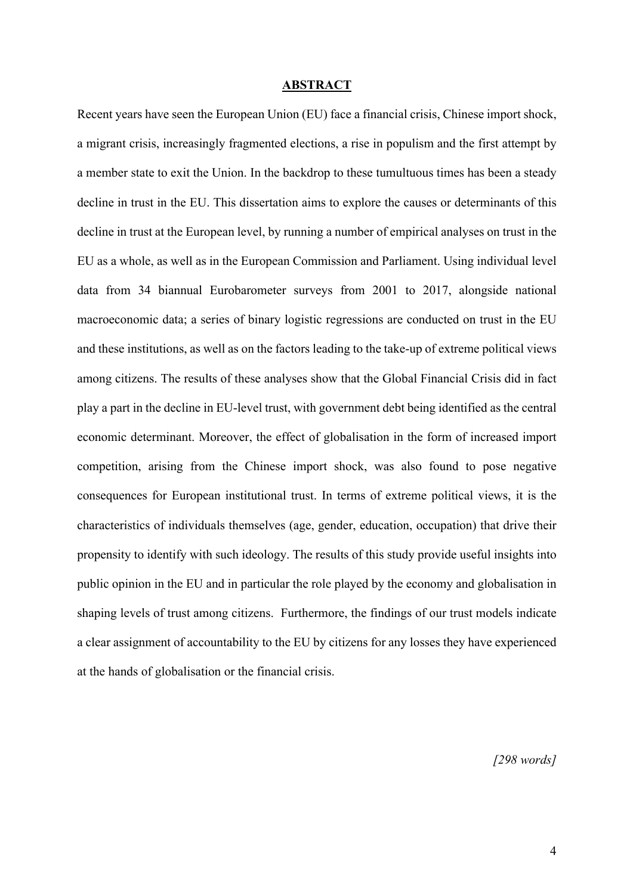# ABSTRACT

Recent years have seen the European Union (EU) face a financial crisis, Chinese import shock, a migrant crisis, increasingly fragmented elections, a rise in populism and the first attempt by a member state to exit the Union. In the backdrop to these tumultuous times has been a steady decline in trust in the EU. This dissertation aims to explore the causes or determinants of this decline in trust at the European level, by running a number of empirical analyses on trust in the EU as a whole, as well as in the European Commission and Parliament. Using individual level data from 34 biannual Eurobarometer surveys from 2001 to 2017, alongside national macroeconomic data; a series of binary logistic regressions are conducted on trust in the EU and these institutions, as well as on the factors leading to the take-up of extreme political views among citizens. The results of these analyses show that the Global Financial Crisis did in fact play a part in the decline in EU-level trust, with government debt being identified as the central economic determinant. Moreover, the effect of globalisation in the form of increased import competition, arising from the Chinese import shock, was also found to pose negative consequences for European institutional trust. In terms of extreme political views, it is the characteristics of individuals themselves (age, gender, education, occupation) that drive their propensity to identify with such ideology. The results of this study provide useful insights into public opinion in the EU and in particular the role played by the economy and globalisation in shaping levels of trust among citizens. Furthermore, the findings of our trust models indicate a clear assignment of accountability to the EU by citizens for any losses they have experienced at the hands of globalisation or the financial crisis.

*[298 words]*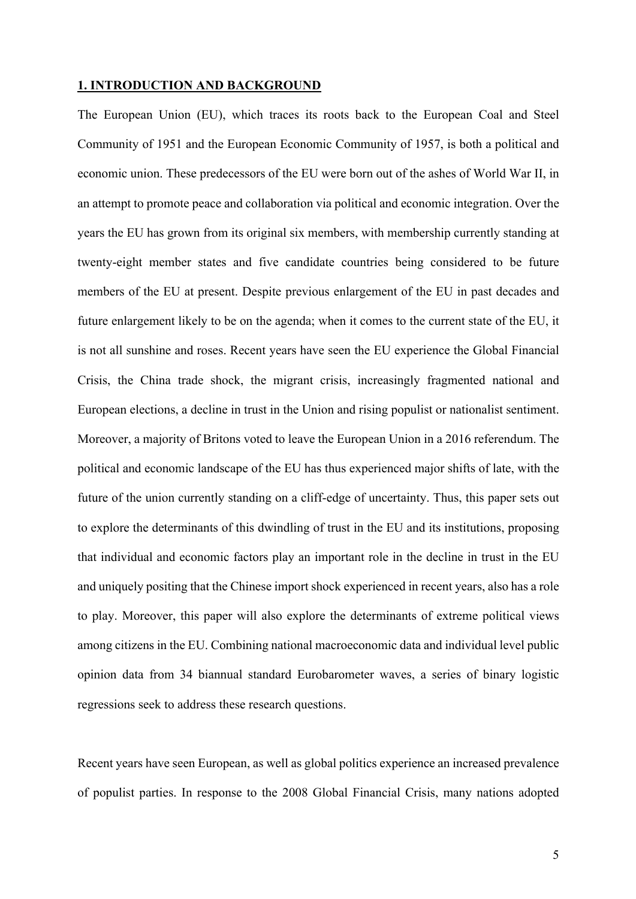## 1. INTRODUCTION AND BACKGROUND

The European Union (EU), which traces its roots back to the European Coal and Steel Community of 1951 and the European Economic Community of 1957, is both a political and economic union. These predecessors of the EU were born out of the ashes of World War II, in an attempt to promote peace and collaboration via political and economic integration. Over the years the EU has grown from its original six members, with membership currently standing at twenty-eight member states and five candidate countries being considered to be future members of the EU at present. Despite previous enlargement of the EU in past decades and future enlargement likely to be on the agenda; when it comes to the current state of the EU, it is not all sunshine and roses. Recent years have seen the EU experience the Global Financial Crisis, the China trade shock, the migrant crisis, increasingly fragmented national and European elections, a decline in trust in the Union and rising populist or nationalist sentiment. Moreover, a majority of Britons voted to leave the European Union in a 2016 referendum. The political and economic landscape of the EU has thus experienced major shifts of late, with the future of the union currently standing on a cliff-edge of uncertainty. Thus, this paper sets out to explore the determinants of this dwindling of trust in the EU and its institutions, proposing that individual and economic factors play an important role in the decline in trust in the EU and uniquely positing that the Chinese import shock experienced in recent years, also has a role to play. Moreover, this paper will also explore the determinants of extreme political views among citizens in the EU. Combining national macroeconomic data and individual level public opinion data from 34 biannual standard Eurobarometer waves, a series of binary logistic regressions seek to address these research questions.

Recent years have seen European, as well as global politics experience an increased prevalence of populist parties. In response to the 2008 Global Financial Crisis, many nations adopted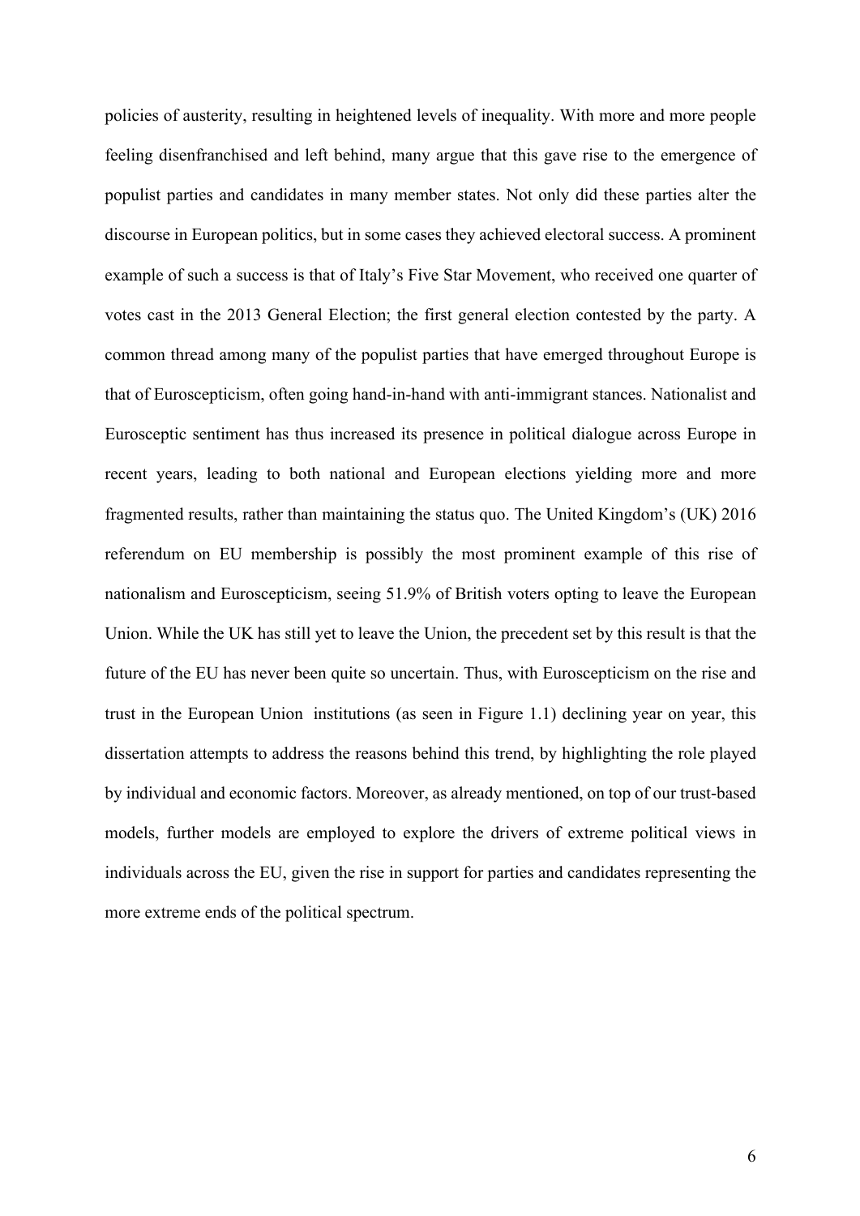policies of austerity, resulting in heightened levels of inequality. With more and more people feeling disenfranchised and left behind, many argue that this gave rise to the emergence of populist parties and candidates in many member states. Not only did these parties alter the discourse in European politics, but in some cases they achieved electoral success. A prominent example of such a success is that of Italy's Five Star Movement, who received one quarter of votes cast in the 2013 General Election; the first general election contested by the party. A common thread among many of the populist parties that have emerged throughout Europe is that of Euroscepticism, often going hand-in-hand with anti-immigrant stances. Nationalist and Eurosceptic sentiment has thus increased its presence in political dialogue across Europe in recent years, leading to both national and European elections yielding more and more fragmented results, rather than maintaining the status quo. The United Kingdom's (UK) 2016 referendum on EU membership is possibly the most prominent example of this rise of nationalism and Euroscepticism, seeing 51.9% of British voters opting to leave the European Union. While the UK has still yet to leave the Union, the precedent set by this result is that the future of the EU has never been quite so uncertain. Thus, with Euroscepticism on the rise and trust in the European Union institutions (as seen in Figure 1.1) declining year on year, this dissertation attempts to address the reasons behind this trend, by highlighting the role played by individual and economic factors. Moreover, as already mentioned, on top of our trust-based models, further models are employed to explore the drivers of extreme political views in individuals across the EU, given the rise in support for parties and candidates representing the more extreme ends of the political spectrum.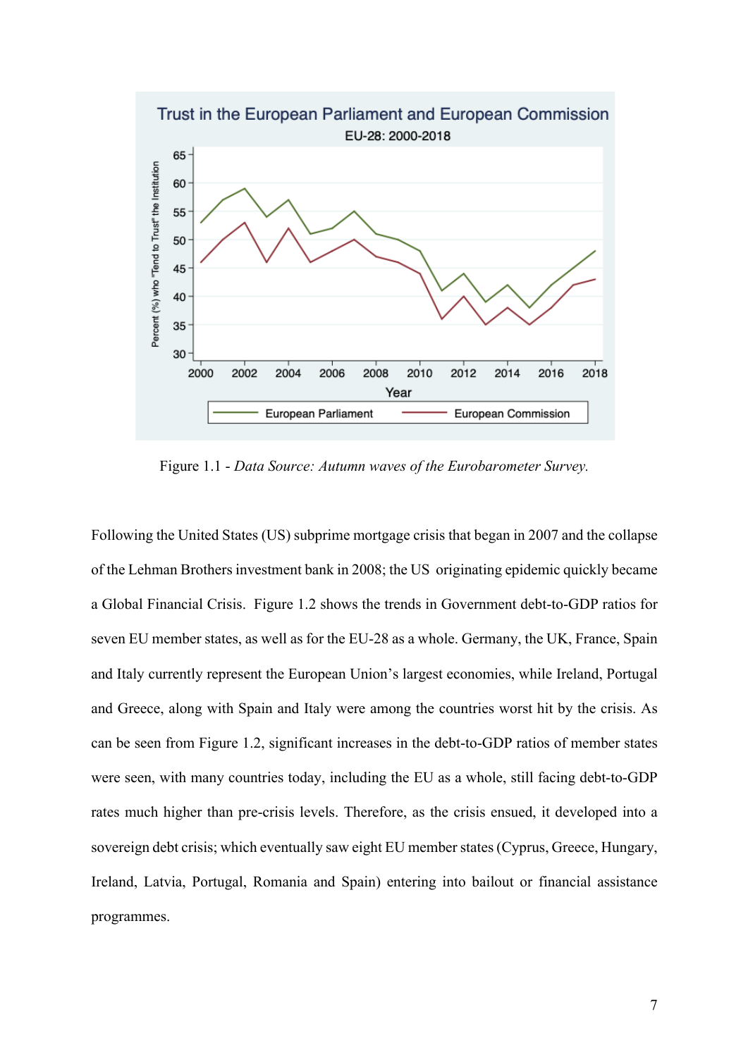Figure 1.1 - *Data Source: Autumn waves of the Eurobarometer Survey.*

Following the United States (US) subprime mortgage crisis that began in 2007 and the collapse of the Lehman Brothers investment bank in 2008; the US originating epidemic quickly became a Global Financial Crisis. Figure 1.2 shows the trends in Government debt-to-GDP ratios for seven EU member states, as well as for the EU-28 as a whole. Germany, the UK, France, Spain and Italy currently represent the European Union's largest economies, while Ireland, Portugal and Greece, along with Spain and Italy were among the countries worst hit by the crisis. As can be seen from Figure 1.2, significant increases in the debt-to-GDP ratios of member states were seen, with many countries today, including the EU as a whole, still facing debt-to-GDP rates much higher than pre-crisis levels. Therefore, as the crisis ensued, it developed into a sovereign debt crisis; which eventually saw eight EU member states (Cyprus, Greece, Hungary, Ireland, Latvia, Portugal, Romania and Spain) entering into bailout or financial assistance programmes.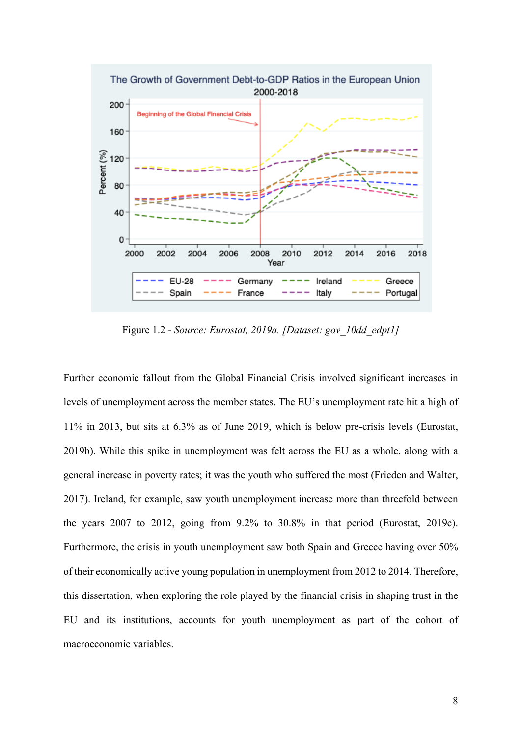Figure 1.2 - *Source: Eurostat, 2019a. [Dataset: gov_10dd_edpt1]*

Further economic fallout from the Global Financial Crisis involved significant increases in levels of unemployment across the member states. The EU's unemployment rate hit a high of 11% in 2013, but sits at 6.3% as of June 2019, which is below pre-crisis levels (Eurostat, 2019b). While this spike in unemployment was felt across the EU as a whole, along with a general increase in poverty rates; it was the youth who suffered the most (Frieden and Walter, 2017). Ireland, for example, saw youth unemployment increase more than threefold between the years 2007 to 2012, going from 9.2% to 30.8% in that period (Eurostat, 2019c). Furthermore, the crisis in youth unemployment saw both Spain and Greece having over 50% of their economically active young population in unemployment from 2012 to 2014. Therefore, this dissertation, when exploring the role played by the financial crisis in shaping trust in the EU and its institutions, accounts for youth unemployment as part of the cohort of macroeconomic variables.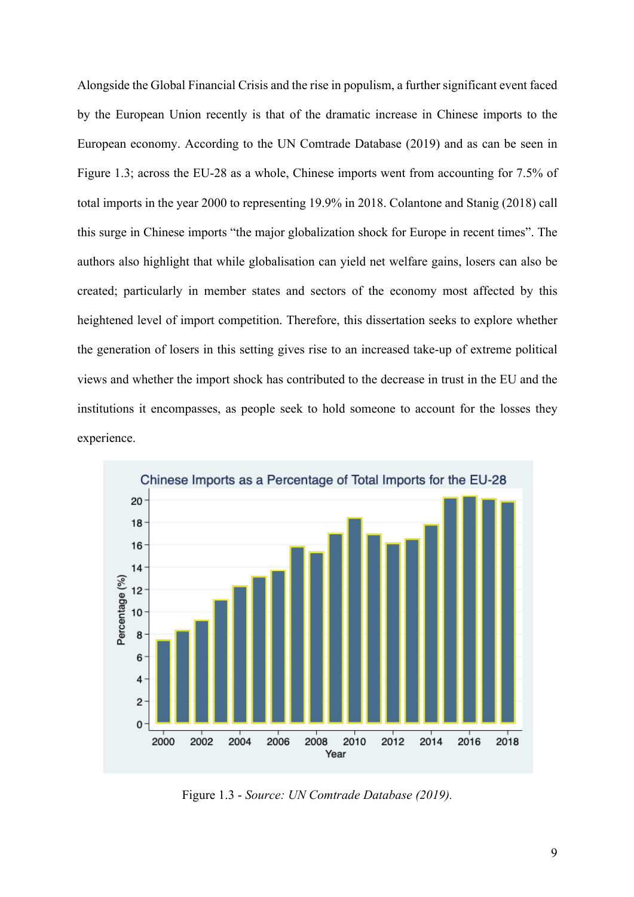Alongside the Global Financial Crisis and the rise in populism, a further significant event faced by the European Union recently is that of the dramatic increase in Chinese imports to the European economy. According to the UN Comtrade Database (2019) and as can be seen in Figure 1.3; across the EU-28 as a whole, Chinese imports went from accounting for 7.5% of total imports in the year 2000 to representing 19.9% in 2018. Colantone and Stanig (2018) call this surge in Chinese imports "the major globalization shock for Europe in recent times". The authors also highlight that while globalisation can yield net welfare gains, losers can also be created; particularly in member states and sectors of the economy most affected by this heightened level of import competition. Therefore, this dissertation seeks to explore whether the generation of losers in this setting gives rise to an increased take-up of extreme political views and whether the import shock has contributed to the decrease in trust in the EU and the institutions it encompasses, as people seek to hold someone to account for the losses they experience.

Figure 1.3 - *Source: UN Comtrade Database (2019).*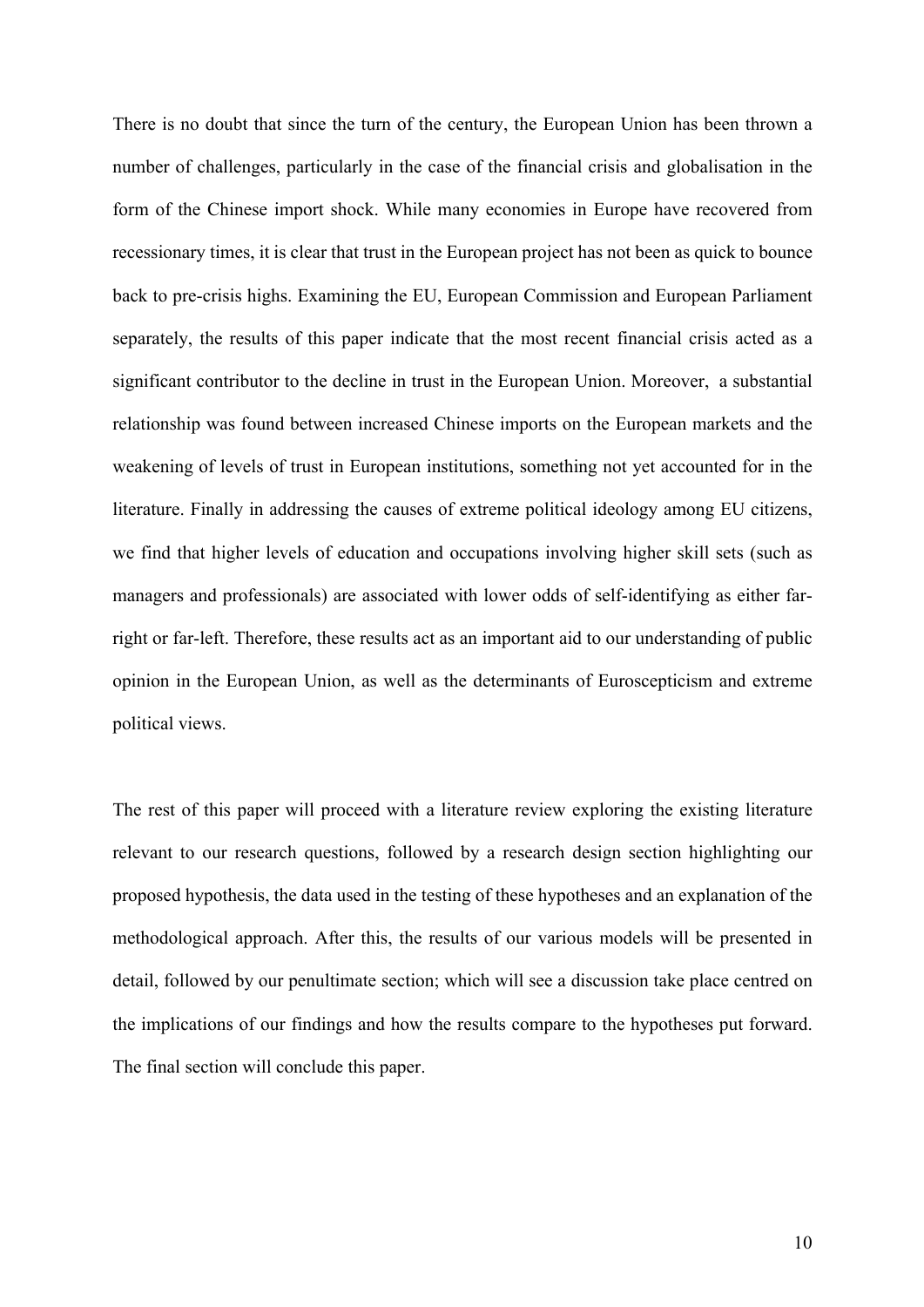There is no doubt that since the turn of the century, the European Union has been thrown a number of challenges, particularly in the case of the financial crisis and globalisation in the form of the Chinese import shock. While many economies in Europe have recovered from recessionary times, it is clear that trust in the European project has not been as quick to bounce back to pre-crisis highs. Examining the EU, European Commission and European Parliament separately, the results of this paper indicate that the most recent financial crisis acted as a significant contributor to the decline in trust in the European Union. Moreover, a substantial relationship was found between increased Chinese imports on the European markets and the weakening of levels of trust in European institutions, something not yet accounted for in the literature. Finally in addressing the causes of extreme political ideology among EU citizens, we find that higher levels of education and occupations involving higher skill sets (such as managers and professionals) are associated with lower odds of self-identifying as either far-right or far-left. Therefore, these results act as an important aid to our understanding of public opinion in the European Union, as well as the determinants of Euroscepticism and extreme political views.

The rest of this paper will proceed with a literature review exploring the existing literature relevant to our research questions, followed by a research design section highlighting our proposed hypothesis, the data used in the testing of these hypotheses and an explanation of the methodological approach. After this, the results of our various models will be presented in detail, followed by our penultimate section; which will see a discussion take place centred on the implications of our findings and how the results compare to the hypotheses put forward. The final section will conclude this paper.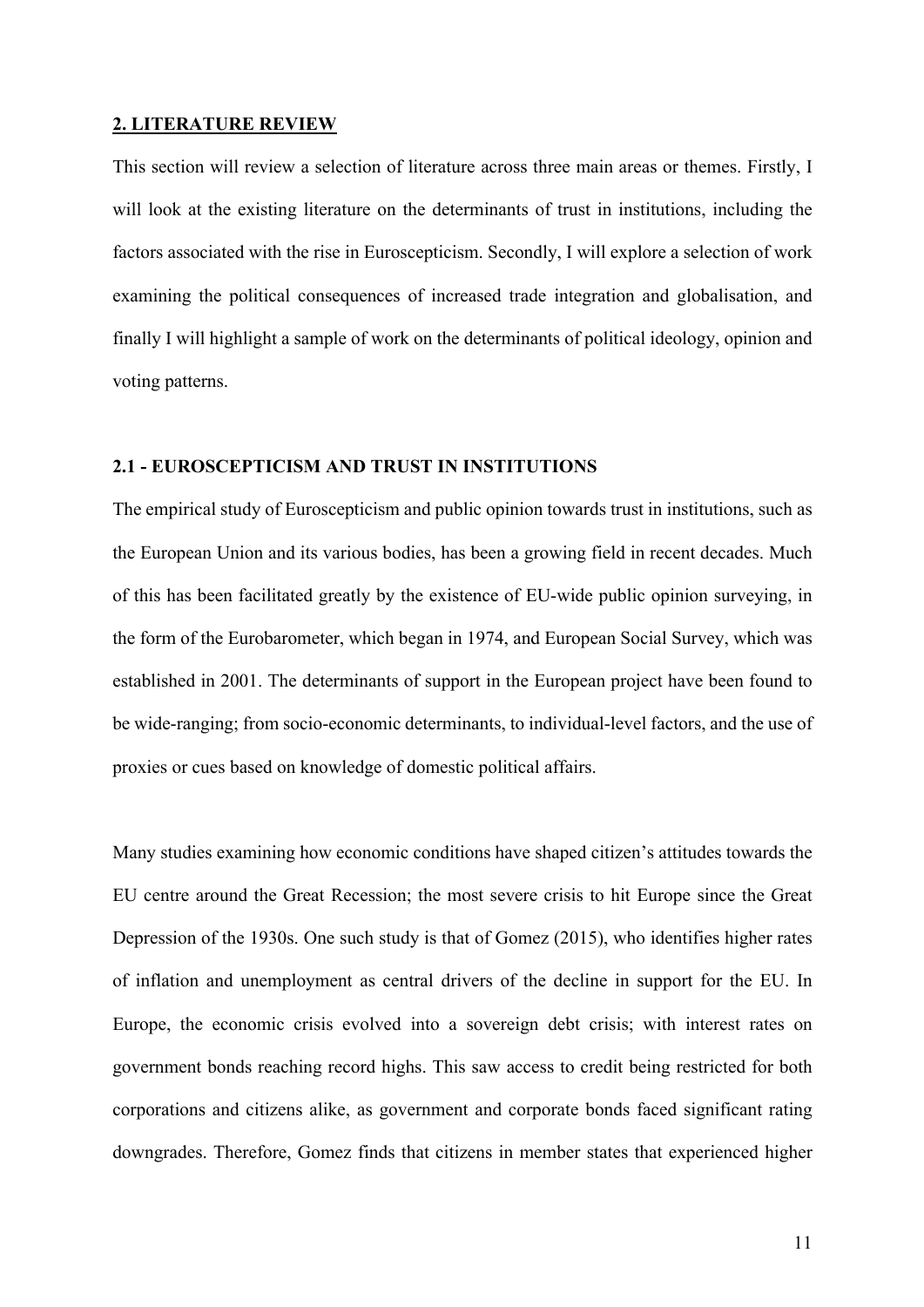## 2. LITERATURE REVIEW

This section will review a selection of literature across three main areas or themes. Firstly, I will look at the existing literature on the determinants of trust in institutions, including the factors associated with the rise in Euroscepticism. Secondly, I will explore a selection of work examining the political consequences of increased trade integration and globalisation, and finally I will highlight a sample of work on the determinants of political ideology, opinion and voting patterns.

### 2.1 - EUROSCEPTICISM AND TRUST IN INSTITUTIONS

The empirical study of Euroscepticism and public opinion towards trust in institutions, such as the European Union and its various bodies, has been a growing field in recent decades. Much of this has been facilitated greatly by the existence of EU-wide public opinion surveying, in the form of the Eurobarometer, which began in 1974, and European Social Survey, which was established in 2001. The determinants of support in the European project have been found to be wide-ranging; from socio-economic determinants, to individual-level factors, and the use of proxies or cues based on knowledge of domestic political affairs.

Many studies examining how economic conditions have shaped citizen's attitudes towards the EU centre around the Great Recession; the most severe crisis to hit Europe since the Great Depression of the 1930s. One such study is that of Gomez (2015), who identifies higher rates of inflation and unemployment as central drivers of the decline in support for the EU. In Europe, the economic crisis evolved into a sovereign debt crisis; with interest rates on government bonds reaching record highs. This saw access to credit being restricted for both corporations and citizens alike, as government and corporate bonds faced significant rating downgrades. Therefore, Gomez finds that citizens in member states that experienced higher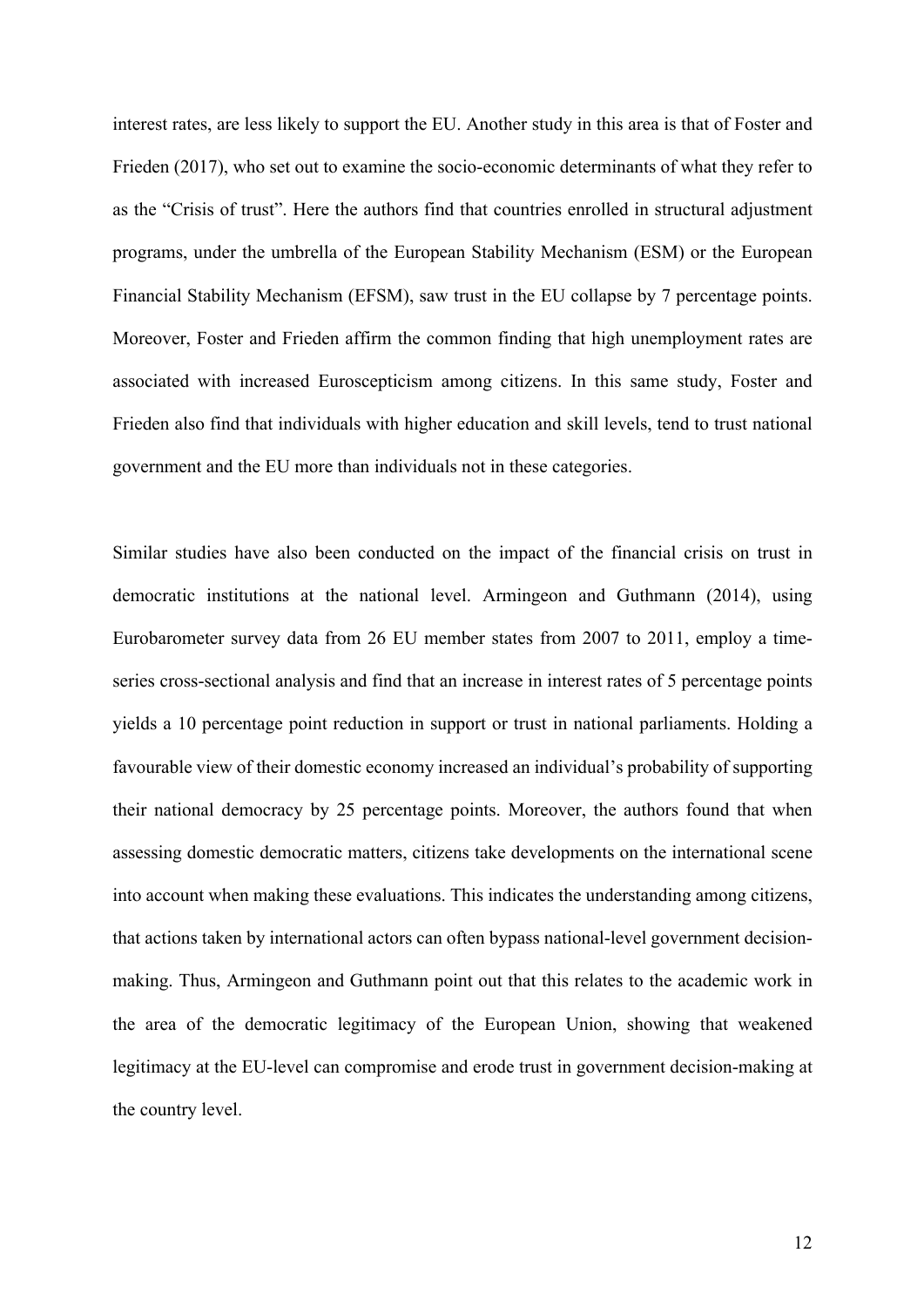interest rates, are less likely to support the EU. Another study in this area is that of Foster and Frieden (2017), who set out to examine the socio-economic determinants of what they refer to as the "Crisis of trust". Here the authors find that countries enrolled in structural adjustment programs, under the umbrella of the European Stability Mechanism (ESM) or the European Financial Stability Mechanism (EFSM), saw trust in the EU collapse by 7 percentage points. Moreover, Foster and Frieden affirm the common finding that high unemployment rates are associated with increased Euroscepticism among citizens. In this same study, Foster and Frieden also find that individuals with higher education and skill levels, tend to trust national government and the EU more than individuals not in these categories.

Similar studies have also been conducted on the impact of the financial crisis on trust in democratic institutions at the national level. Armingeon and Guthmann (2014), using Eurobarometer survey data from 26 EU member states from 2007 to 2011, employ a time-series cross-sectional analysis and find that an increase in interest rates of 5 percentage points yields a 10 percentage point reduction in support or trust in national parliaments. Holding a favourable view of their domestic economy increased an individual's probability of supporting their national democracy by 25 percentage points. Moreover, the authors found that when assessing domestic democratic matters, citizens take developments on the international scene into account when making these evaluations. This indicates the understanding among citizens, that actions taken by international actors can often bypass national-level government decision-making. Thus, Armingeon and Guthmann point out that this relates to the academic work in the area of the democratic legitimacy of the European Union, showing that weakened legitimacy at the EU-level can compromise and erode trust in government decision-making at the country level.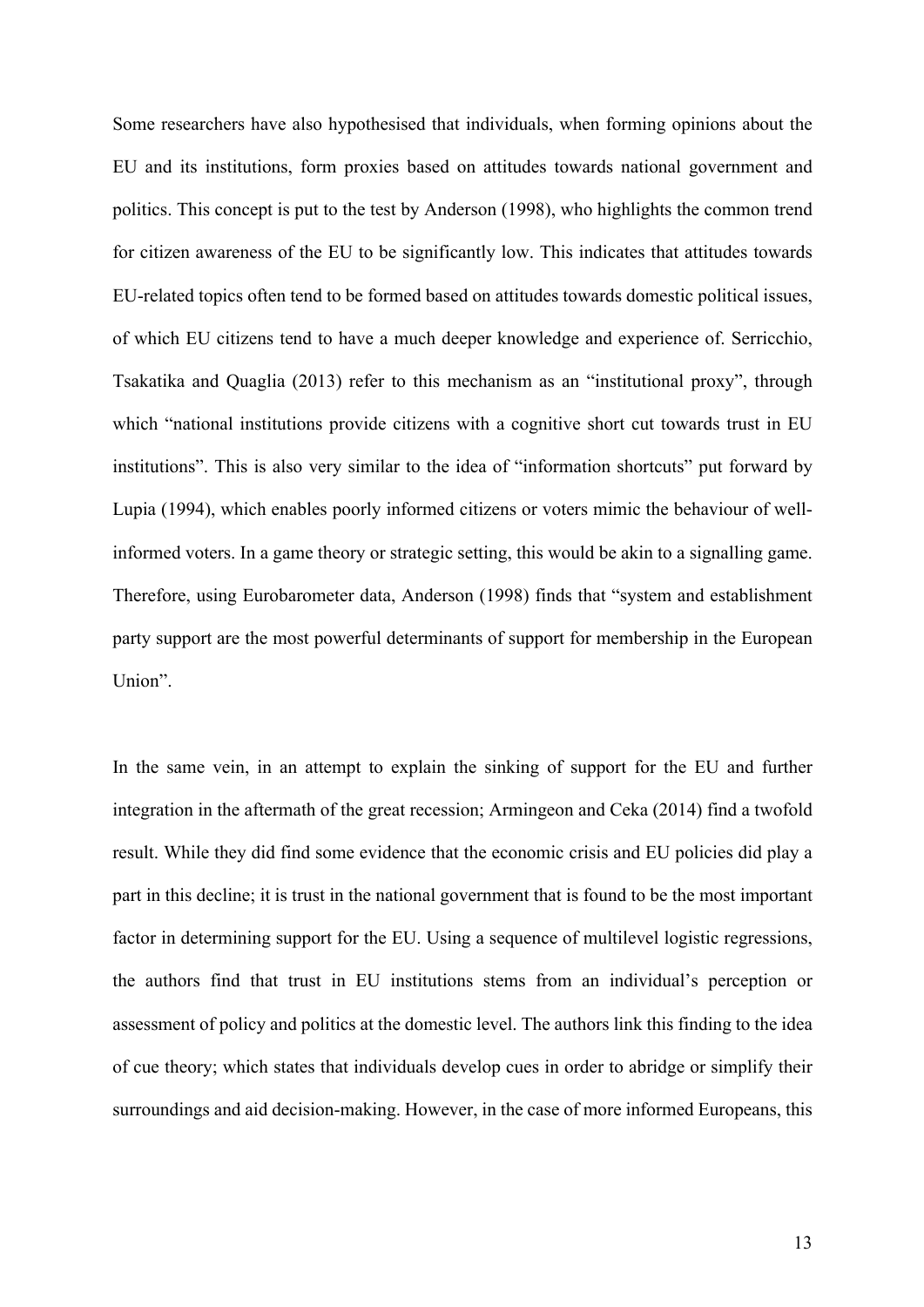Some researchers have also hypothesised that individuals, when forming opinions about the EU and its institutions, form proxies based on attitudes towards national government and politics. This concept is put to the test by Anderson (1998), who highlights the common trend for citizen awareness of the EU to be significantly low. This indicates that attitudes towards EU-related topics often tend to be formed based on attitudes towards domestic political issues, of which EU citizens tend to have a much deeper knowledge and experience of. Serricchio, Tsakatika and Quaglia (2013) refer to this mechanism as an "institutional proxy", through which "national institutions provide citizens with a cognitive short cut towards trust in EU institutions". This is also very similar to the idea of "information shortcuts" put forward by Lupia (1994), which enables poorly informed citizens or voters mimic the behaviour of well-informed voters. In a game theory or strategic setting, this would be akin to a signalling game. Therefore, using Eurobarometer data, Anderson (1998) finds that "system and establishment party support are the most powerful determinants of support for membership in the European Union".

In the same vein, in an attempt to explain the sinking of support for the EU and further integration in the aftermath of the great recession; Armingeon and Ceka (2014) find a twofold result. While they did find some evidence that the economic crisis and EU policies did play a part in this decline; it is trust in the national government that is found to be the most important factor in determining support for the EU. Using a sequence of multilevel logistic regressions, the authors find that trust in EU institutions stems from an individual's perception or assessment of policy and politics at the domestic level. The authors link this finding to the idea of cue theory; which states that individuals develop cues in order to abridge or simplify their surroundings and aid decision-making. However, in the case of more informed Europeans, this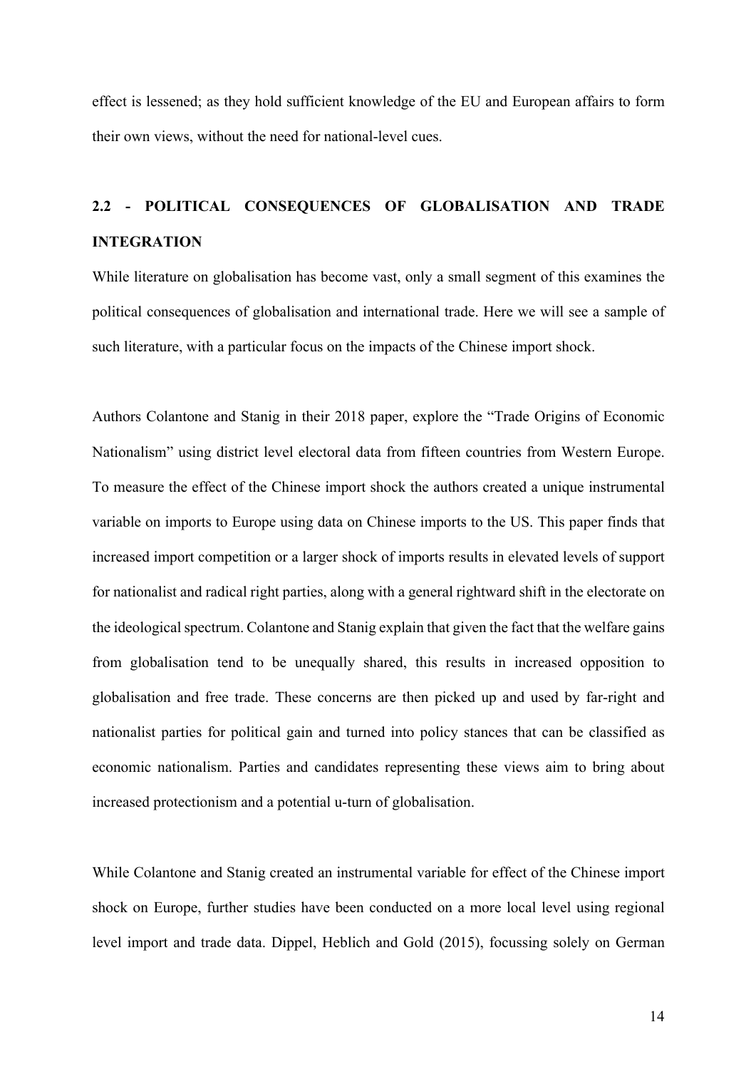effect is lessened; as they hold sufficient knowledge of the EU and European affairs to form their own views, without the need for national-level cues.

## 2.2 - POLITICAL CONSEQUENCES OF GLOBALISATION AND TRADE INTEGRATION

While literature on globalisation has become vast, only a small segment of this examines the political consequences of globalisation and international trade. Here we will see a sample of such literature, with a particular focus on the impacts of the Chinese import shock.

Authors Colantone and Stanig in their 2018 paper, explore the "Trade Origins of Economic Nationalism" using district level electoral data from fifteen countries from Western Europe. To measure the effect of the Chinese import shock the authors created a unique instrumental variable on imports to Europe using data on Chinese imports to the US. This paper finds that increased import competition or a larger shock of imports results in elevated levels of support for nationalist and radical right parties, along with a general rightward shift in the electorate on the ideological spectrum. Colantone and Stanig explain that given the fact that the welfare gains from globalisation tend to be unequally shared, this results in increased opposition to globalisation and free trade. These concerns are then picked up and used by far-right and nationalist parties for political gain and turned into policy stances that can be classified as economic nationalism. Parties and candidates representing these views aim to bring about increased protectionism and a potential u-turn of globalisation.

While Colantone and Stanig created an instrumental variable for effect of the Chinese import shock on Europe, further studies have been conducted on a more local level using regional level import and trade data. Dippel, Heblich and Gold (2015), focussing solely on German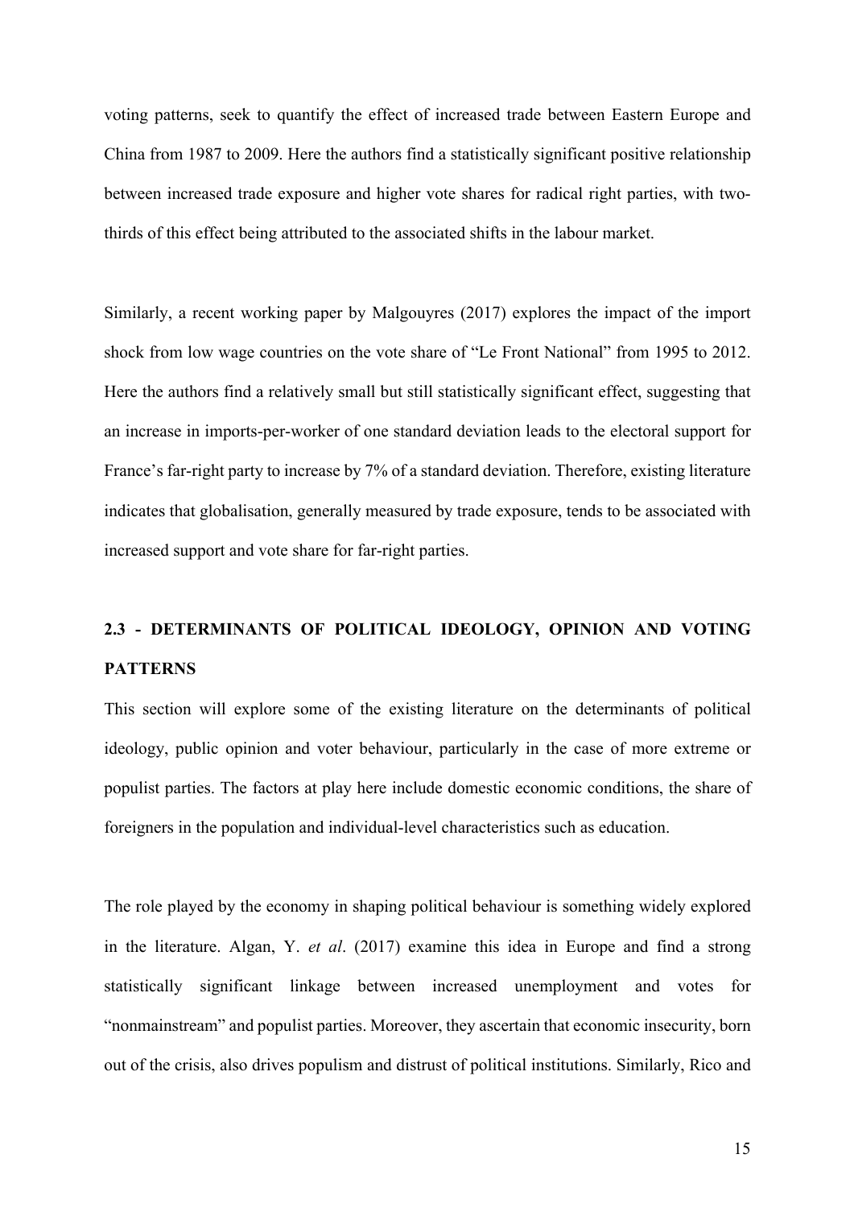voting patterns, seek to quantify the effect of increased trade between Eastern Europe and China from 1987 to 2009. Here the authors find a statistically significant positive relationship between increased trade exposure and higher vote shares for radical right parties, with two-thirds of this effect being attributed to the associated shifts in the labour market.

Similarly, a recent working paper by Malgouyres (2017) explores the impact of the import shock from low wage countries on the vote share of "Le Front National" from 1995 to 2012. Here the authors find a relatively small but still statistically significant effect, suggesting that an increase in imports-per-worker of one standard deviation leads to the electoral support for France's far-right party to increase by 7% of a standard deviation. Therefore, existing literature indicates that globalisation, generally measured by trade exposure, tends to be associated with increased support and vote share for far-right parties.

## 2.3 - DETERMINANTS OF POLITICAL IDEOLOGY, OPINION AND VOTING PATTERNS

This section will explore some of the existing literature on the determinants of political ideology, public opinion and voter behaviour, particularly in the case of more extreme or populist parties. The factors at play here include domestic economic conditions, the share of foreigners in the population and individual-level characteristics such as education.

The role played by the economy in shaping political behaviour is something widely explored in the literature. Algan, Y. *et al*. (2017) examine this idea in Europe and find a strong statistically significant linkage between increased unemployment and votes for "nonmainstream" and populist parties. Moreover, they ascertain that economic insecurity, born out of the crisis, also drives populism and distrust of political institutions. Similarly, Rico and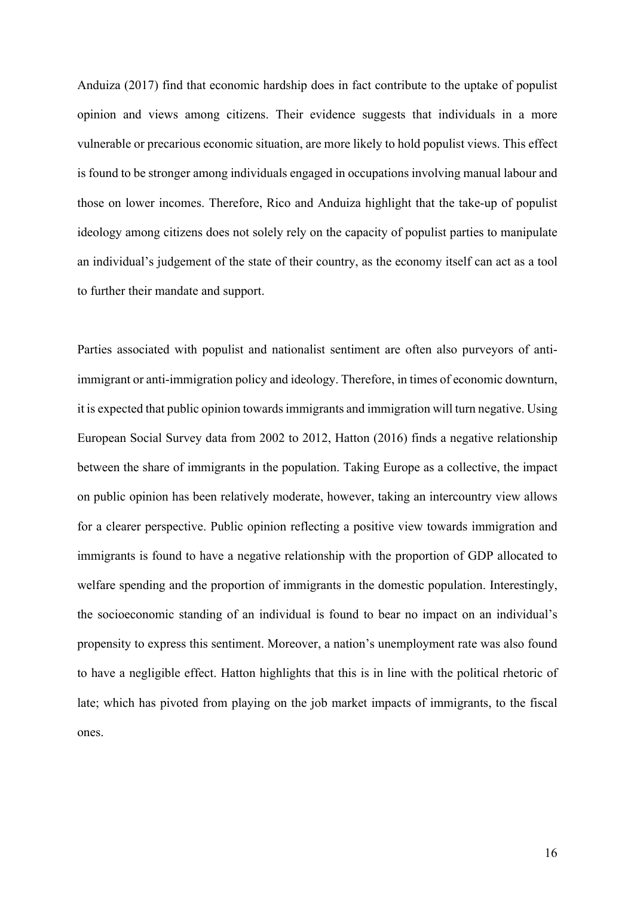Anduiza (2017) find that economic hardship does in fact contribute to the uptake of populist opinion and views among citizens. Their evidence suggests that individuals in a more vulnerable or precarious economic situation, are more likely to hold populist views. This effect is found to be stronger among individuals engaged in occupations involving manual labour and those on lower incomes. Therefore, Rico and Anduiza highlight that the take-up of populist ideology among citizens does not solely rely on the capacity of populist parties to manipulate an individual's judgement of the state of their country, as the economy itself can act as a tool to further their mandate and support.

Parties associated with populist and nationalist sentiment are often also purveyors of anti-immigrant or anti-immigration policy and ideology. Therefore, in times of economic downturn, it is expected that public opinion towards immigrants and immigration will turn negative. Using European Social Survey data from 2002 to 2012, Hatton (2016) finds a negative relationship between the share of immigrants in the population. Taking Europe as a collective, the impact on public opinion has been relatively moderate, however, taking an intercountry view allows for a clearer perspective. Public opinion reflecting a positive view towards immigration and immigrants is found to have a negative relationship with the proportion of GDP allocated to welfare spending and the proportion of immigrants in the domestic population. Interestingly, the socioeconomic standing of an individual is found to bear no impact on an individual's propensity to express this sentiment. Moreover, a nation's unemployment rate was also found to have a negligible effect. Hatton highlights that this is in line with the political rhetoric of late; which has pivoted from playing on the job market impacts of immigrants, to the fiscal ones.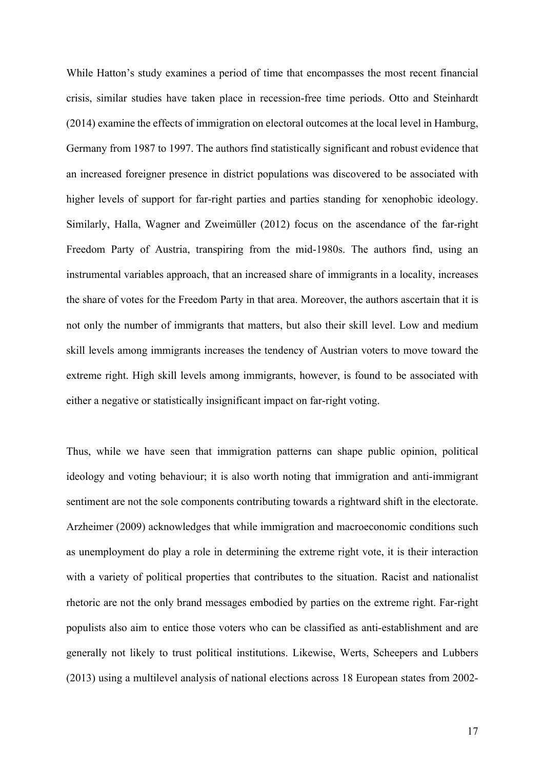While Hatton's study examines a period of time that encompasses the most recent financial crisis, similar studies have taken place in recession-free time periods. Otto and Steinhardt (2014) examine the effects of immigration on electoral outcomes at the local level in Hamburg, Germany from 1987 to 1997. The authors find statistically significant and robust evidence that an increased foreigner presence in district populations was discovered to be associated with higher levels of support for far-right parties and parties standing for xenophobic ideology. Similarly, Halla, Wagner and Zweimüller (2012) focus on the ascendance of the far-right Freedom Party of Austria, transpiring from the mid-1980s. The authors find, using an instrumental variables approach, that an increased share of immigrants in a locality, increases the share of votes for the Freedom Party in that area. Moreover, the authors ascertain that it is not only the number of immigrants that matters, but also their skill level. Low and medium skill levels among immigrants increases the tendency of Austrian voters to move toward the extreme right. High skill levels among immigrants, however, is found to be associated with either a negative or statistically insignificant impact on far-right voting.

Thus, while we have seen that immigration patterns can shape public opinion, political ideology and voting behaviour; it is also worth noting that immigration and anti-immigrant sentiment are not the sole components contributing towards a rightward shift in the electorate. Arzheimer (2009) acknowledges that while immigration and macroeconomic conditions such as unemployment do play a role in determining the extreme right vote, it is their interaction with a variety of political properties that contributes to the situation. Racist and nationalist rhetoric are not the only brand messages embodied by parties on the extreme right. Far-right populists also aim to entice those voters who can be classified as anti-establishment and are generally not likely to trust political institutions. Likewise, Werts, Scheepers and Lubbers (2013) using a multilevel analysis of national elections across 18 European states from 2002-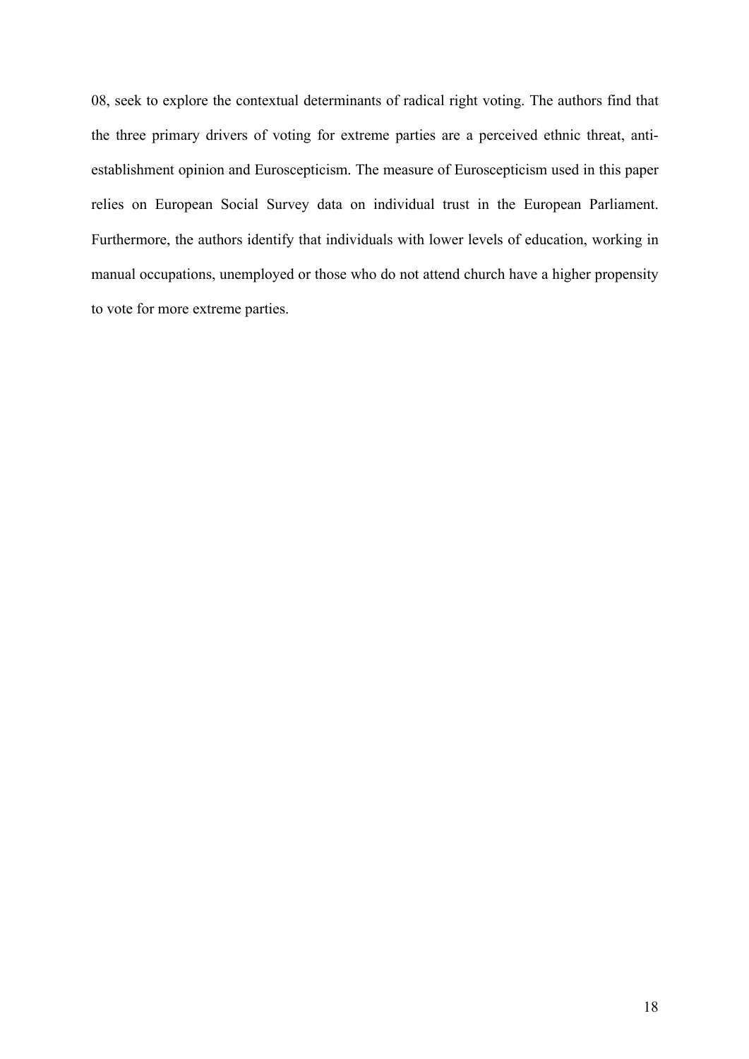08, seek to explore the contextual determinants of radical right voting. The authors find that the three primary drivers of voting for extreme parties are a perceived ethnic threat, anti-establishment opinion and Euroscepticism. The measure of Euroscepticism used in this paper relies on European Social Survey data on individual trust in the European Parliament. Furthermore, the authors identify that individuals with lower levels of education, working in manual occupations, unemployed or those who do not attend church have a higher propensity to vote for more extreme parties.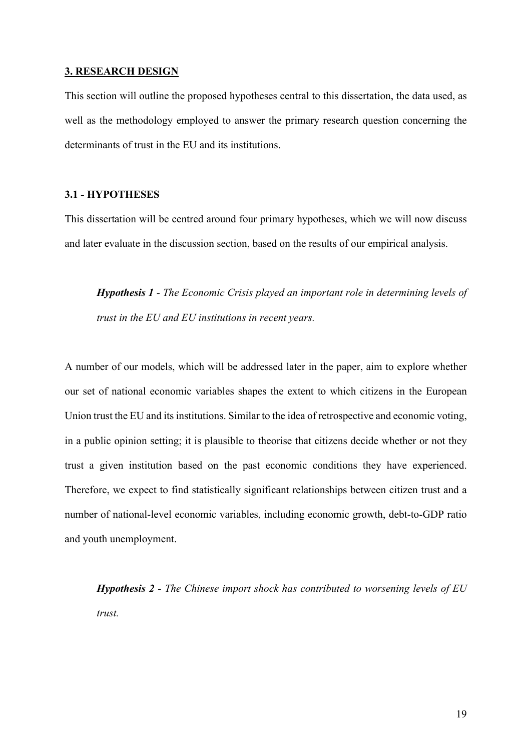## 3. RESEARCH DESIGN

This section will outline the proposed hypotheses central to this dissertation, the data used, as well as the methodology employed to answer the primary research question concerning the determinants of trust in the EU and its institutions.

### 3.1 - HYPOTHESES

This dissertation will be centred around four primary hypotheses, which we will now discuss and later evaluate in the discussion section, based on the results of our empirical analysis.

> ***Hypothesis 1*** *- The Economic Crisis played an important role in determining levels of trust in the EU and EU institutions in recent years.*

A number of our models, which will be addressed later in the paper, aim to explore whether our set of national economic variables shapes the extent to which citizens in the European Union trust the EU and its institutions. Similar to the idea of retrospective and economic voting, in a public opinion setting; it is plausible to theorise that citizens decide whether or not they trust a given institution based on the past economic conditions they have experienced. Therefore, we expect to find statistically significant relationships between citizen trust and a number of national-level economic variables, including economic growth, debt-to-GDP ratio and youth unemployment.

> ***Hypothesis 2*** *- The Chinese import shock has contributed to worsening levels of EU trust.*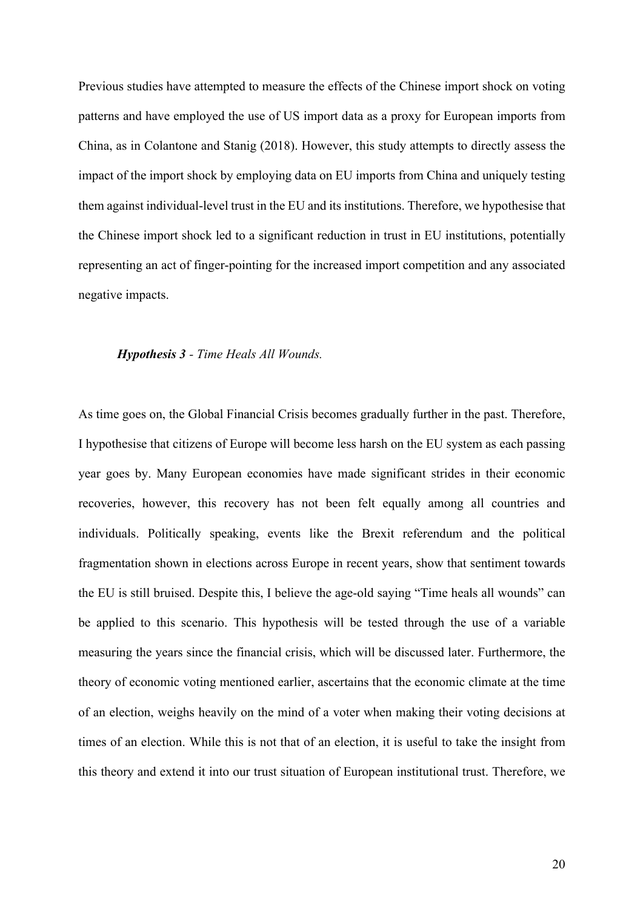Previous studies have attempted to measure the effects of the Chinese import shock on voting patterns and have employed the use of US import data as a proxy for European imports from China, as in Colantone and Stanig (2018). However, this study attempts to directly assess the impact of the import shock by employing data on EU imports from China and uniquely testing them against individual-level trust in the EU and its institutions. Therefore, we hypothesise that the Chinese import shock led to a significant reduction in trust in EU institutions, potentially representing an act of finger-pointing for the increased import competition and any associated negative impacts.

***Hypothesis 3** - Time Heals All Wounds.*

As time goes on, the Global Financial Crisis becomes gradually further in the past. Therefore, I hypothesise that citizens of Europe will become less harsh on the EU system as each passing year goes by. Many European economies have made significant strides in their economic recoveries, however, this recovery has not been felt equally among all countries and individuals. Politically speaking, events like the Brexit referendum and the political fragmentation shown in elections across Europe in recent years, show that sentiment towards the EU is still bruised. Despite this, I believe the age-old saying "Time heals all wounds" can be applied to this scenario. This hypothesis will be tested through the use of a variable measuring the years since the financial crisis, which will be discussed later. Furthermore, the theory of economic voting mentioned earlier, ascertains that the economic climate at the time of an election, weighs heavily on the mind of a voter when making their voting decisions at times of an election. While this is not that of an election, it is useful to take the insight from this theory and extend it into our trust situation of European institutional trust. Therefore, we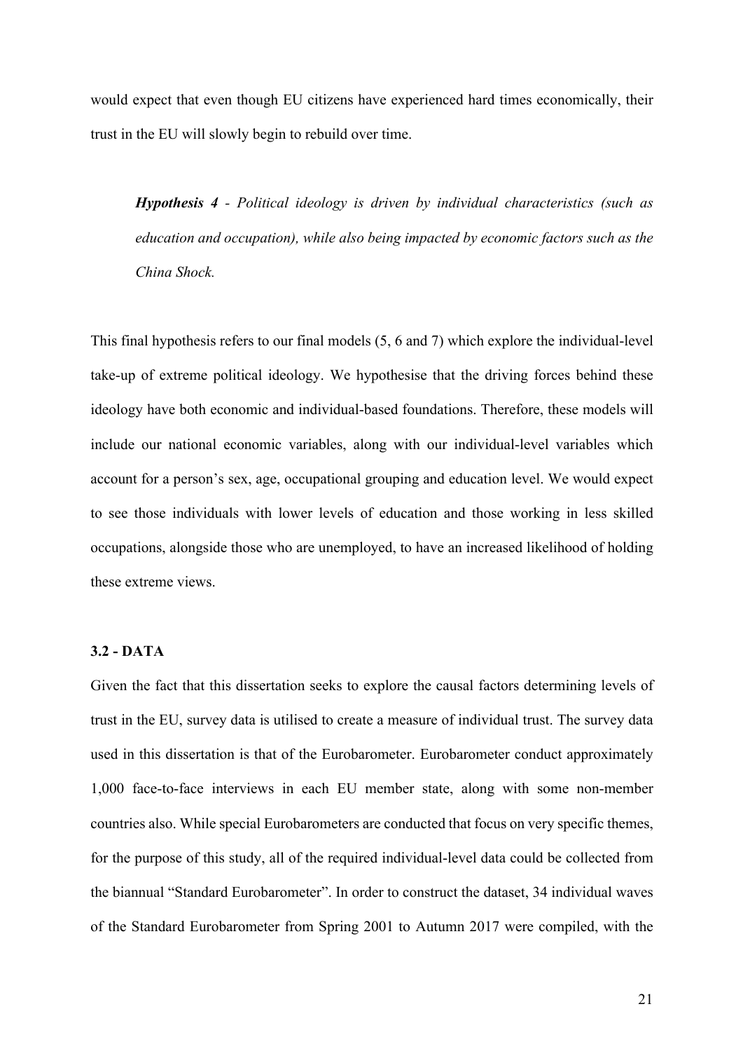would expect that even though EU citizens have experienced hard times economically, their trust in the EU will slowly begin to rebuild over time.

> ***Hypothesis 4*** *- Political ideology is driven by individual characteristics (such as education and occupation), while also being impacted by economic factors such as the China Shock.*

This final hypothesis refers to our final models (5, 6 and 7) which explore the individual-level take-up of extreme political ideology. We hypothesise that the driving forces behind these ideology have both economic and individual-based foundations. Therefore, these models will include our national economic variables, along with our individual-level variables which account for a person's sex, age, occupational grouping and education level. We would expect to see those individuals with lower levels of education and those working in less skilled occupations, alongside those who are unemployed, to have an increased likelihood of holding these extreme views.

### 3.2 - DATA

Given the fact that this dissertation seeks to explore the causal factors determining levels of trust in the EU, survey data is utilised to create a measure of individual trust. The survey data used in this dissertation is that of the Eurobarometer. Eurobarometer conduct approximately 1,000 face-to-face interviews in each EU member state, along with some non-member countries also. While special Eurobarometers are conducted that focus on very specific themes, for the purpose of this study, all of the required individual-level data could be collected from the biannual "Standard Eurobarometer". In order to construct the dataset, 34 individual waves of the Standard Eurobarometer from Spring 2001 to Autumn 2017 were compiled, with the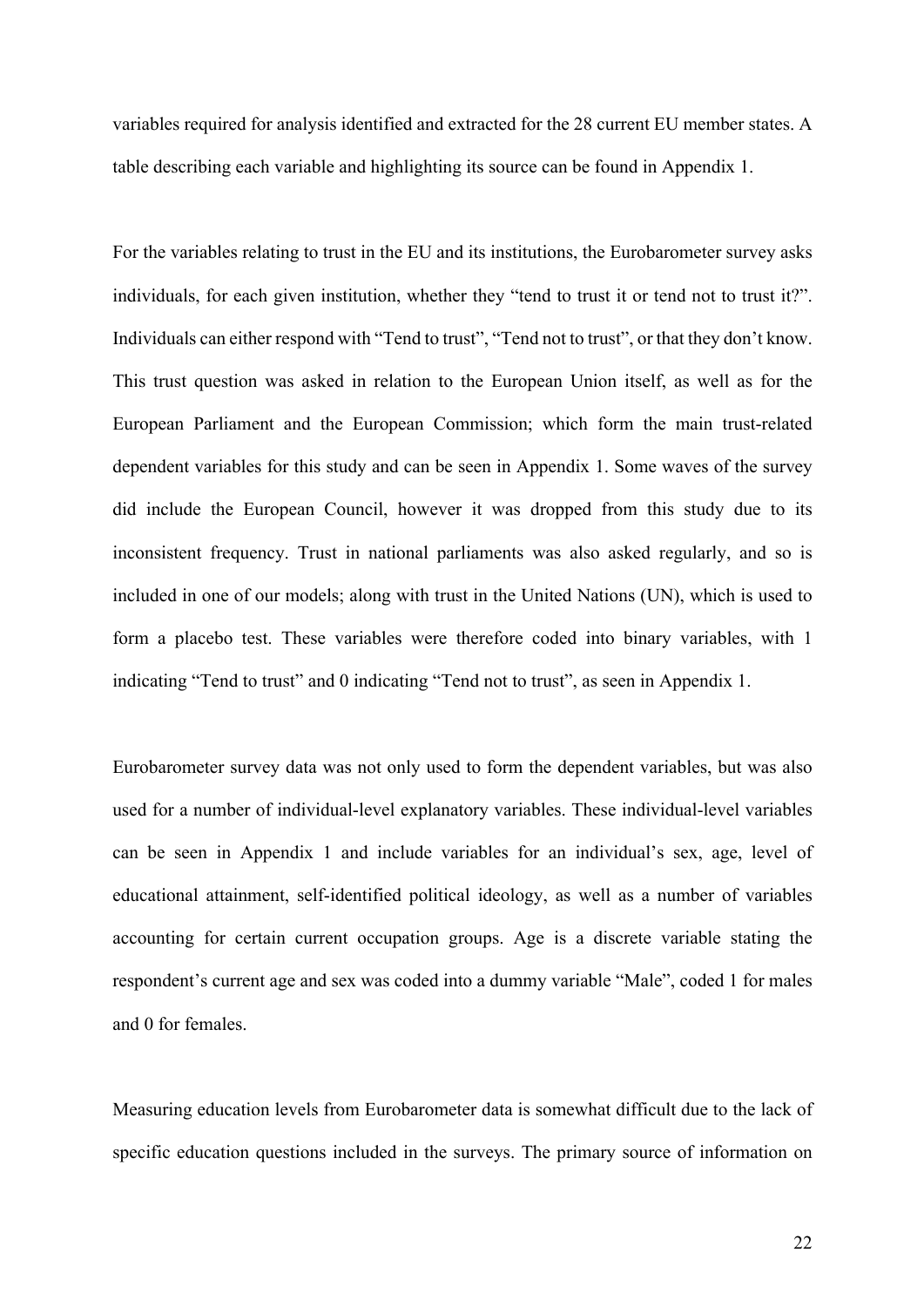variables required for analysis identified and extracted for the 28 current EU member states. A table describing each variable and highlighting its source can be found in Appendix 1.

For the variables relating to trust in the EU and its institutions, the Eurobarometer survey asks individuals, for each given institution, whether they "tend to trust it or tend not to trust it?". Individuals can either respond with "Tend to trust", "Tend not to trust", or that they don't know. This trust question was asked in relation to the European Union itself, as well as for the European Parliament and the European Commission; which form the main trust-related dependent variables for this study and can be seen in Appendix 1. Some waves of the survey did include the European Council, however it was dropped from this study due to its inconsistent frequency. Trust in national parliaments was also asked regularly, and so is included in one of our models; along with trust in the United Nations (UN), which is used to form a placebo test. These variables were therefore coded into binary variables, with 1 indicating "Tend to trust" and 0 indicating "Tend not to trust", as seen in Appendix 1.

Eurobarometer survey data was not only used to form the dependent variables, but was also used for a number of individual-level explanatory variables. These individual-level variables can be seen in Appendix 1 and include variables for an individual's sex, age, level of educational attainment, self-identified political ideology, as well as a number of variables accounting for certain current occupation groups. Age is a discrete variable stating the respondent's current age and sex was coded into a dummy variable "Male", coded 1 for males and 0 for females.

Measuring education levels from Eurobarometer data is somewhat difficult due to the lack of specific education questions included in the surveys. The primary source of information on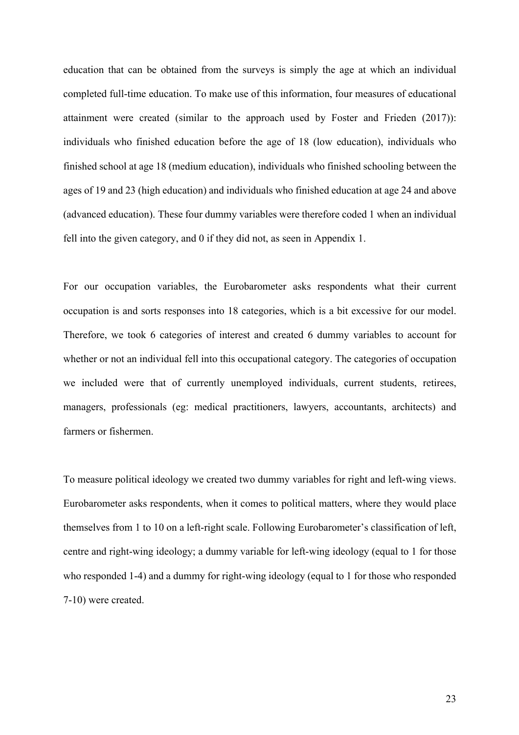education that can be obtained from the surveys is simply the age at which an individual completed full-time education. To make use of this information, four measures of educational attainment were created (similar to the approach used by Foster and Frieden (2017)): individuals who finished education before the age of 18 (low education), individuals who finished school at age 18 (medium education), individuals who finished schooling between the ages of 19 and 23 (high education) and individuals who finished education at age 24 and above (advanced education). These four dummy variables were therefore coded 1 when an individual fell into the given category, and 0 if they did not, as seen in Appendix 1.

For our occupation variables, the Eurobarometer asks respondents what their current occupation is and sorts responses into 18 categories, which is a bit excessive for our model. Therefore, we took 6 categories of interest and created 6 dummy variables to account for whether or not an individual fell into this occupational category. The categories of occupation we included were that of currently unemployed individuals, current students, retirees, managers, professionals (eg: medical practitioners, lawyers, accountants, architects) and farmers or fishermen.

To measure political ideology we created two dummy variables for right and left-wing views. Eurobarometer asks respondents, when it comes to political matters, where they would place themselves from 1 to 10 on a left-right scale. Following Eurobarometer's classification of left, centre and right-wing ideology; a dummy variable for left-wing ideology (equal to 1 for those who responded 1-4) and a dummy for right-wing ideology (equal to 1 for those who responded 7-10) were created.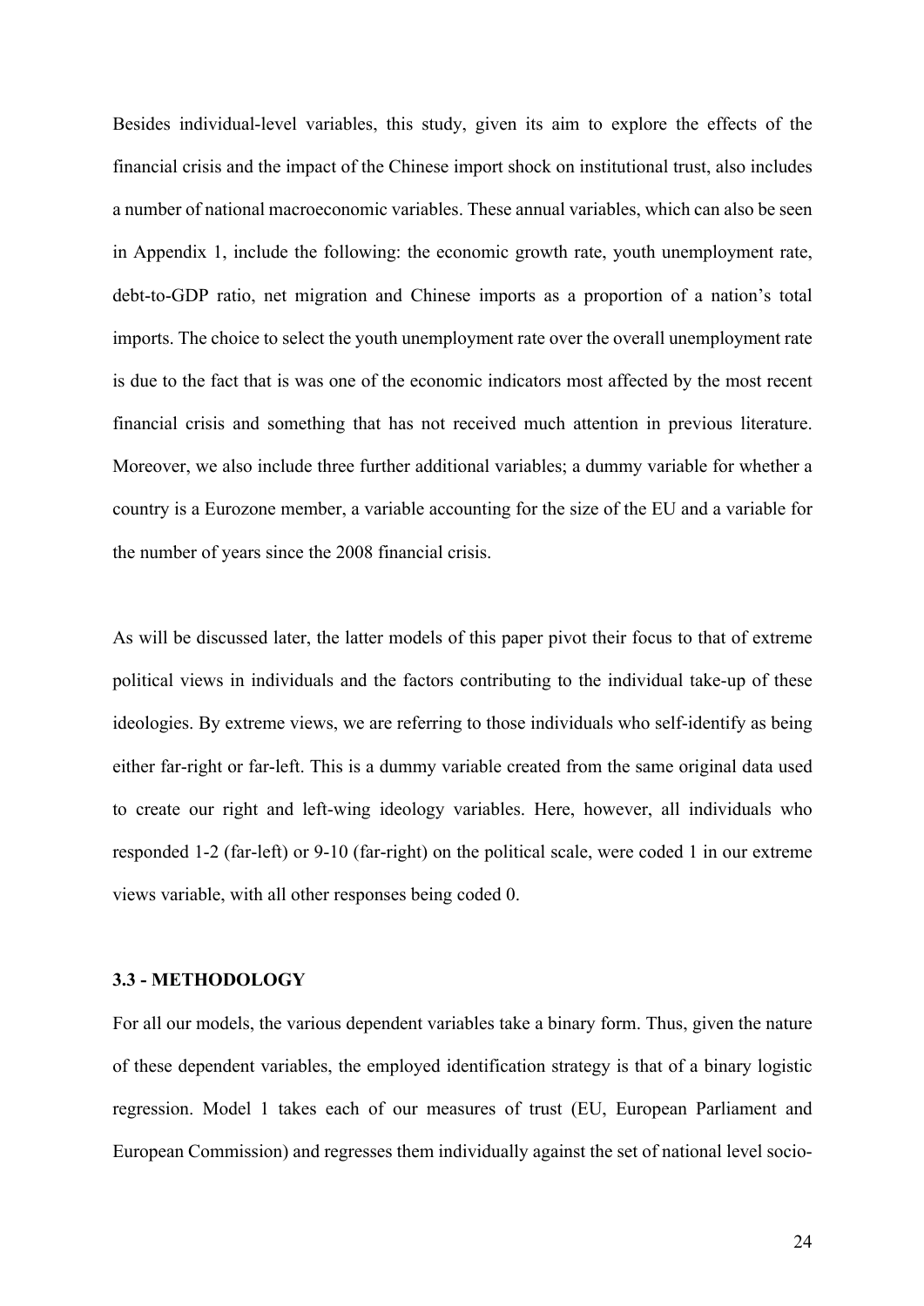Besides individual-level variables, this study, given its aim to explore the effects of the financial crisis and the impact of the Chinese import shock on institutional trust, also includes a number of national macroeconomic variables. These annual variables, which can also be seen in Appendix 1, include the following: the economic growth rate, youth unemployment rate, debt-to-GDP ratio, net migration and Chinese imports as a proportion of a nation's total imports. The choice to select the youth unemployment rate over the overall unemployment rate is due to the fact that is was one of the economic indicators most affected by the most recent financial crisis and something that has not received much attention in previous literature. Moreover, we also include three further additional variables; a dummy variable for whether a country is a Eurozone member, a variable accounting for the size of the EU and a variable for the number of years since the 2008 financial crisis.

As will be discussed later, the latter models of this paper pivot their focus to that of extreme political views in individuals and the factors contributing to the individual take-up of these ideologies. By extreme views, we are referring to those individuals who self-identify as being either far-right or far-left. This is a dummy variable created from the same original data used to create our right and left-wing ideology variables. Here, however, all individuals who responded 1-2 (far-left) or 9-10 (far-right) on the political scale, were coded 1 in our extreme views variable, with all other responses being coded 0.

### 3.3 - METHODOLOGY

For all our models, the various dependent variables take a binary form. Thus, given the nature of these dependent variables, the employed identification strategy is that of a binary logistic regression. Model 1 takes each of our measures of trust (EU, European Parliament and European Commission) and regresses them individually against the set of national level socio-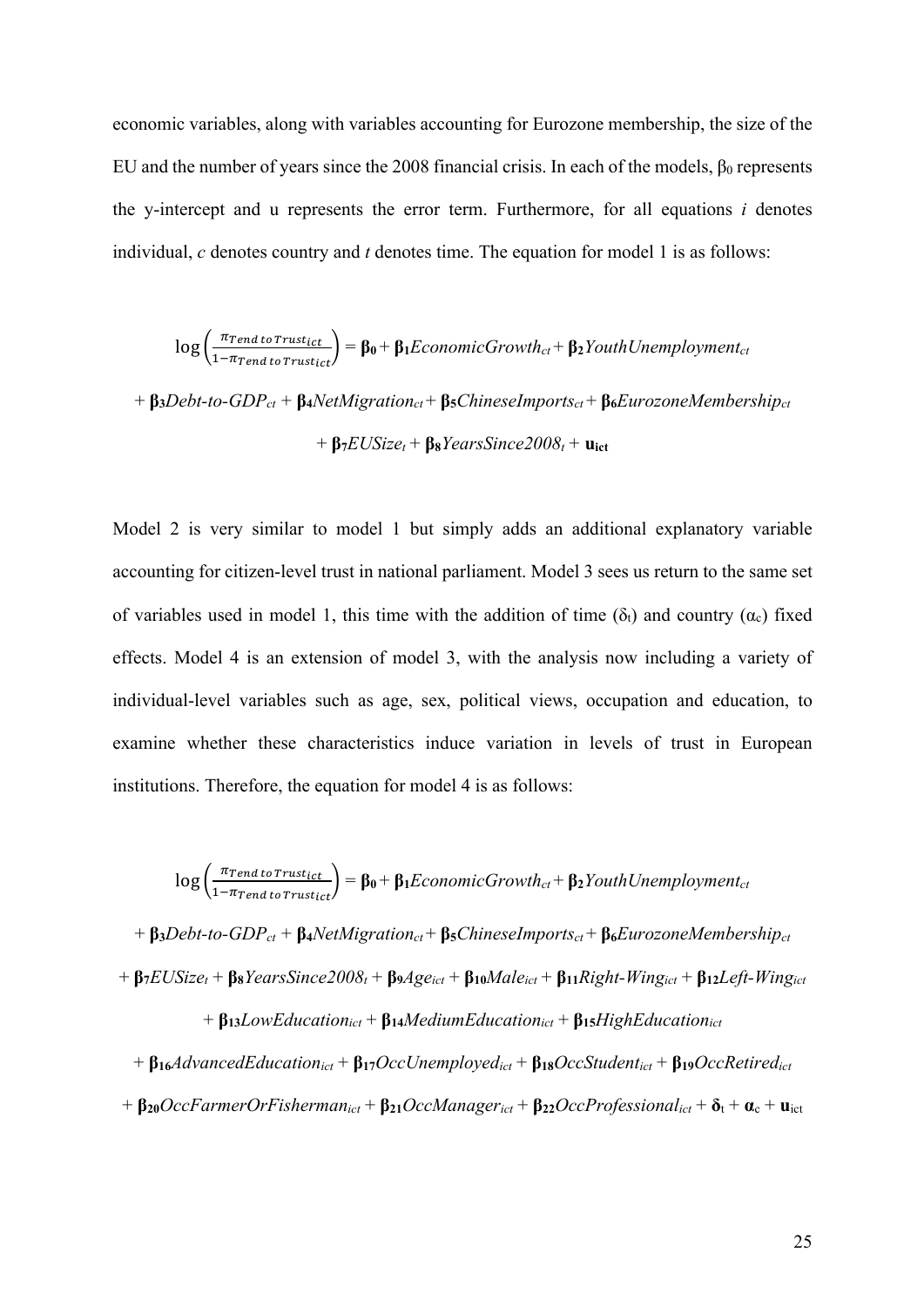economic variables, along with variables accounting for Eurozone membership, the size of the EU and the number of years since the 2008 financial crisis. In each of the models, $\beta_0$ represents the y-intercept and u represents the error term. Furthermore, for all equations *i* denotes individual, *c* denotes country and *t* denotes time. The equation for model 1 is as follows:

$$\log\left(\frac{\pi_{Tend\ to\ Trust_{ict}}}{1-\pi_{Tend\ to\ Trust_{ict}}}\right) = \boldsymbol{\beta_0} + \boldsymbol{\beta_1} EconomicGrowth_{ct} + \boldsymbol{\beta_2} YouthUnemployment_{ct}$$

$$+ \boldsymbol{\beta_3} Debt\text{-}to\text{-}GDP_{ct} + \boldsymbol{\beta_4} NetMigration_{ct} + \boldsymbol{\beta_5} ChineseImports_{ct} + \boldsymbol{\beta_6} EurozoneMembership_{ct}$$

$$+ \boldsymbol{\beta_7} EUSize_{t} + \boldsymbol{\beta_8} YearsSince2008_{t} + \mathbf{u_{ict}}$$

Model 2 is very similar to model 1 but simply adds an additional explanatory variable accounting for citizen-level trust in national parliament. Model 3 sees us return to the same set of variables used in model 1, this time with the addition of time ($\delta_t$) and country ($\alpha_c$) fixed effects. Model 4 is an extension of model 3, with the analysis now including a variety of individual-level variables such as age, sex, political views, occupation and education, to examine whether these characteristics induce variation in levels of trust in European institutions. Therefore, the equation for model 4 is as follows:

$$\log\left(\frac{\pi_{Tend\ to\ Trust_{ict}}}{1-\pi_{Tend\ to\ Trust_{ict}}}\right) = \boldsymbol{\beta_0} + \boldsymbol{\beta_1} EconomicGrowth_{ct} + \boldsymbol{\beta_2} YouthUnemployment_{ct}$$

$$+ \boldsymbol{\beta_3} Debt\text{-}to\text{-}GDP_{ct} + \boldsymbol{\beta_4} NetMigration_{ct} + \boldsymbol{\beta_5} ChineseImports_{ct} + \boldsymbol{\beta_6} EurozoneMembership_{ct}$$

$$+ \boldsymbol{\beta_7} EUSize_{t} + \boldsymbol{\beta_8} YearsSince2008_{t} + \boldsymbol{\beta_9} Age_{ict} + \boldsymbol{\beta_{10}} Male_{ict} + \boldsymbol{\beta_{11}} Right\text{-}Wing_{ict} + \boldsymbol{\beta_{12}} Left\text{-}Wing_{ict}$$

$$+ \boldsymbol{\beta_{13}} LowEducation_{ict} + \boldsymbol{\beta_{14}} MediumEducation_{ict} + \boldsymbol{\beta_{15}} HighEducation_{ict}$$

$$+ \boldsymbol{\beta_{16}} AdvancedEducation_{ict} + \boldsymbol{\beta_{17}} OccUnemployed_{ict} + \boldsymbol{\beta_{18}} OccStudent_{ict} + \boldsymbol{\beta_{19}} OccRetired_{ict}$$

$$+ \boldsymbol{\beta_{20}} OccFarmerOrFisherman_{ict} + \boldsymbol{\beta_{21}} OccManager_{ict} + \boldsymbol{\beta_{22}} OccProfessional_{ict} + \boldsymbol{\delta}_t + \boldsymbol{\alpha}_c + \mathbf{u}_{ict}$$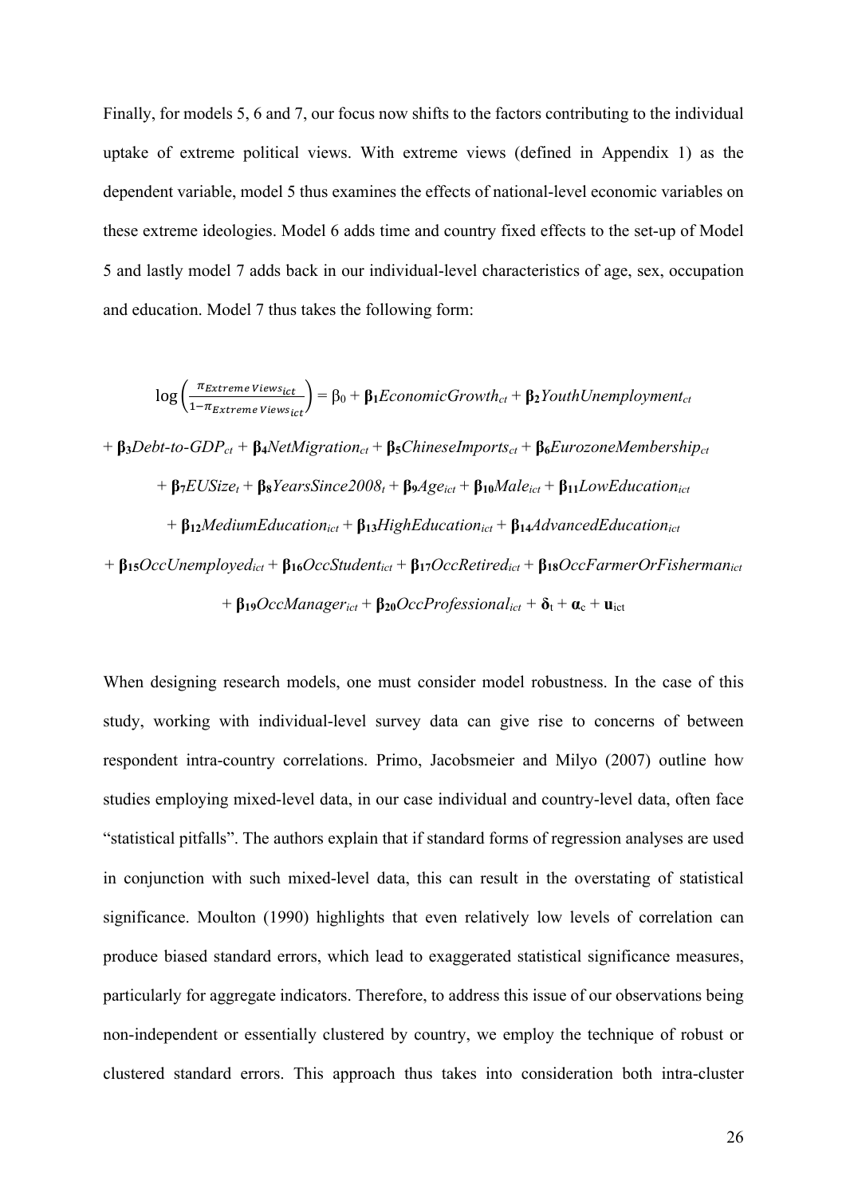Finally, for models 5, 6 and 7, our focus now shifts to the factors contributing to the individual uptake of extreme political views. With extreme views (defined in Appendix 1) as the dependent variable, model 5 thus examines the effects of national-level economic variables on these extreme ideologies. Model 6 adds time and country fixed effects to the set-up of Model 5 and lastly model 7 adds back in our individual-level characteristics of age, sex, occupation and education. Model 7 thus takes the following form:

$$
\begin{aligned}
\log\left(\frac{\pi_{Extreme\,Views_{ict}}}{1-\pi_{Extreme\,Views_{ict}}}\right) = \beta_0 &+ \boldsymbol{\beta_1} \textit{EconomicGrowth}_{ct} + \boldsymbol{\beta_2} \textit{YouthUnemployment}_{ct} \\
&+ \boldsymbol{\beta_3} \textit{Debt-to-GDP}_{ct} + \boldsymbol{\beta_4} \textit{NetMigration}_{ct} + \boldsymbol{\beta_5} \textit{ChineseImports}_{ct} + \boldsymbol{\beta_6} \textit{EurozoneMembership}_{ct} \\
&+ \boldsymbol{\beta_7} \textit{EUSize}_{t} + \boldsymbol{\beta_8} \textit{YearsSince2008}_{t} + \boldsymbol{\beta_9} \textit{Age}_{ict} + \boldsymbol{\beta_{10}} \textit{Male}_{ict} + \boldsymbol{\beta_{11}} \textit{LowEducation}_{ict} \\
&+ \boldsymbol{\beta_{12}} \textit{MediumEducation}_{ict} + \boldsymbol{\beta_{13}} \textit{HighEducation}_{ict} + \boldsymbol{\beta_{14}} \textit{AdvancedEducation}_{ict} \\
&+ \boldsymbol{\beta_{15}} \textit{OccUnemployed}_{ict} + \boldsymbol{\beta_{16}} \textit{OccStudent}_{ict} + \boldsymbol{\beta_{17}} \textit{OccRetired}_{ict} + \boldsymbol{\beta_{18}} \textit{OccFarmerOrFisherman}_{ict} \\
&+ \boldsymbol{\beta_{19}} \textit{OccManager}_{ict} + \boldsymbol{\beta_{20}} \textit{OccProfessional}_{ict} + \boldsymbol{\delta}_t + \boldsymbol{\alpha}_c + \mathbf{u}_{ict}
\end{aligned}
$$

When designing research models, one must consider model robustness. In the case of this study, working with individual-level survey data can give rise to concerns of between respondent intra-country correlations. Primo, Jacobsmeier and Milyo (2007) outline how studies employing mixed-level data, in our case individual and country-level data, often face "statistical pitfalls". The authors explain that if standard forms of regression analyses are used in conjunction with such mixed-level data, this can result in the overstating of statistical significance. Moulton (1990) highlights that even relatively low levels of correlation can produce biased standard errors, which lead to exaggerated statistical significance measures, particularly for aggregate indicators. Therefore, to address this issue of our observations being non-independent or essentially clustered by country, we employ the technique of robust or clustered standard errors. This approach thus takes into consideration both intra-cluster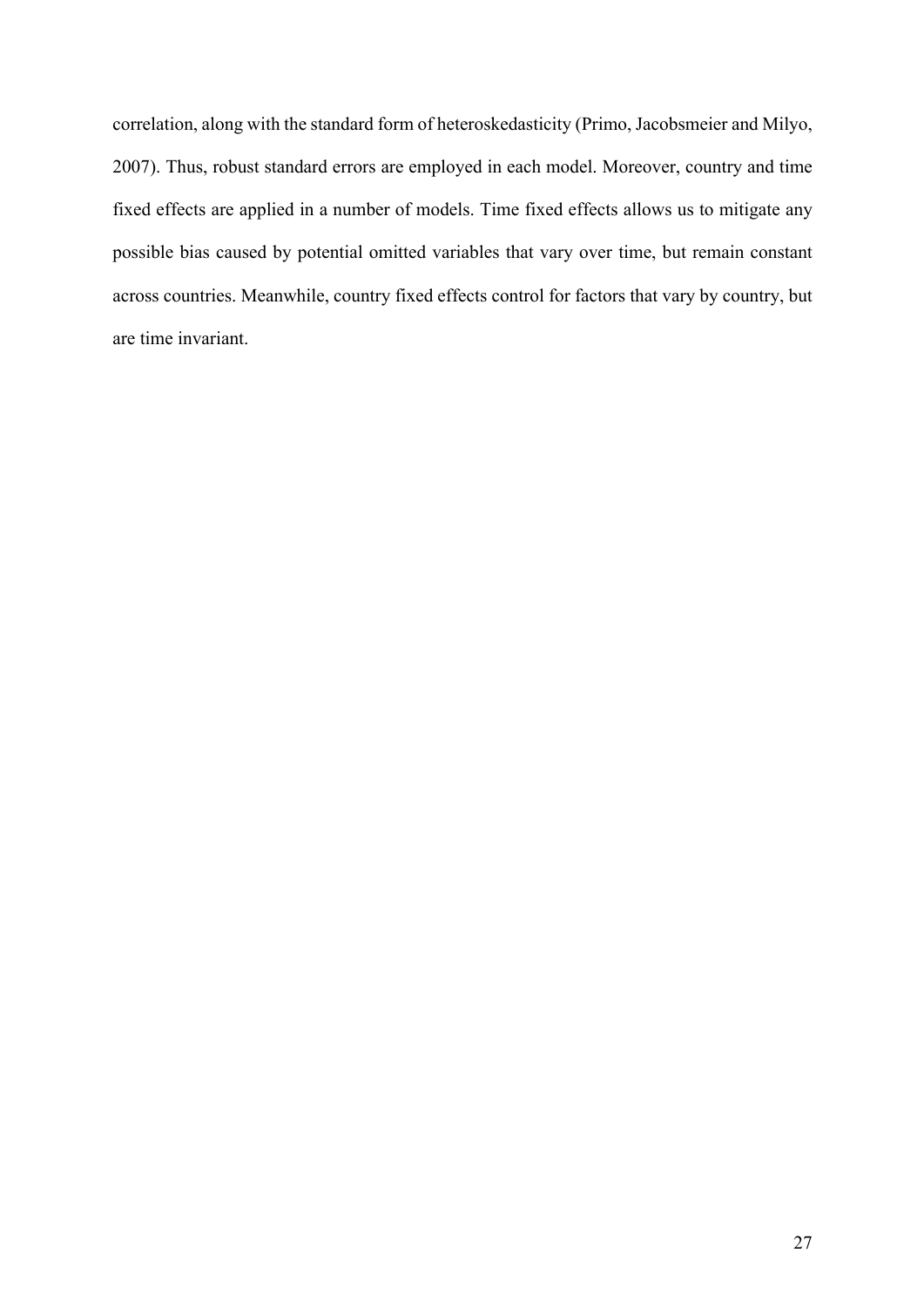correlation, along with the standard form of heteroskedasticity (Primo, Jacobsmeier and Milyo, 2007). Thus, robust standard errors are employed in each model. Moreover, country and time fixed effects are applied in a number of models. Time fixed effects allows us to mitigate any possible bias caused by potential omitted variables that vary over time, but remain constant across countries. Meanwhile, country fixed effects control for factors that vary by country, but are time invariant.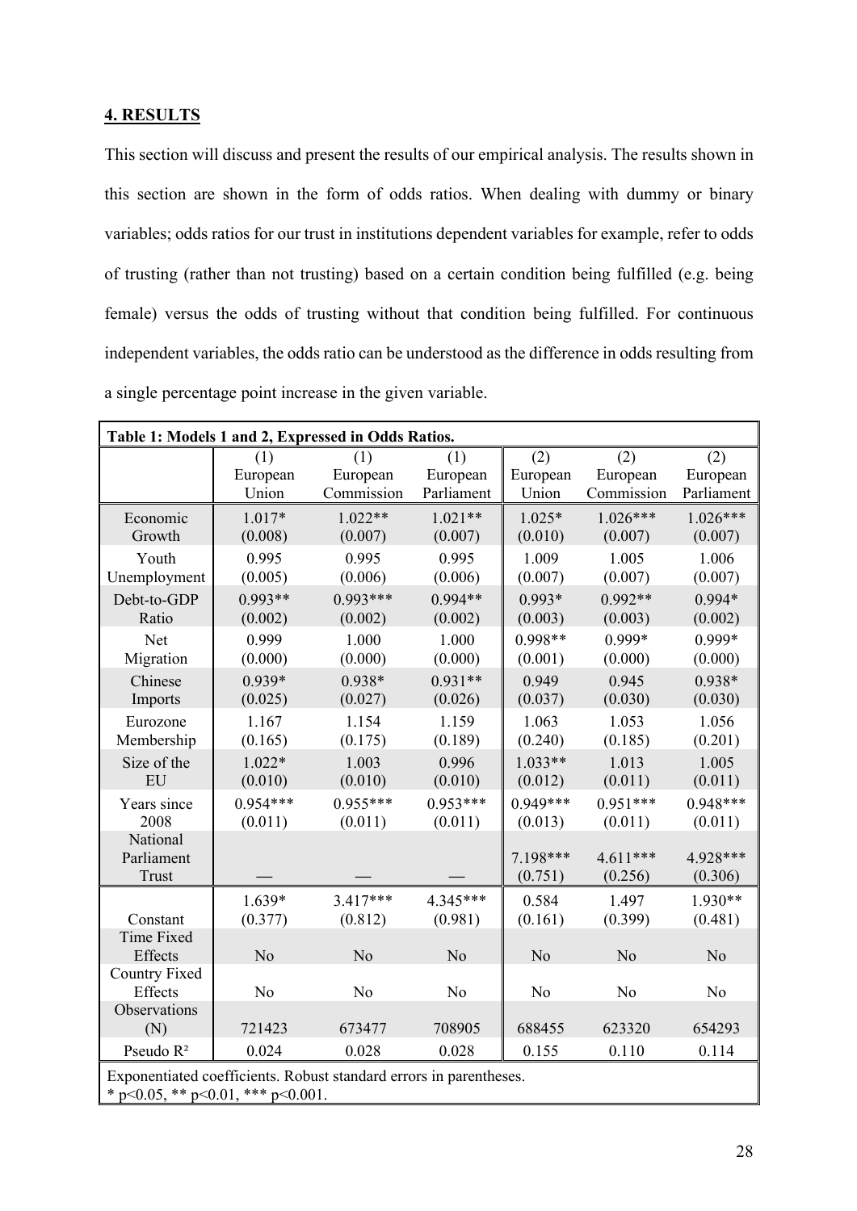## 4. RESULTS

This section will discuss and present the results of our empirical analysis. The results shown in this section are shown in the form of odds ratios. When dealing with dummy or binary variables; odds ratios for our trust in institutions dependent variables for example, refer to odds of trusting (rather than not trusting) based on a certain condition being fulfilled (e.g. being female) versus the odds of trusting without that condition being fulfilled. For continuous independent variables, the odds ratio can be understood as the difference in odds resulting from a single percentage point increase in the given variable.

**Table 1: Models 1 and 2, Expressed in Odds Ratios.**

| | (1) European Union | (1) European Commission | (1) European Parliament | (2) European Union | (2) European Commission | (2) European Parliament |
|---|---|---|---|---|---|---|
| Economic Growth | 1.017* (0.008) | 1.022** (0.007) | 1.021** (0.007) | 1.025* (0.010) | 1.026*** (0.007) | 1.026*** (0.007) |
| Youth Unemployment | 0.995 (0.005) | 0.995 (0.006) | 0.995 (0.006) | 1.009 (0.007) | 1.005 (0.007) | 1.006 (0.007) |
| Debt-to-GDP Ratio | 0.993** (0.002) | 0.993*** (0.002) | 0.994** (0.002) | 0.993* (0.003) | 0.992** (0.003) | 0.994* (0.002) |
| Net Migration | 0.999 (0.000) | 1.000 (0.000) | 1.000 (0.000) | 0.998** (0.001) | 0.999* (0.000) | 0.999* (0.000) |
| Chinese Imports | 0.939* (0.025) | 0.938* (0.027) | 0.931** (0.026) | 0.949 (0.037) | 0.945 (0.030) | 0.938* (0.030) |
| Eurozone Membership | 1.167 (0.165) | 1.154 (0.175) | 1.159 (0.189) | 1.063 (0.240) | 1.053 (0.185) | 1.056 (0.201) |
| Size of the EU | 1.022* (0.010) | 1.003 (0.010) | 0.996 (0.010) | 1.033** (0.012) | 1.013 (0.011) | 1.005 (0.011) |
| Years since 2008 | 0.954*** (0.011) | 0.955*** (0.011) | 0.953*** (0.011) | 0.949*** (0.013) | 0.951*** (0.011) | 0.948*** (0.011) |
| National Parliament Trust | — | — | — | 7.198*** (0.751) | 4.611*** (0.256) | 4.928*** (0.306) |
| Constant | 1.639* (0.377) | 3.417*** (0.812) | 4.345*** (0.981) | 0.584 (0.161) | 1.497 (0.399) | 1.930** (0.481) |
| Time Fixed Effects | No | No | No | No | No | No |
| Country Fixed Effects | No | No | No | No | No | No |
| Observations (N) | 721423 | 673477 | 708905 | 688455 | 623320 | 654293 |
| Pseudo $R^2$ | 0.024 | 0.028 | 0.028 | 0.155 | 0.110 | 0.114 |

Exponentiated coefficients. Robust standard errors in parentheses.
* $p<0.05$, ** $p<0.01$, *** $p<0.001$.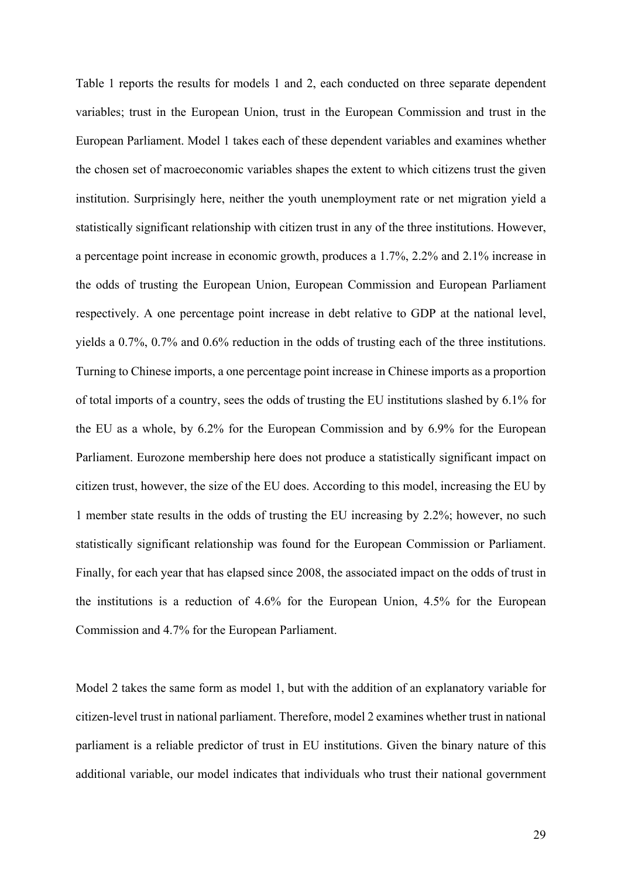Table 1 reports the results for models 1 and 2, each conducted on three separate dependent variables; trust in the European Union, trust in the European Commission and trust in the European Parliament. Model 1 takes each of these dependent variables and examines whether the chosen set of macroeconomic variables shapes the extent to which citizens trust the given institution. Surprisingly here, neither the youth unemployment rate or net migration yield a statistically significant relationship with citizen trust in any of the three institutions. However, a percentage point increase in economic growth, produces a 1.7%, 2.2% and 2.1% increase in the odds of trusting the European Union, European Commission and European Parliament respectively. A one percentage point increase in debt relative to GDP at the national level, yields a 0.7%, 0.7% and 0.6% reduction in the odds of trusting each of the three institutions. Turning to Chinese imports, a one percentage point increase in Chinese imports as a proportion of total imports of a country, sees the odds of trusting the EU institutions slashed by 6.1% for the EU as a whole, by 6.2% for the European Commission and by 6.9% for the European Parliament. Eurozone membership here does not produce a statistically significant impact on citizen trust, however, the size of the EU does. According to this model, increasing the EU by 1 member state results in the odds of trusting the EU increasing by 2.2%; however, no such statistically significant relationship was found for the European Commission or Parliament. Finally, for each year that has elapsed since 2008, the associated impact on the odds of trust in the institutions is a reduction of 4.6% for the European Union, 4.5% for the European Commission and 4.7% for the European Parliament.

Model 2 takes the same form as model 1, but with the addition of an explanatory variable for citizen-level trust in national parliament. Therefore, model 2 examines whether trust in national parliament is a reliable predictor of trust in EU institutions. Given the binary nature of this additional variable, our model indicates that individuals who trust their national government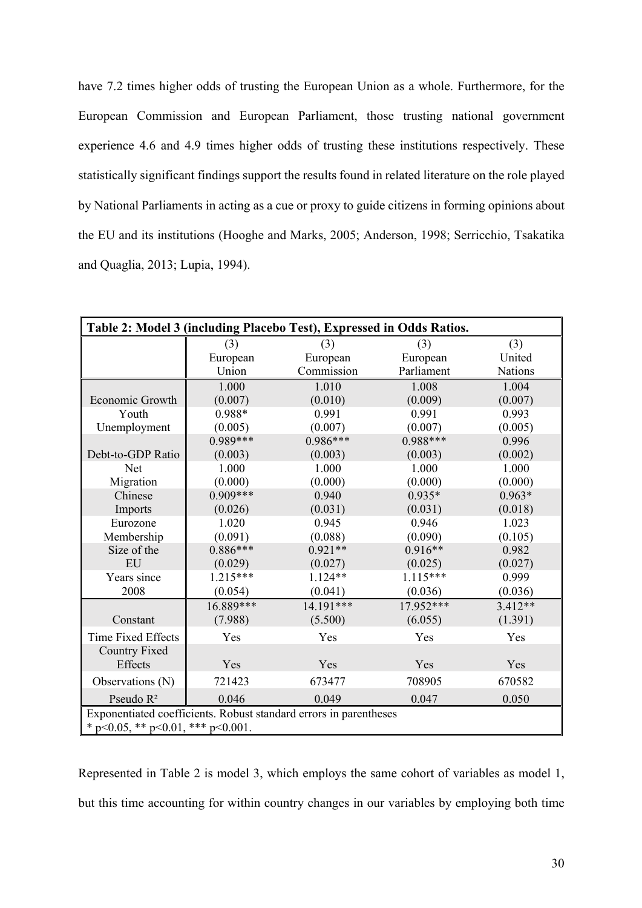have 7.2 times higher odds of trusting the European Union as a whole. Furthermore, for the European Commission and European Parliament, those trusting national government experience 4.6 and 4.9 times higher odds of trusting these institutions respectively. These statistically significant findings support the results found in related literature on the role played by National Parliaments in acting as a cue or proxy to guide citizens in forming opinions about the EU and its institutions (Hooghe and Marks, 2005; Anderson, 1998; Serricchio, Tsakatika and Quaglia, 2013; Lupia, 1994).

**Table 2: Model 3 (including Placebo Test), Expressed in Odds Ratios.**

| | (3) European Union | (3) European Commission | (3) European Parliament | (3) United Nations |
|---|---|---|---|---|
| Economic Growth | 1.000 (0.007) | 1.010 (0.010) | 1.008 (0.009) | 1.004 (0.007) |
| Youth Unemployment | 0.988* (0.005) | 0.991 (0.007) | 0.991 (0.007) | 0.993 (0.005) |
| Debt-to-GDP Ratio | 0.989*** (0.003) | 0.986*** (0.003) | 0.988*** (0.003) | 0.996 (0.002) |
| Net Migration | 1.000 (0.000) | 1.000 (0.000) | 1.000 (0.000) | 1.000 (0.000) |
| Chinese Imports | 0.909*** (0.026) | 0.940 (0.031) | 0.935* (0.031) | 0.963* (0.018) |
| Eurozone Membership | 1.020 (0.091) | 0.945 (0.088) | 0.946 (0.090) | 1.023 (0.105) |
| Size of the EU | 0.886*** (0.029) | 0.921** (0.027) | 0.916** (0.025) | 0.982 (0.027) |
| Years since 2008 | 1.215*** (0.054) | 1.124** (0.041) | 1.115*** (0.036) | 0.999 (0.036) |
| Constant | 16.889*** (7.988) | 14.191*** (5.500) | 17.952*** (6.055) | 3.412** (1.391) |
| Time Fixed Effects | Yes | Yes | Yes | Yes |
| Country Fixed Effects | Yes | Yes | Yes | Yes |
| Observations (N) | 721423 | 673477 | 708905 | 670582 |
| Pseudo $R^2$ | 0.046 | 0.049 | 0.047 | 0.050 |

Exponentiated coefficients. Robust standard errors in parentheses
* $p<0.05$, ** $p<0.01$, *** $p<0.001$.

Represented in Table 2 is model 3, which employs the same cohort of variables as model 1, but this time accounting for within country changes in our variables by employing both time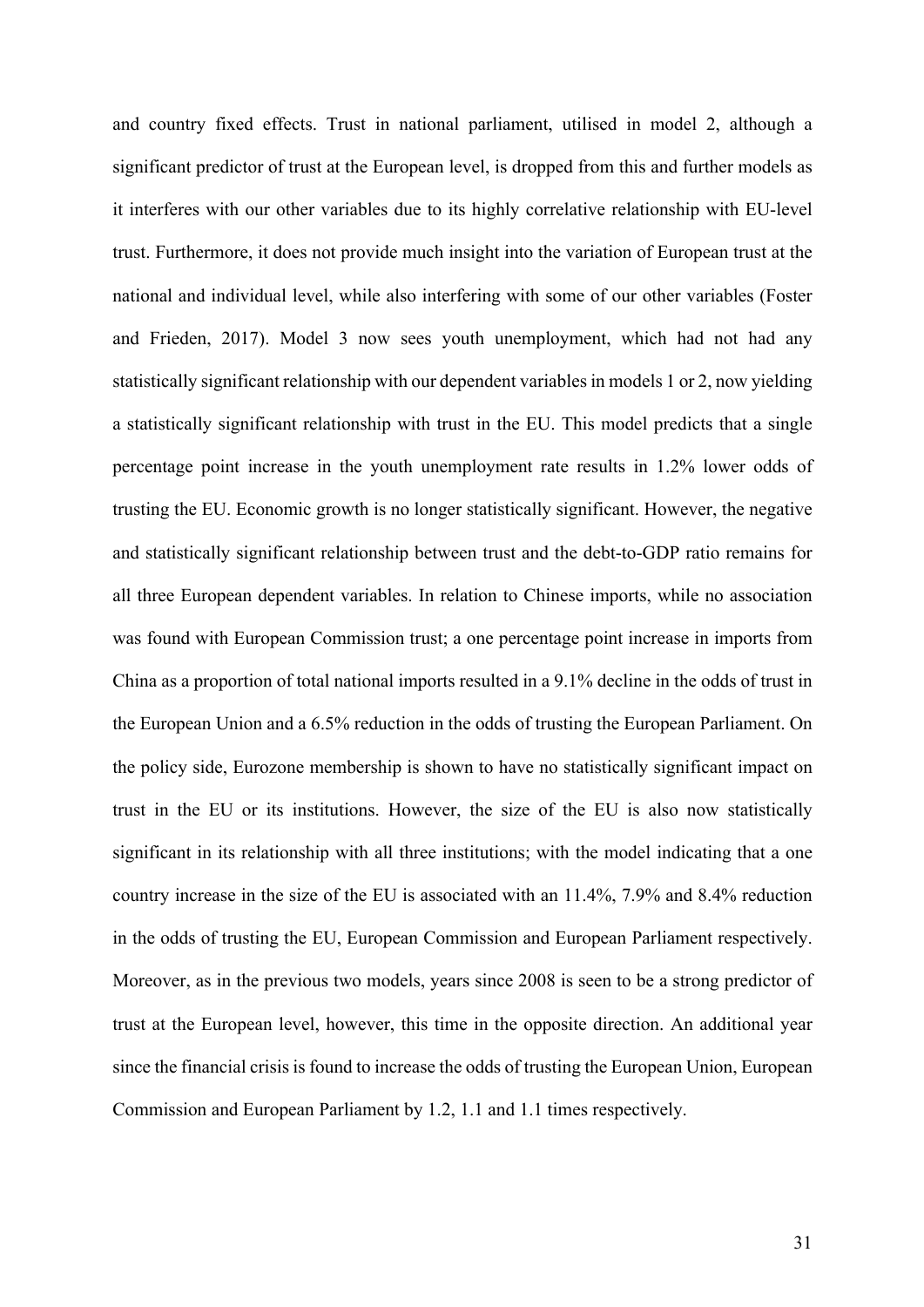and country fixed effects. Trust in national parliament, utilised in model 2, although a significant predictor of trust at the European level, is dropped from this and further models as it interferes with our other variables due to its highly correlative relationship with EU-level trust. Furthermore, it does not provide much insight into the variation of European trust at the national and individual level, while also interfering with some of our other variables (Foster and Frieden, 2017). Model 3 now sees youth unemployment, which had not had any statistically significant relationship with our dependent variables in models 1 or 2, now yielding a statistically significant relationship with trust in the EU. This model predicts that a single percentage point increase in the youth unemployment rate results in 1.2% lower odds of trusting the EU. Economic growth is no longer statistically significant. However, the negative and statistically significant relationship between trust and the debt-to-GDP ratio remains for all three European dependent variables. In relation to Chinese imports, while no association was found with European Commission trust; a one percentage point increase in imports from China as a proportion of total national imports resulted in a 9.1% decline in the odds of trust in the European Union and a 6.5% reduction in the odds of trusting the European Parliament. On the policy side, Eurozone membership is shown to have no statistically significant impact on trust in the EU or its institutions. However, the size of the EU is also now statistically significant in its relationship with all three institutions; with the model indicating that a one country increase in the size of the EU is associated with an 11.4%, 7.9% and 8.4% reduction in the odds of trusting the EU, European Commission and European Parliament respectively. Moreover, as in the previous two models, years since 2008 is seen to be a strong predictor of trust at the European level, however, this time in the opposite direction. An additional year since the financial crisis is found to increase the odds of trusting the European Union, European Commission and European Parliament by 1.2, 1.1 and 1.1 times respectively.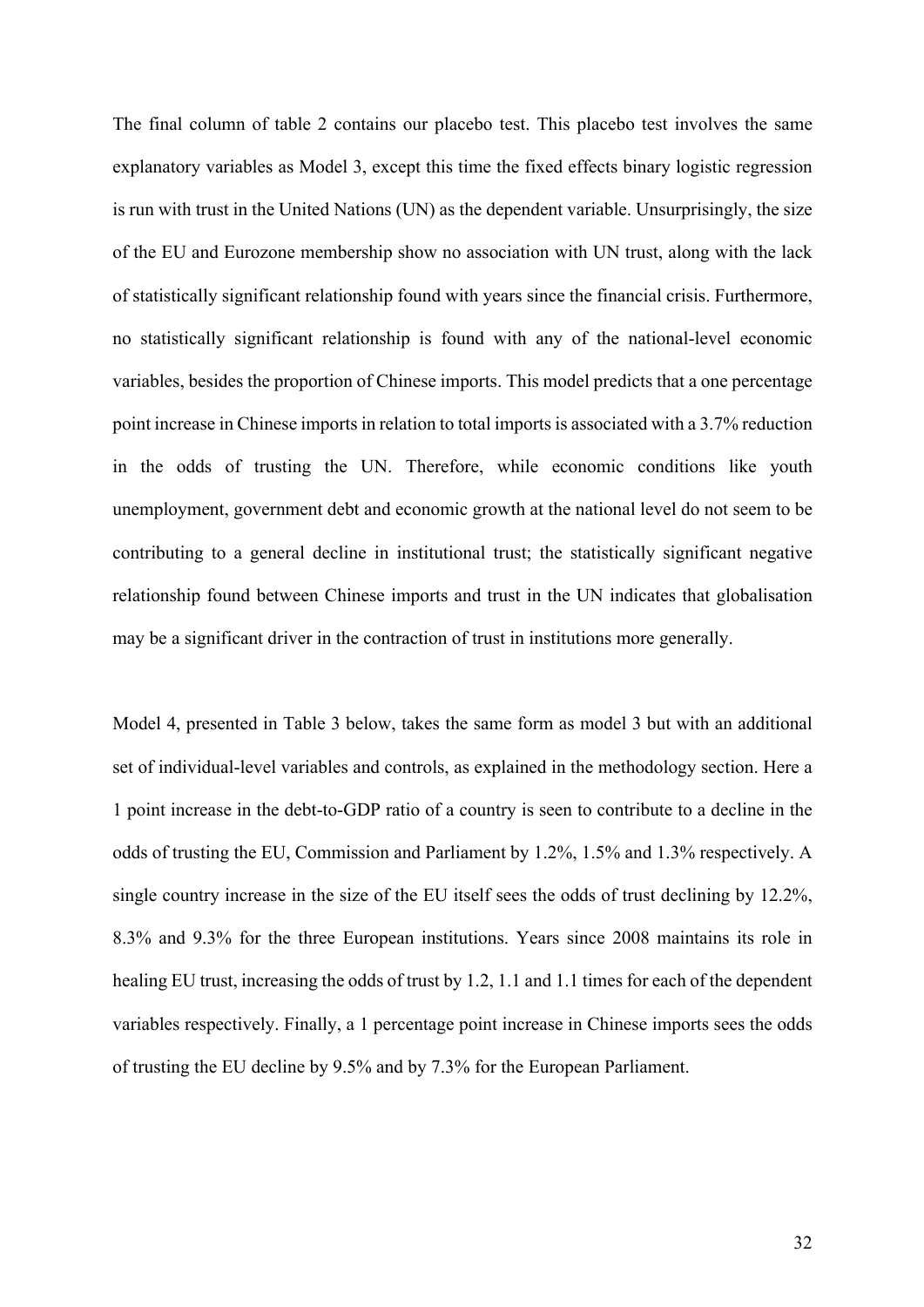The final column of table 2 contains our placebo test. This placebo test involves the same explanatory variables as Model 3, except this time the fixed effects binary logistic regression is run with trust in the United Nations (UN) as the dependent variable. Unsurprisingly, the size of the EU and Eurozone membership show no association with UN trust, along with the lack of statistically significant relationship found with years since the financial crisis. Furthermore, no statistically significant relationship is found with any of the national-level economic variables, besides the proportion of Chinese imports. This model predicts that a one percentage point increase in Chinese imports in relation to total imports is associated with a 3.7% reduction in the odds of trusting the UN. Therefore, while economic conditions like youth unemployment, government debt and economic growth at the national level do not seem to be contributing to a general decline in institutional trust; the statistically significant negative relationship found between Chinese imports and trust in the UN indicates that globalisation may be a significant driver in the contraction of trust in institutions more generally.

Model 4, presented in Table 3 below, takes the same form as model 3 but with an additional set of individual-level variables and controls, as explained in the methodology section. Here a 1 point increase in the debt-to-GDP ratio of a country is seen to contribute to a decline in the odds of trusting the EU, Commission and Parliament by 1.2%, 1.5% and 1.3% respectively. A single country increase in the size of the EU itself sees the odds of trust declining by 12.2%, 8.3% and 9.3% for the three European institutions. Years since 2008 maintains its role in healing EU trust, increasing the odds of trust by 1.2, 1.1 and 1.1 times for each of the dependent variables respectively. Finally, a 1 percentage point increase in Chinese imports sees the odds of trusting the EU decline by 9.5% and by 7.3% for the European Parliament.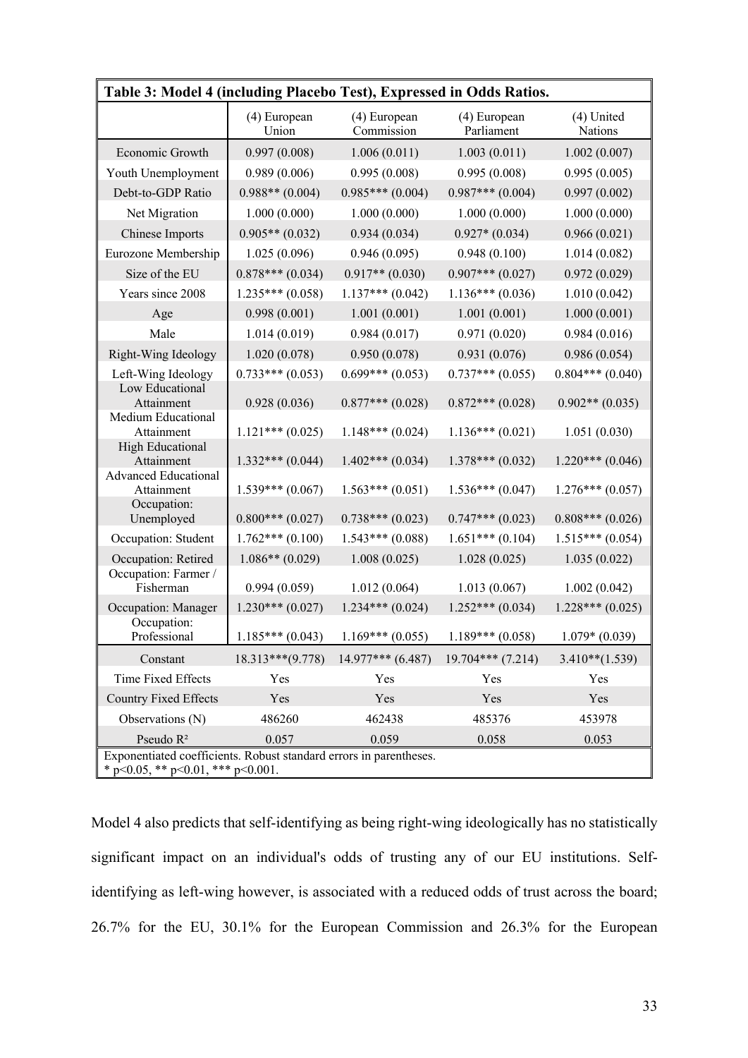| Table 3: Model 4 (including Placebo Test), Expressed in Odds Ratios. | | | | |
|---|---|---|---|---|
| | (4) European Union | (4) European Commission | (4) European Parliament | (4) United Nations |
| Economic Growth | 0.997 (0.008) | 1.006 (0.011) | 1.003 (0.011) | 1.002 (0.007) |
| Youth Unemployment | 0.989 (0.006) | 0.995 (0.008) | 0.995 (0.008) | 0.995 (0.005) |
| Debt-to-GDP Ratio | 0.988** (0.004) | 0.985*** (0.004) | 0.987*** (0.004) | 0.997 (0.002) |
| Net Migration | 1.000 (0.000) | 1.000 (0.000) | 1.000 (0.000) | 1.000 (0.000) |
| Chinese Imports | 0.905** (0.032) | 0.934 (0.034) | 0.927* (0.034) | 0.966 (0.021) |
| Eurozone Membership | 1.025 (0.096) | 0.946 (0.095) | 0.948 (0.100) | 1.014 (0.082) |
| Size of the EU | 0.878*** (0.034) | 0.917** (0.030) | 0.907*** (0.027) | 0.972 (0.029) |
| Years since 2008 | 1.235*** (0.058) | 1.137*** (0.042) | 1.136*** (0.036) | 1.010 (0.042) |
| Age | 0.998 (0.001) | 1.001 (0.001) | 1.001 (0.001) | 1.000 (0.001) |
| Male | 1.014 (0.019) | 0.984 (0.017) | 0.971 (0.020) | 0.984 (0.016) |
| Right-Wing Ideology | 1.020 (0.078) | 0.950 (0.078) | 0.931 (0.076) | 0.986 (0.054) |
| Left-Wing Ideology | 0.733*** (0.053) | 0.699*** (0.053) | 0.737*** (0.055) | 0.804*** (0.040) |
| Low Educational Attainment | 0.928 (0.036) | 0.877*** (0.028) | 0.872*** (0.028) | 0.902** (0.035) |
| Medium Educational Attainment | 1.121*** (0.025) | 1.148*** (0.024) | 1.136*** (0.021) | 1.051 (0.030) |
| High Educational Attainment | 1.332*** (0.044) | 1.402*** (0.034) | 1.378*** (0.032) | 1.220*** (0.046) |
| Advanced Educational Attainment | 1.539*** (0.067) | 1.563*** (0.051) | 1.536*** (0.047) | 1.276*** (0.057) |
| Occupation: Unemployed | 0.800*** (0.027) | 0.738*** (0.023) | 0.747*** (0.023) | 0.808*** (0.026) |
| Occupation: Student | 1.762*** (0.100) | 1.543*** (0.088) | 1.651*** (0.104) | 1.515*** (0.054) |
| Occupation: Retired | 1.086** (0.029) | 1.008 (0.025) | 1.028 (0.025) | 1.035 (0.022) |
| Occupation: Farmer / Fisherman | 0.994 (0.059) | 1.012 (0.064) | 1.013 (0.067) | 1.002 (0.042) |
| Occupation: Manager | 1.230*** (0.027) | 1.234*** (0.024) | 1.252*** (0.034) | 1.228*** (0.025) |
| Occupation: Professional | 1.185*** (0.043) | 1.169*** (0.055) | 1.189*** (0.058) | 1.079* (0.039) |
| Constant | 18.313***(9.778) | 14.977*** (6.487) | 19.704*** (7.214) | 3.410**(1.539) |
| Time Fixed Effects | Yes | Yes | Yes | Yes |
| Country Fixed Effects | Yes | Yes | Yes | Yes |
| Observations (N) | 486260 | 462438 | 485376 | 453978 |
| Pseudo $R^2$ | 0.057 | 0.059 | 0.058 | 0.053 |

Exponentiated coefficients. Robust standard errors in parentheses.
* $p<0.05$, ** $p<0.01$, *** $p<0.001$.

Model 4 also predicts that self-identifying as being right-wing ideologically has no statistically significant impact on an individual's odds of trusting any of our EU institutions. Self-identifying as left-wing however, is associated with a reduced odds of trust across the board; 26.7% for the EU, 30.1% for the European Commission and 26.3% for the European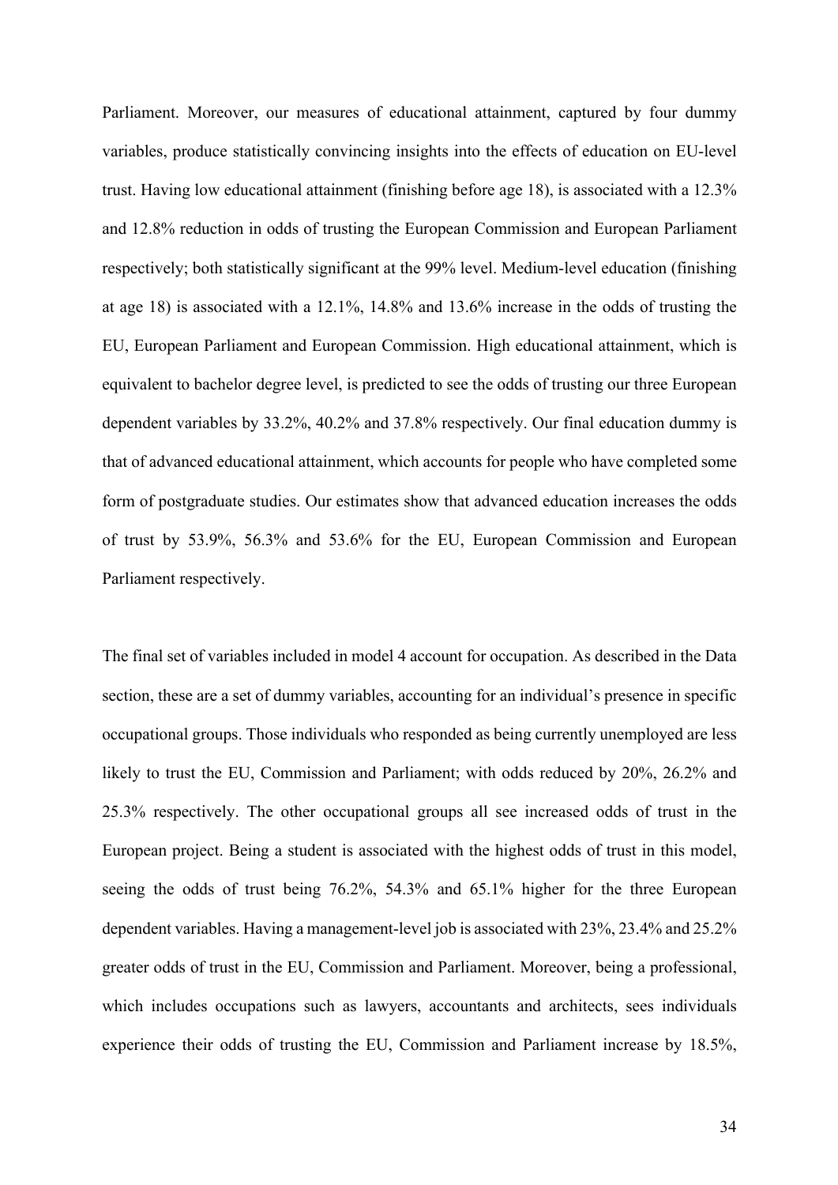Parliament. Moreover, our measures of educational attainment, captured by four dummy variables, produce statistically convincing insights into the effects of education on EU-level trust. Having low educational attainment (finishing before age 18), is associated with a 12.3% and 12.8% reduction in odds of trusting the European Commission and European Parliament respectively; both statistically significant at the 99% level. Medium-level education (finishing at age 18) is associated with a 12.1%, 14.8% and 13.6% increase in the odds of trusting the EU, European Parliament and European Commission. High educational attainment, which is equivalent to bachelor degree level, is predicted to see the odds of trusting our three European dependent variables by 33.2%, 40.2% and 37.8% respectively. Our final education dummy is that of advanced educational attainment, which accounts for people who have completed some form of postgraduate studies. Our estimates show that advanced education increases the odds of trust by 53.9%, 56.3% and 53.6% for the EU, European Commission and European Parliament respectively.

The final set of variables included in model 4 account for occupation. As described in the Data section, these are a set of dummy variables, accounting for an individual's presence in specific occupational groups. Those individuals who responded as being currently unemployed are less likely to trust the EU, Commission and Parliament; with odds reduced by 20%, 26.2% and 25.3% respectively. The other occupational groups all see increased odds of trust in the European project. Being a student is associated with the highest odds of trust in this model, seeing the odds of trust being 76.2%, 54.3% and 65.1% higher for the three European dependent variables. Having a management-level job is associated with 23%, 23.4% and 25.2% greater odds of trust in the EU, Commission and Parliament. Moreover, being a professional, which includes occupations such as lawyers, accountants and architects, sees individuals experience their odds of trusting the EU, Commission and Parliament increase by 18.5%,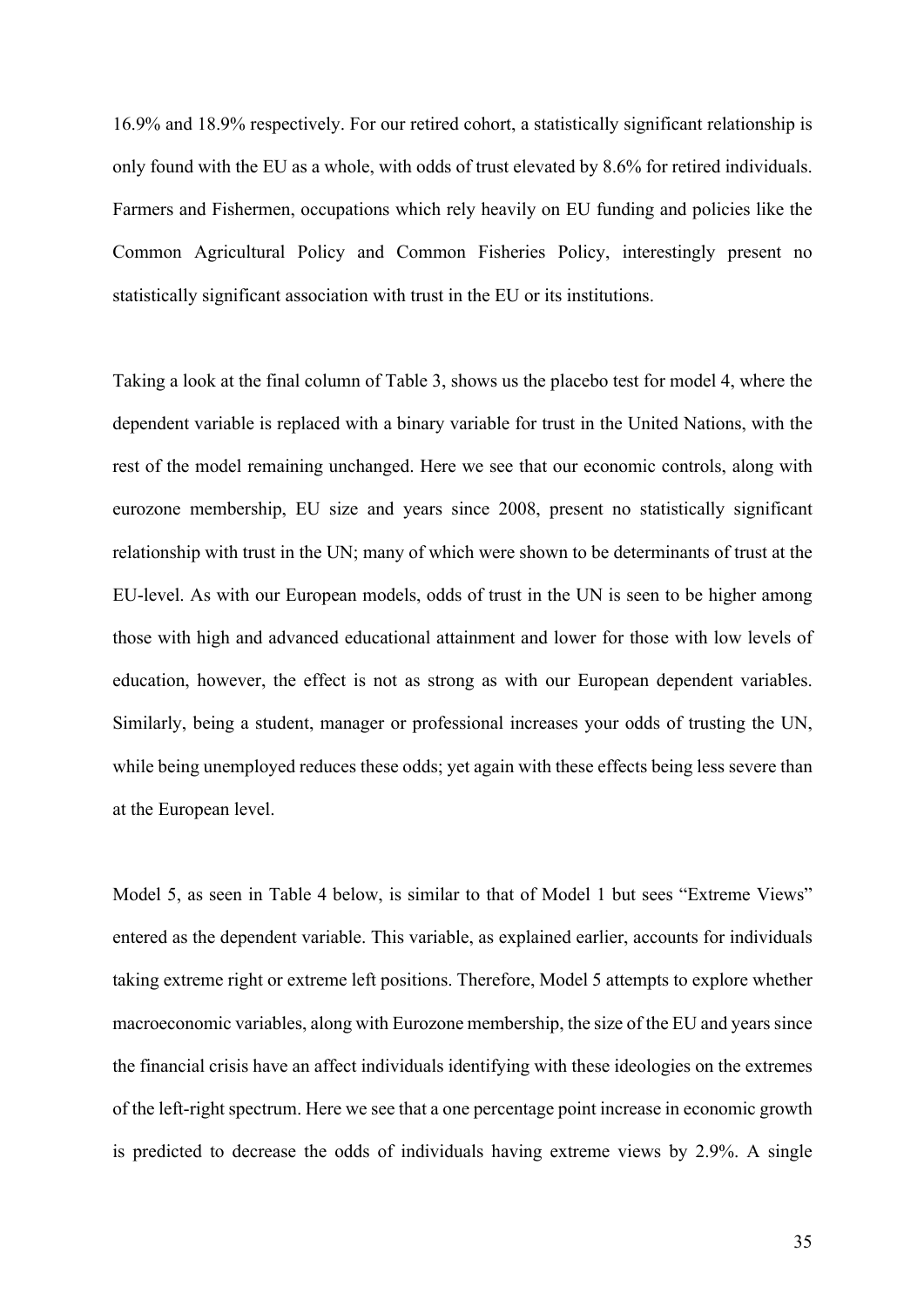16.9% and 18.9% respectively. For our retired cohort, a statistically significant relationship is only found with the EU as a whole, with odds of trust elevated by 8.6% for retired individuals. Farmers and Fishermen, occupations which rely heavily on EU funding and policies like the Common Agricultural Policy and Common Fisheries Policy, interestingly present no statistically significant association with trust in the EU or its institutions.

Taking a look at the final column of Table 3, shows us the placebo test for model 4, where the dependent variable is replaced with a binary variable for trust in the United Nations, with the rest of the model remaining unchanged. Here we see that our economic controls, along with eurozone membership, EU size and years since 2008, present no statistically significant relationship with trust in the UN; many of which were shown to be determinants of trust at the EU-level. As with our European models, odds of trust in the UN is seen to be higher among those with high and advanced educational attainment and lower for those with low levels of education, however, the effect is not as strong as with our European dependent variables. Similarly, being a student, manager or professional increases your odds of trusting the UN, while being unemployed reduces these odds; yet again with these effects being less severe than at the European level.

Model 5, as seen in Table 4 below, is similar to that of Model 1 but sees "Extreme Views" entered as the dependent variable. This variable, as explained earlier, accounts for individuals taking extreme right or extreme left positions. Therefore, Model 5 attempts to explore whether macroeconomic variables, along with Eurozone membership, the size of the EU and years since the financial crisis have an affect individuals identifying with these ideologies on the extremes of the left-right spectrum. Here we see that a one percentage point increase in economic growth is predicted to decrease the odds of individuals having extreme views by 2.9%. A single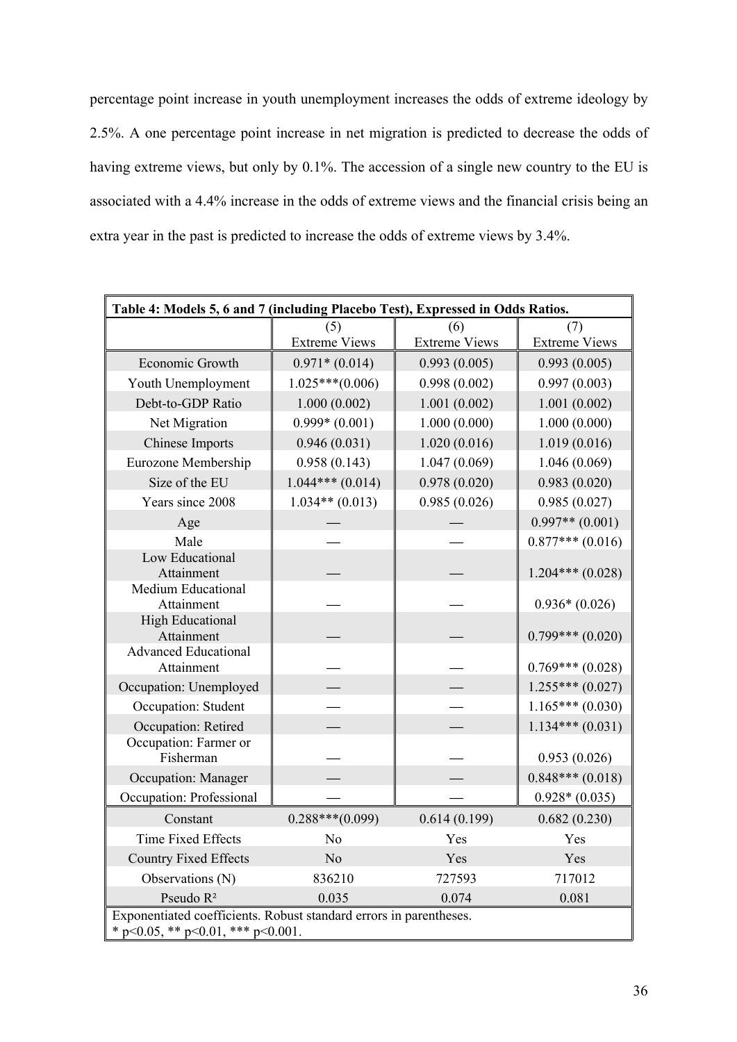percentage point increase in youth unemployment increases the odds of extreme ideology by 2.5%. A one percentage point increase in net migration is predicted to decrease the odds of having extreme views, but only by 0.1%. The accession of a single new country to the EU is associated with a 4.4% increase in the odds of extreme views and the financial crisis being an extra year in the past is predicted to increase the odds of extreme views by 3.4%.

**Table 4: Models 5, 6 and 7 (including Placebo Test), Expressed in Odds Ratios.**

| | (5) Extreme Views | (6) Extreme Views | (7) Extreme Views |
|---|---|---|---|
| Economic Growth | 0.971* (0.014) | 0.993 (0.005) | 0.993 (0.005) |
| Youth Unemployment | 1.025***(0.006) | 0.998 (0.002) | 0.997 (0.003) |
| Debt-to-GDP Ratio | 1.000 (0.002) | 1.001 (0.002) | 1.001 (0.002) |
| Net Migration | 0.999* (0.001) | 1.000 (0.000) | 1.000 (0.000) |
| Chinese Imports | 0.946 (0.031) | 1.020 (0.016) | 1.019 (0.016) |
| Eurozone Membership | 0.958 (0.143) | 1.047 (0.069) | 1.046 (0.069) |
| Size of the EU | 1.044*** (0.014) | 0.978 (0.020) | 0.983 (0.020) |
| Years since 2008 | 1.034** (0.013) | 0.985 (0.026) | 0.985 (0.027) |
| Age | — | — | 0.997** (0.001) |
| Male | — | — | 0.877*** (0.016) |
| Low Educational Attainment | — | — | 1.204*** (0.028) |
| Medium Educational Attainment | — | — | 0.936* (0.026) |
| High Educational Attainment | — | — | 0.799*** (0.020) |
| Advanced Educational Attainment | — | — | 0.769*** (0.028) |
| Occupation: Unemployed | — | — | 1.255*** (0.027) |
| Occupation: Student | — | — | 1.165*** (0.030) |
| Occupation: Retired | — | — | 1.134*** (0.031) |
| Occupation: Farmer or Fisherman | — | — | 0.953 (0.026) |
| Occupation: Manager | — | — | 0.848*** (0.018) |
| Occupation: Professional | — | — | 0.928* (0.035) |
| Constant | 0.288***(0.099) | 0.614 (0.199) | 0.682 (0.230) |
| Time Fixed Effects | No | Yes | Yes |
| Country Fixed Effects | No | Yes | Yes |
| Observations (N) | 836210 | 727593 | 717012 |
| Pseudo $R^2$ | 0.035 | 0.074 | 0.081 |

Exponentiated coefficients. Robust standard errors in parentheses.
* $p<0.05$, ** $p<0.01$, *** $p<0.001$.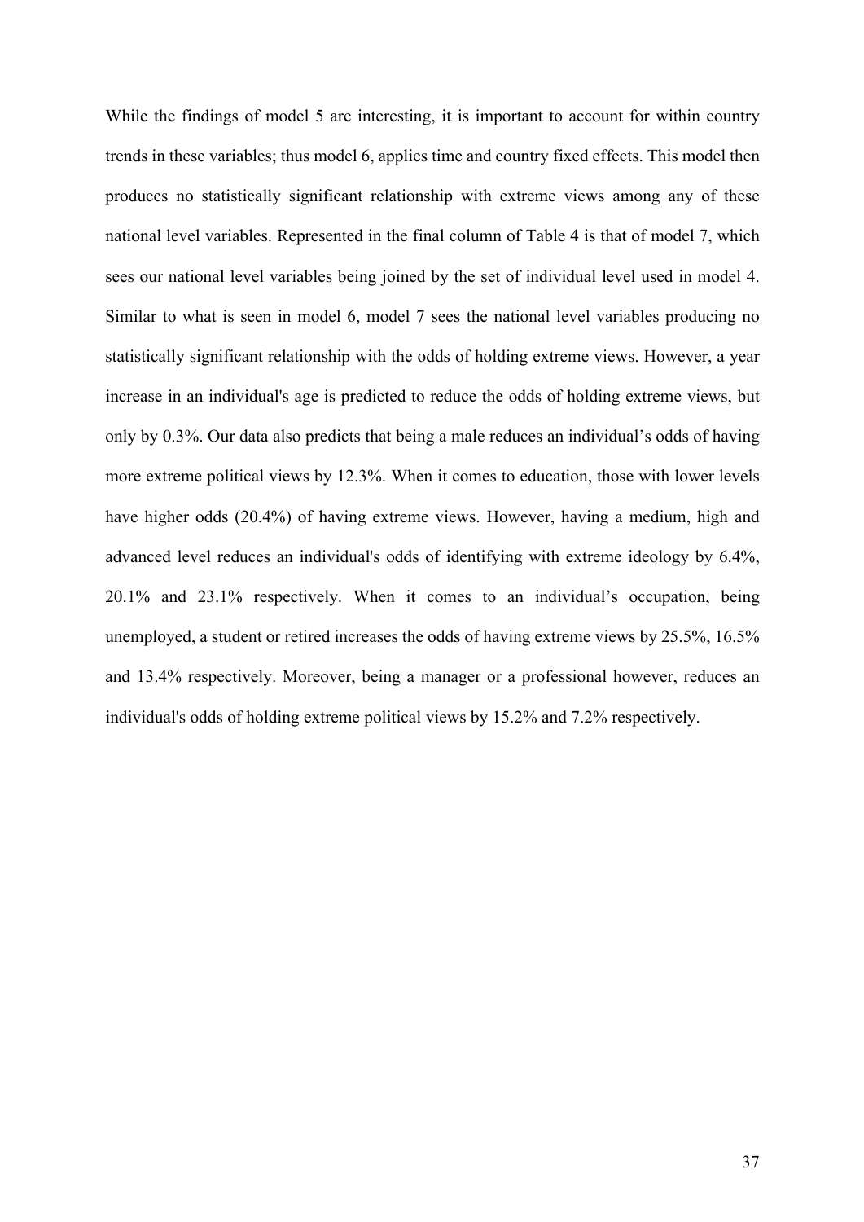While the findings of model 5 are interesting, it is important to account for within country trends in these variables; thus model 6, applies time and country fixed effects. This model then produces no statistically significant relationship with extreme views among any of these national level variables. Represented in the final column of Table 4 is that of model 7, which sees our national level variables being joined by the set of individual level used in model 4. Similar to what is seen in model 6, model 7 sees the national level variables producing no statistically significant relationship with the odds of holding extreme views. However, a year increase in an individual's age is predicted to reduce the odds of holding extreme views, but only by 0.3%. Our data also predicts that being a male reduces an individual's odds of having more extreme political views by 12.3%. When it comes to education, those with lower levels have higher odds (20.4%) of having extreme views. However, having a medium, high and advanced level reduces an individual's odds of identifying with extreme ideology by 6.4%, 20.1% and 23.1% respectively. When it comes to an individual's occupation, being unemployed, a student or retired increases the odds of having extreme views by 25.5%, 16.5% and 13.4% respectively. Moreover, being a manager or a professional however, reduces an individual's odds of holding extreme political views by 15.2% and 7.2% respectively.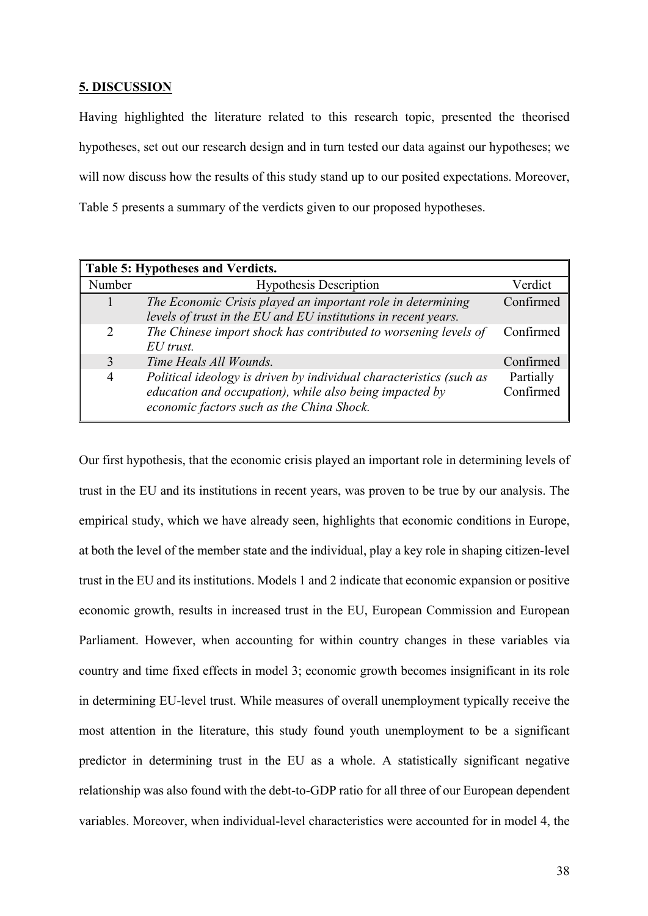## 5. DISCUSSION

Having highlighted the literature related to this research topic, presented the theorised hypotheses, set out our research design and in turn tested our data against our hypotheses; we will now discuss how the results of this study stand up to our posited expectations. Moreover, Table 5 presents a summary of the verdicts given to our proposed hypotheses.

**Table 5: Hypotheses and Verdicts.**

| Number | Hypothesis Description | Verdict |
|---|---|---|
| 1 | *The Economic Crisis played an important role in determining levels of trust in the EU and EU institutions in recent years.* | Confirmed |
| 2 | *The Chinese import shock has contributed to worsening levels of EU trust.* | Confirmed |
| 3 | *Time Heals All Wounds.* | Confirmed |
| 4 | *Political ideology is driven by individual characteristics (such as education and occupation), while also being impacted by economic factors such as the China Shock.* | Partially Confirmed |

Our first hypothesis, that the economic crisis played an important role in determining levels of trust in the EU and its institutions in recent years, was proven to be true by our analysis. The empirical study, which we have already seen, highlights that economic conditions in Europe, at both the level of the member state and the individual, play a key role in shaping citizen-level trust in the EU and its institutions. Models 1 and 2 indicate that economic expansion or positive economic growth, results in increased trust in the EU, European Commission and European Parliament. However, when accounting for within country changes in these variables via country and time fixed effects in model 3; economic growth becomes insignificant in its role in determining EU-level trust. While measures of overall unemployment typically receive the most attention in the literature, this study found youth unemployment to be a significant predictor in determining trust in the EU as a whole. A statistically significant negative relationship was also found with the debt-to-GDP ratio for all three of our European dependent variables. Moreover, when individual-level characteristics were accounted for in model 4, the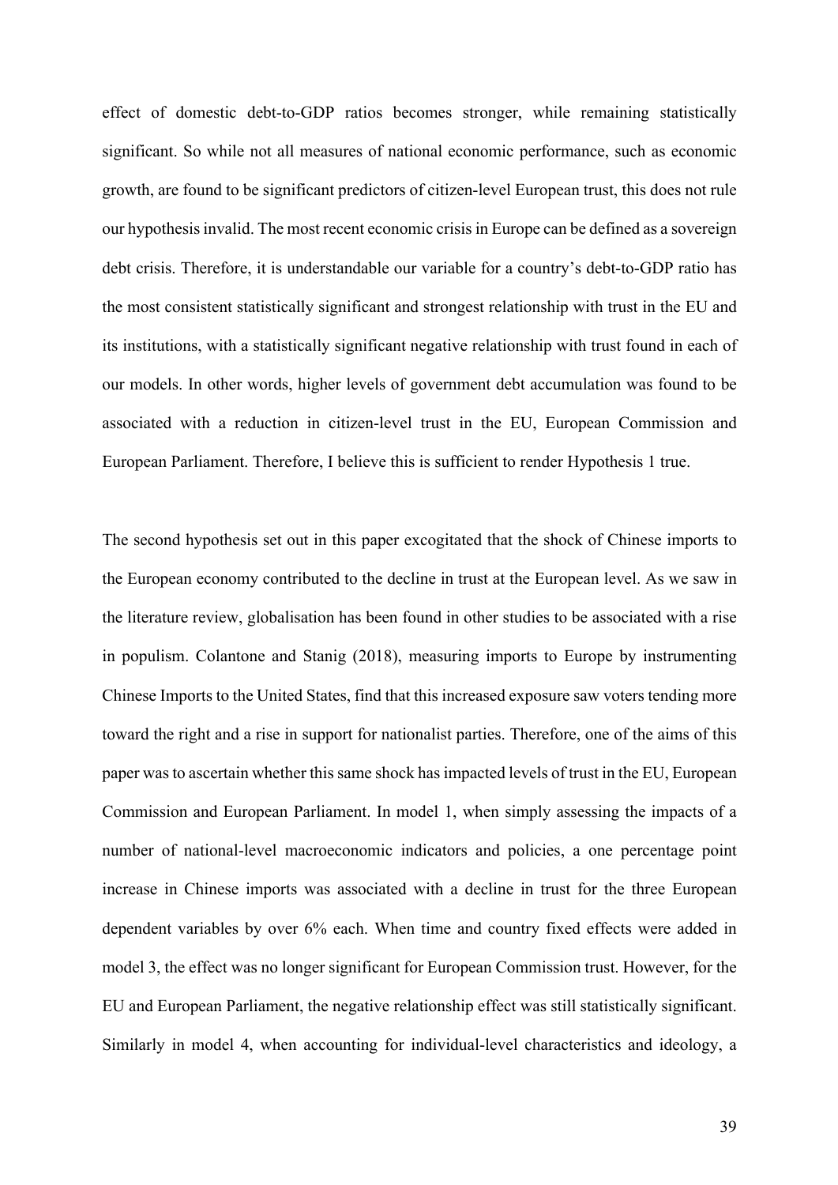effect of domestic debt-to-GDP ratios becomes stronger, while remaining statistically significant. So while not all measures of national economic performance, such as economic growth, are found to be significant predictors of citizen-level European trust, this does not rule our hypothesis invalid. The most recent economic crisis in Europe can be defined as a sovereign debt crisis. Therefore, it is understandable our variable for a country's debt-to-GDP ratio has the most consistent statistically significant and strongest relationship with trust in the EU and its institutions, with a statistically significant negative relationship with trust found in each of our models. In other words, higher levels of government debt accumulation was found to be associated with a reduction in citizen-level trust in the EU, European Commission and European Parliament. Therefore, I believe this is sufficient to render Hypothesis 1 true.

The second hypothesis set out in this paper excogitated that the shock of Chinese imports to the European economy contributed to the decline in trust at the European level. As we saw in the literature review, globalisation has been found in other studies to be associated with a rise in populism. Colantone and Stanig (2018), measuring imports to Europe by instrumenting Chinese Imports to the United States, find that this increased exposure saw voters tending more toward the right and a rise in support for nationalist parties. Therefore, one of the aims of this paper was to ascertain whether this same shock has impacted levels of trust in the EU, European Commission and European Parliament. In model 1, when simply assessing the impacts of a number of national-level macroeconomic indicators and policies, a one percentage point increase in Chinese imports was associated with a decline in trust for the three European dependent variables by over 6% each. When time and country fixed effects were added in model 3, the effect was no longer significant for European Commission trust. However, for the EU and European Parliament, the negative relationship effect was still statistically significant. Similarly in model 4, when accounting for individual-level characteristics and ideology, a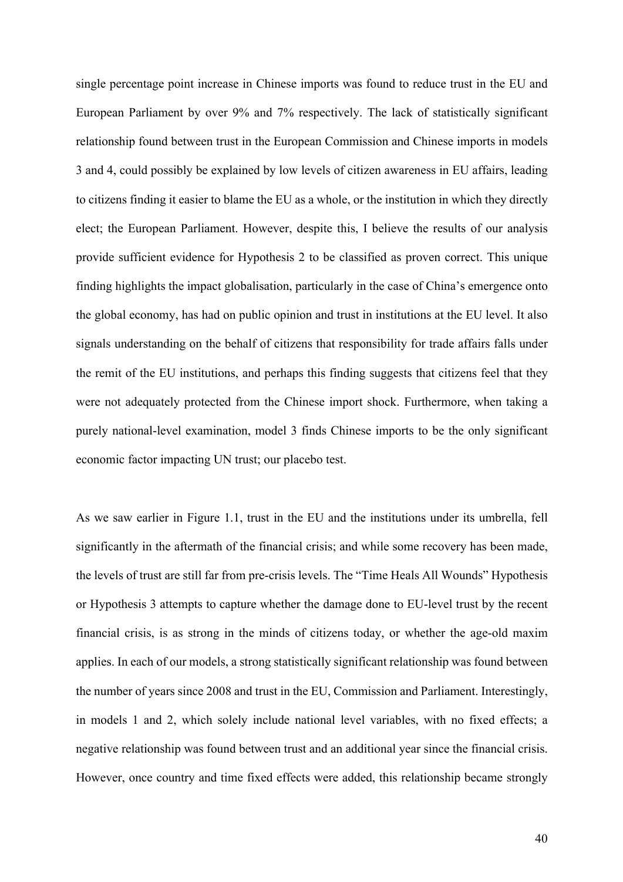single percentage point increase in Chinese imports was found to reduce trust in the EU and European Parliament by over 9% and 7% respectively. The lack of statistically significant relationship found between trust in the European Commission and Chinese imports in models 3 and 4, could possibly be explained by low levels of citizen awareness in EU affairs, leading to citizens finding it easier to blame the EU as a whole, or the institution in which they directly elect; the European Parliament. However, despite this, I believe the results of our analysis provide sufficient evidence for Hypothesis 2 to be classified as proven correct. This unique finding highlights the impact globalisation, particularly in the case of China's emergence onto the global economy, has had on public opinion and trust in institutions at the EU level. It also signals understanding on the behalf of citizens that responsibility for trade affairs falls under the remit of the EU institutions, and perhaps this finding suggests that citizens feel that they were not adequately protected from the Chinese import shock. Furthermore, when taking a purely national-level examination, model 3 finds Chinese imports to be the only significant economic factor impacting UN trust; our placebo test.

As we saw earlier in Figure 1.1, trust in the EU and the institutions under its umbrella, fell significantly in the aftermath of the financial crisis; and while some recovery has been made, the levels of trust are still far from pre-crisis levels. The "Time Heals All Wounds" Hypothesis or Hypothesis 3 attempts to capture whether the damage done to EU-level trust by the recent financial crisis, is as strong in the minds of citizens today, or whether the age-old maxim applies. In each of our models, a strong statistically significant relationship was found between the number of years since 2008 and trust in the EU, Commission and Parliament. Interestingly, in models 1 and 2, which solely include national level variables, with no fixed effects; a negative relationship was found between trust and an additional year since the financial crisis. However, once country and time fixed effects were added, this relationship became strongly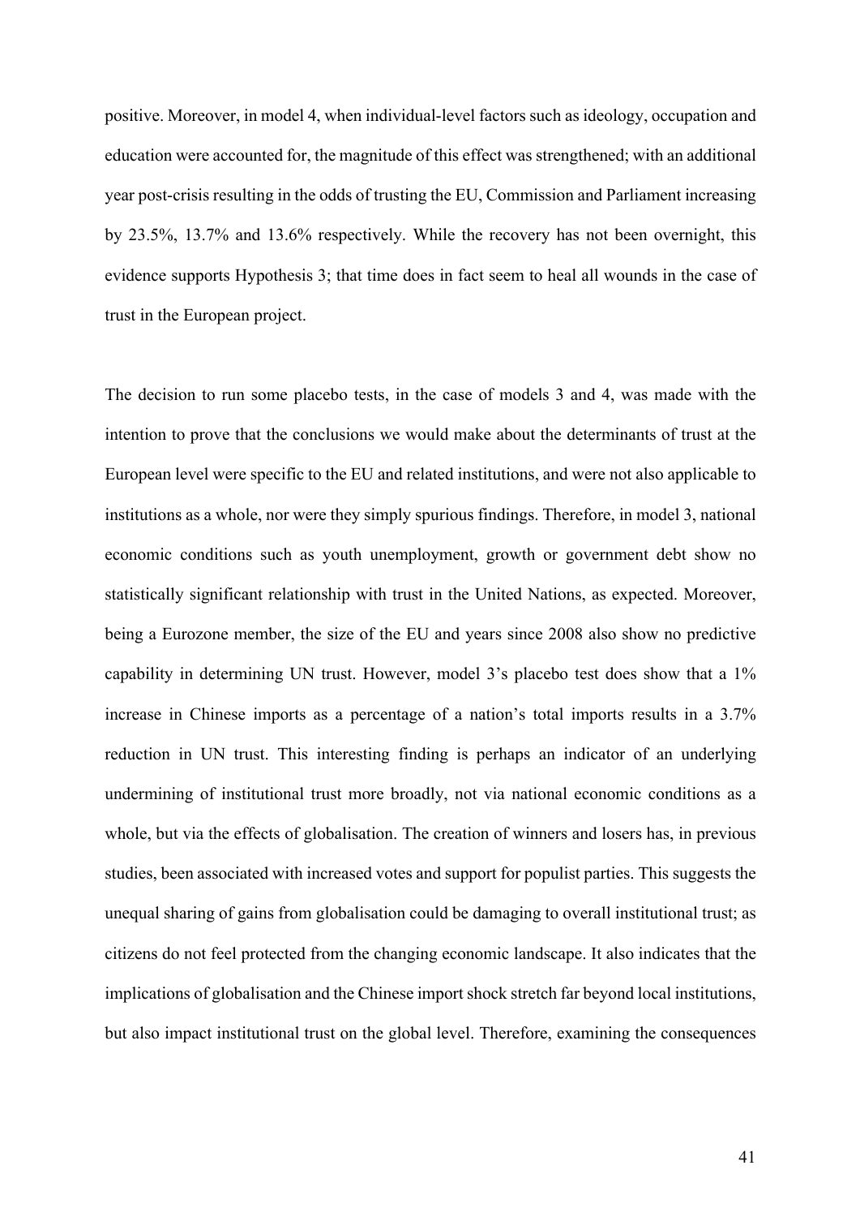positive. Moreover, in model 4, when individual-level factors such as ideology, occupation and education were accounted for, the magnitude of this effect was strengthened; with an additional year post-crisis resulting in the odds of trusting the EU, Commission and Parliament increasing by 23.5%, 13.7% and 13.6% respectively. While the recovery has not been overnight, this evidence supports Hypothesis 3; that time does in fact seem to heal all wounds in the case of trust in the European project.

The decision to run some placebo tests, in the case of models 3 and 4, was made with the intention to prove that the conclusions we would make about the determinants of trust at the European level were specific to the EU and related institutions, and were not also applicable to institutions as a whole, nor were they simply spurious findings. Therefore, in model 3, national economic conditions such as youth unemployment, growth or government debt show no statistically significant relationship with trust in the United Nations, as expected. Moreover, being a Eurozone member, the size of the EU and years since 2008 also show no predictive capability in determining UN trust. However, model 3's placebo test does show that a 1% increase in Chinese imports as a percentage of a nation's total imports results in a 3.7% reduction in UN trust. This interesting finding is perhaps an indicator of an underlying undermining of institutional trust more broadly, not via national economic conditions as a whole, but via the effects of globalisation. The creation of winners and losers has, in previous studies, been associated with increased votes and support for populist parties. This suggests the unequal sharing of gains from globalisation could be damaging to overall institutional trust; as citizens do not feel protected from the changing economic landscape. It also indicates that the implications of globalisation and the Chinese import shock stretch far beyond local institutions, but also impact institutional trust on the global level. Therefore, examining the consequences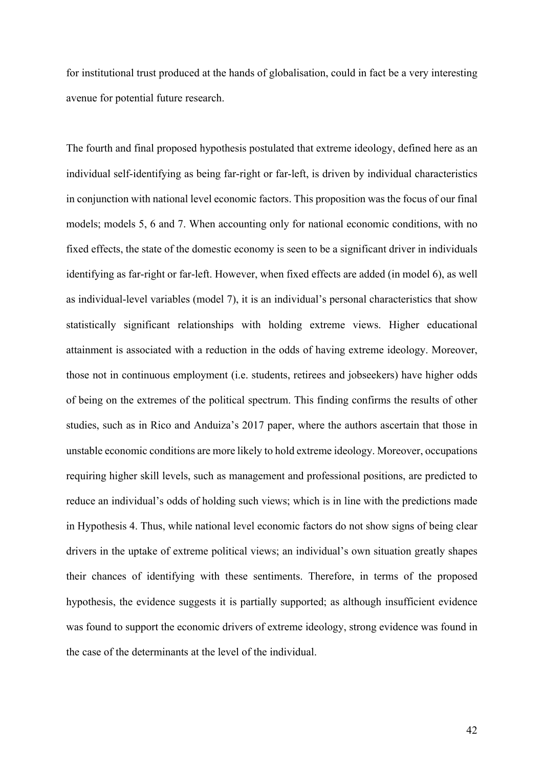for institutional trust produced at the hands of globalisation, could in fact be a very interesting avenue for potential future research.

The fourth and final proposed hypothesis postulated that extreme ideology, defined here as an individual self-identifying as being far-right or far-left, is driven by individual characteristics in conjunction with national level economic factors. This proposition was the focus of our final models; models 5, 6 and 7. When accounting only for national economic conditions, with no fixed effects, the state of the domestic economy is seen to be a significant driver in individuals identifying as far-right or far-left. However, when fixed effects are added (in model 6), as well as individual-level variables (model 7), it is an individual's personal characteristics that show statistically significant relationships with holding extreme views. Higher educational attainment is associated with a reduction in the odds of having extreme ideology. Moreover, those not in continuous employment (i.e. students, retirees and jobseekers) have higher odds of being on the extremes of the political spectrum. This finding confirms the results of other studies, such as in Rico and Anduiza's 2017 paper, where the authors ascertain that those in unstable economic conditions are more likely to hold extreme ideology. Moreover, occupations requiring higher skill levels, such as management and professional positions, are predicted to reduce an individual's odds of holding such views; which is in line with the predictions made in Hypothesis 4. Thus, while national level economic factors do not show signs of being clear drivers in the uptake of extreme political views; an individual's own situation greatly shapes their chances of identifying with these sentiments. Therefore, in terms of the proposed hypothesis, the evidence suggests it is partially supported; as although insufficient evidence was found to support the economic drivers of extreme ideology, strong evidence was found in the case of the determinants at the level of the individual.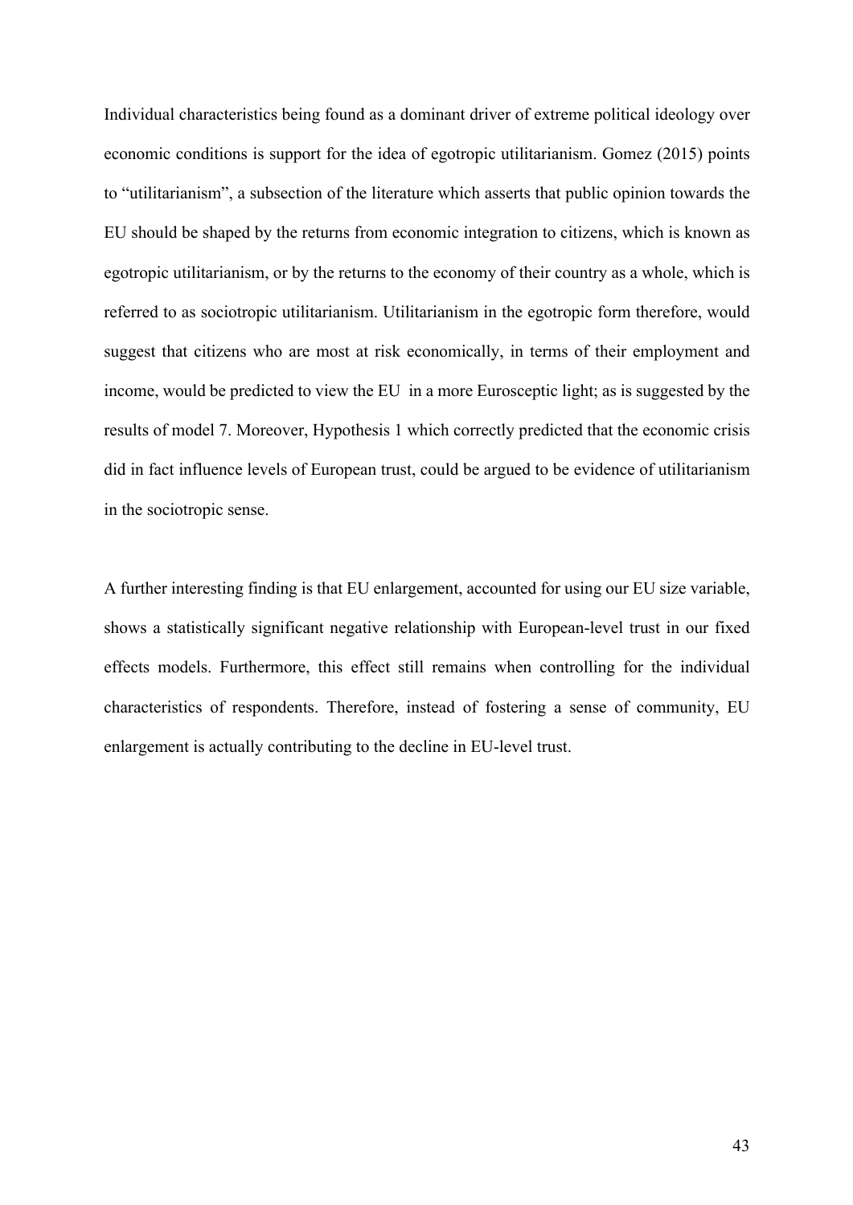Individual characteristics being found as a dominant driver of extreme political ideology over economic conditions is support for the idea of egotropic utilitarianism. Gomez (2015) points to "utilitarianism", a subsection of the literature which asserts that public opinion towards the EU should be shaped by the returns from economic integration to citizens, which is known as egotropic utilitarianism, or by the returns to the economy of their country as a whole, which is referred to as sociotropic utilitarianism. Utilitarianism in the egotropic form therefore, would suggest that citizens who are most at risk economically, in terms of their employment and income, would be predicted to view the EU in a more Eurosceptic light; as is suggested by the results of model 7. Moreover, Hypothesis 1 which correctly predicted that the economic crisis did in fact influence levels of European trust, could be argued to be evidence of utilitarianism in the sociotropic sense.

A further interesting finding is that EU enlargement, accounted for using our EU size variable, shows a statistically significant negative relationship with European-level trust in our fixed effects models. Furthermore, this effect still remains when controlling for the individual characteristics of respondents. Therefore, instead of fostering a sense of community, EU enlargement is actually contributing to the decline in EU-level trust.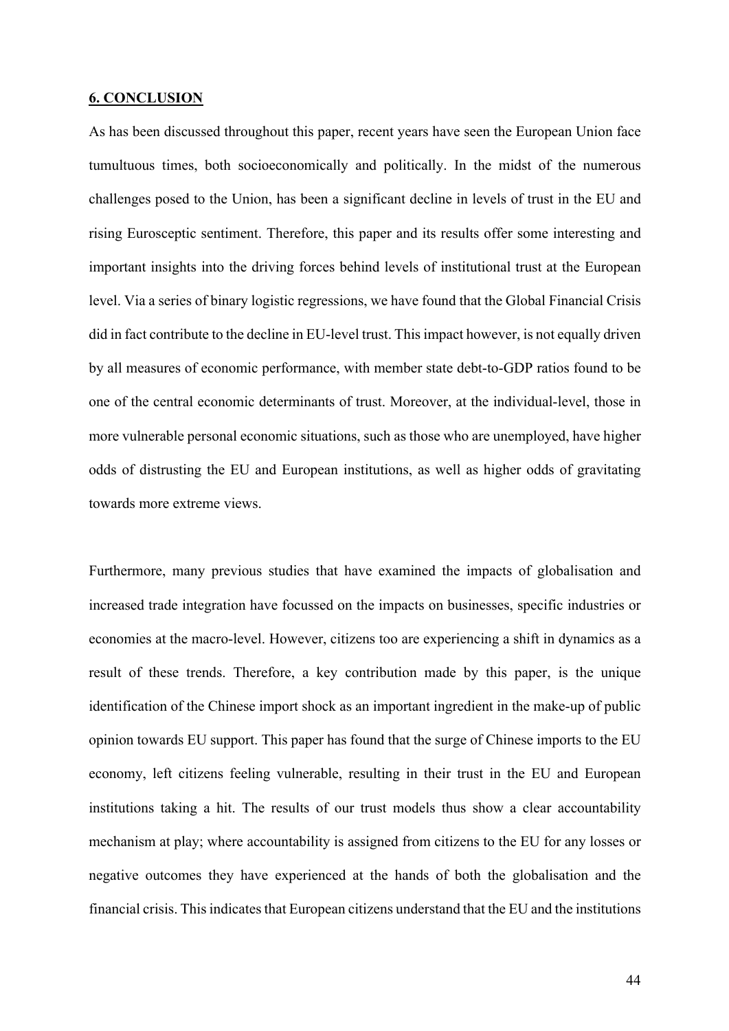## 6. CONCLUSION

As has been discussed throughout this paper, recent years have seen the European Union face tumultuous times, both socioeconomically and politically. In the midst of the numerous challenges posed to the Union, has been a significant decline in levels of trust in the EU and rising Eurosceptic sentiment. Therefore, this paper and its results offer some interesting and important insights into the driving forces behind levels of institutional trust at the European level. Via a series of binary logistic regressions, we have found that the Global Financial Crisis did in fact contribute to the decline in EU-level trust. This impact however, is not equally driven by all measures of economic performance, with member state debt-to-GDP ratios found to be one of the central economic determinants of trust. Moreover, at the individual-level, those in more vulnerable personal economic situations, such as those who are unemployed, have higher odds of distrusting the EU and European institutions, as well as higher odds of gravitating towards more extreme views.

Furthermore, many previous studies that have examined the impacts of globalisation and increased trade integration have focussed on the impacts on businesses, specific industries or economies at the macro-level. However, citizens too are experiencing a shift in dynamics as a result of these trends. Therefore, a key contribution made by this paper, is the unique identification of the Chinese import shock as an important ingredient in the make-up of public opinion towards EU support. This paper has found that the surge of Chinese imports to the EU economy, left citizens feeling vulnerable, resulting in their trust in the EU and European institutions taking a hit. The results of our trust models thus show a clear accountability mechanism at play; where accountability is assigned from citizens to the EU for any losses or negative outcomes they have experienced at the hands of both the globalisation and the financial crisis. This indicates that European citizens understand that the EU and the institutions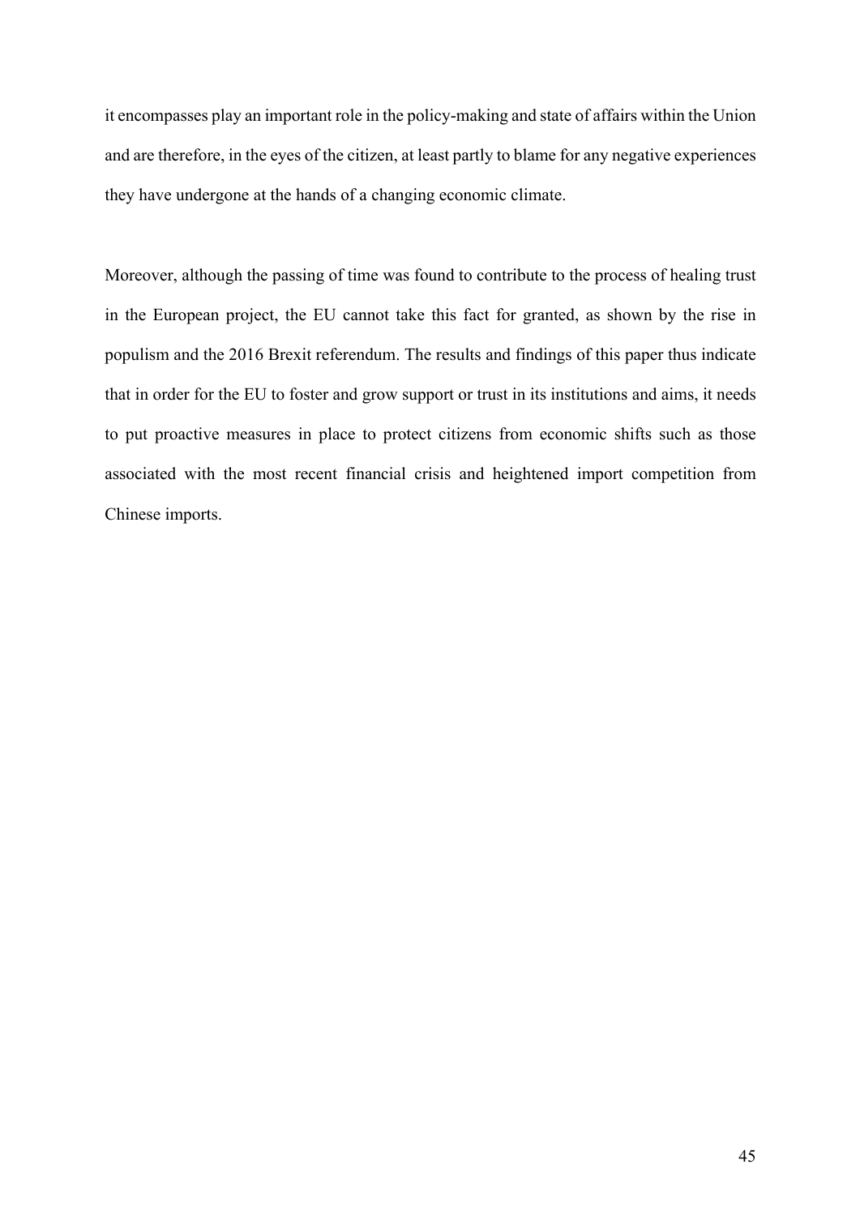it encompasses play an important role in the policy-making and state of affairs within the Union and are therefore, in the eyes of the citizen, at least partly to blame for any negative experiences they have undergone at the hands of a changing economic climate.

Moreover, although the passing of time was found to contribute to the process of healing trust in the European project, the EU cannot take this fact for granted, as shown by the rise in populism and the 2016 Brexit referendum. The results and findings of this paper thus indicate that in order for the EU to foster and grow support or trust in its institutions and aims, it needs to put proactive measures in place to protect citizens from economic shifts such as those associated with the most recent financial crisis and heightened import competition from Chinese imports.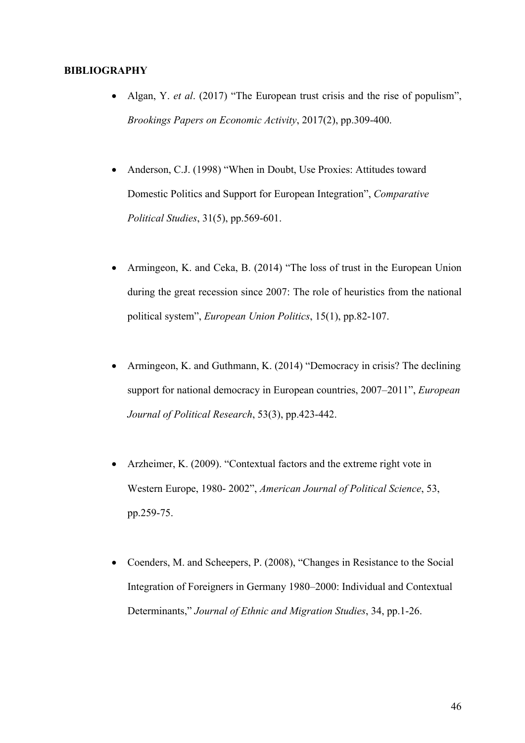**BIBLIOGRAPHY**

- Algan, Y. *et al*. (2017) "The European trust crisis and the rise of populism", *Brookings Papers on Economic Activity*, 2017(2), pp.309-400.

- Anderson, C.J. (1998) "When in Doubt, Use Proxies: Attitudes toward Domestic Politics and Support for European Integration", *Comparative Political Studies*, 31(5), pp.569-601.

- Armingeon, K. and Ceka, B. (2014) "The loss of trust in the European Union during the great recession since 2007: The role of heuristics from the national political system", *European Union Politics*, 15(1), pp.82-107.

- Armingeon, K. and Guthmann, K. (2014) "Democracy in crisis? The declining support for national democracy in European countries, 2007–2011", *European Journal of Political Research*, 53(3), pp.423-442.

- Arzheimer, K. (2009). "Contextual factors and the extreme right vote in Western Europe, 1980- 2002", *American Journal of Political Science*, 53, pp.259-75.

- Coenders, M. and Scheepers, P. (2008), "Changes in Resistance to the Social Integration of Foreigners in Germany 1980–2000: Individual and Contextual Determinants," *Journal of Ethnic and Migration Studies*, 34, pp.1-26.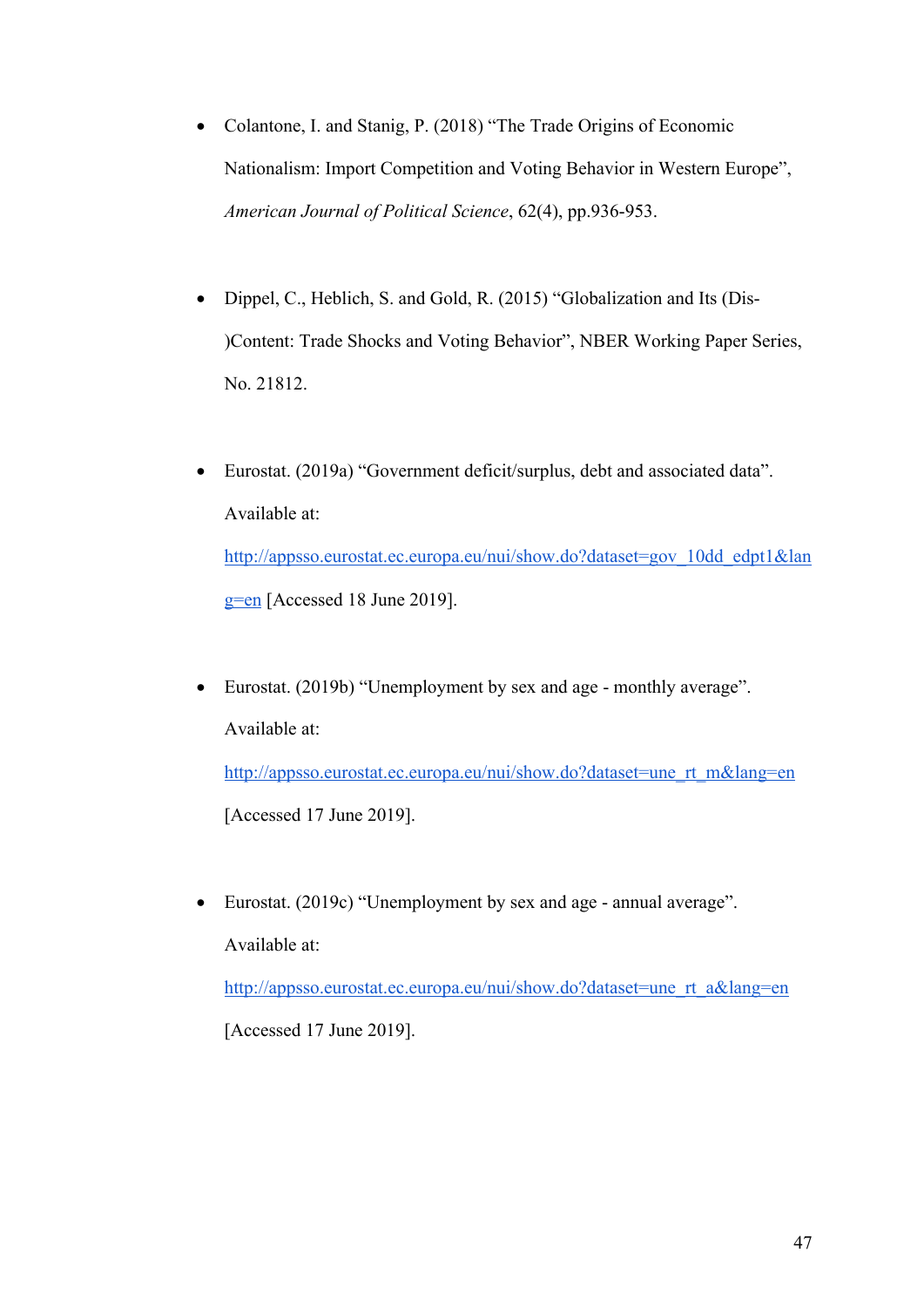- Colantone, I. and Stanig, P. (2018) "The Trade Origins of Economic Nationalism: Import Competition and Voting Behavior in Western Europe", *American Journal of Political Science*, 62(4), pp.936-953.

- Dippel, C., Heblich, S. and Gold, R. (2015) "Globalization and Its (Dis-)Content: Trade Shocks and Voting Behavior", NBER Working Paper Series, No. 21812.

- Eurostat. (2019a) "Government deficit/surplus, debt and associated data". Available at: http://appsso.eurostat.ec.europa.eu/nui/show.do?dataset=gov_10dd_edpt1&lang=en [Accessed 18 June 2019].

- Eurostat. (2019b) "Unemployment by sex and age - monthly average". Available at: http://appsso.eurostat.ec.europa.eu/nui/show.do?dataset=une_rt_m&lang=en [Accessed 17 June 2019].

- Eurostat. (2019c) "Unemployment by sex and age - annual average". Available at: http://appsso.eurostat.ec.europa.eu/nui/show.do?dataset=une_rt_a&lang=en [Accessed 17 June 2019].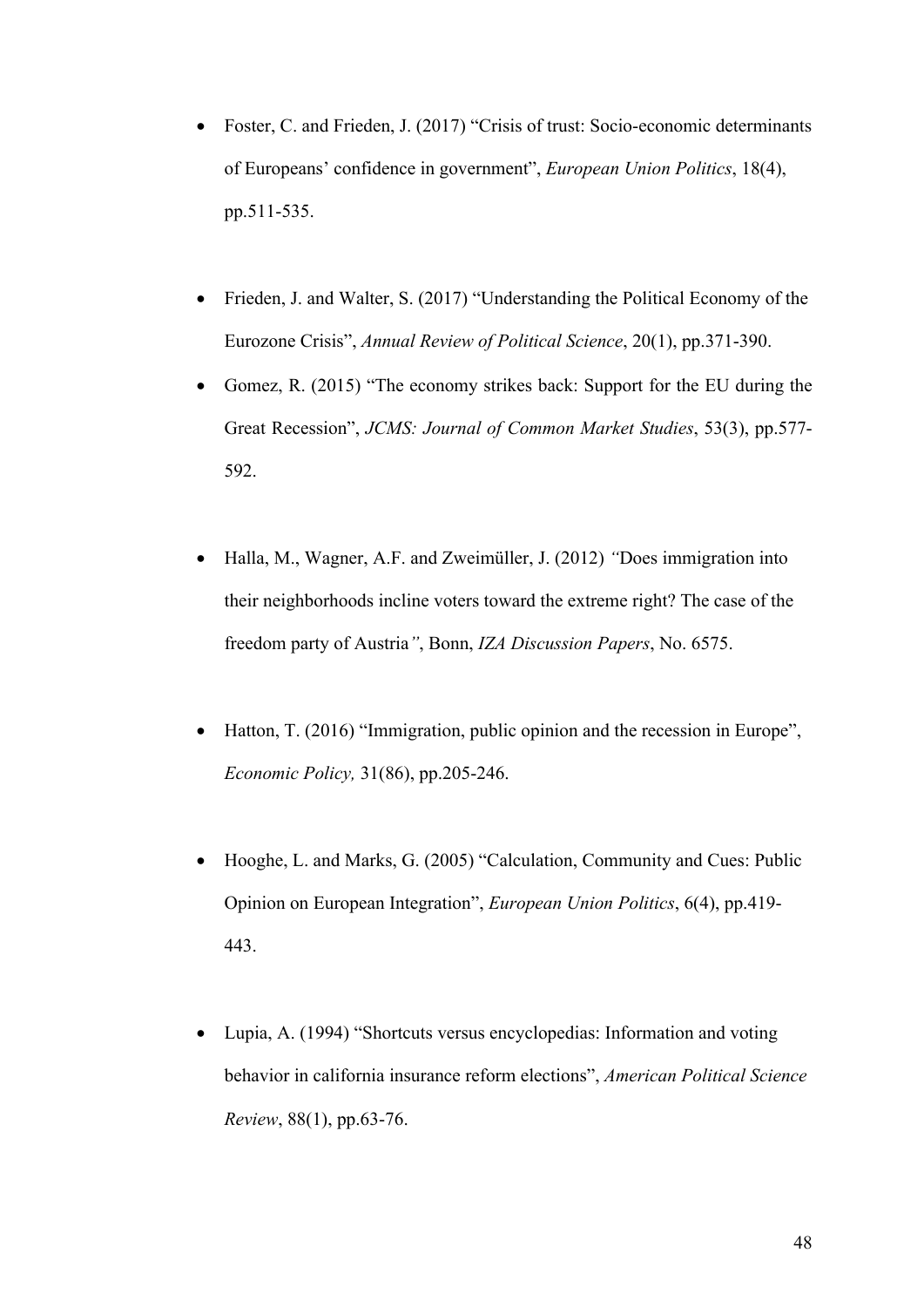- Foster, C. and Frieden, J. (2017) "Crisis of trust: Socio-economic determinants of Europeans' confidence in government", *European Union Politics*, 18(4), pp.511-535.

- Frieden, J. and Walter, S. (2017) "Understanding the Political Economy of the Eurozone Crisis", *Annual Review of Political Science*, 20(1), pp.371-390.
- Gomez, R. (2015) "The economy strikes back: Support for the EU during the Great Recession", *JCMS: Journal of Common Market Studies*, 53(3), pp.577-592.

- Halla, M., Wagner, A.F. and Zweimüller, J. (2012) *"*Does immigration into their neighborhoods incline voters toward the extreme right? The case of the freedom party of Austria*"*, Bonn, *IZA Discussion Papers*, No. 6575.

- Hatton, T. (2016) "Immigration, public opinion and the recession in Europe", *Economic Policy,* 31(86), pp.205-246.

- Hooghe, L. and Marks, G. (2005) "Calculation, Community and Cues: Public Opinion on European Integration", *European Union Politics*, 6(4), pp.419-443.

- Lupia, A. (1994) "Shortcuts versus encyclopedias: Information and voting behavior in california insurance reform elections", *American Political Science Review*, 88(1), pp.63-76.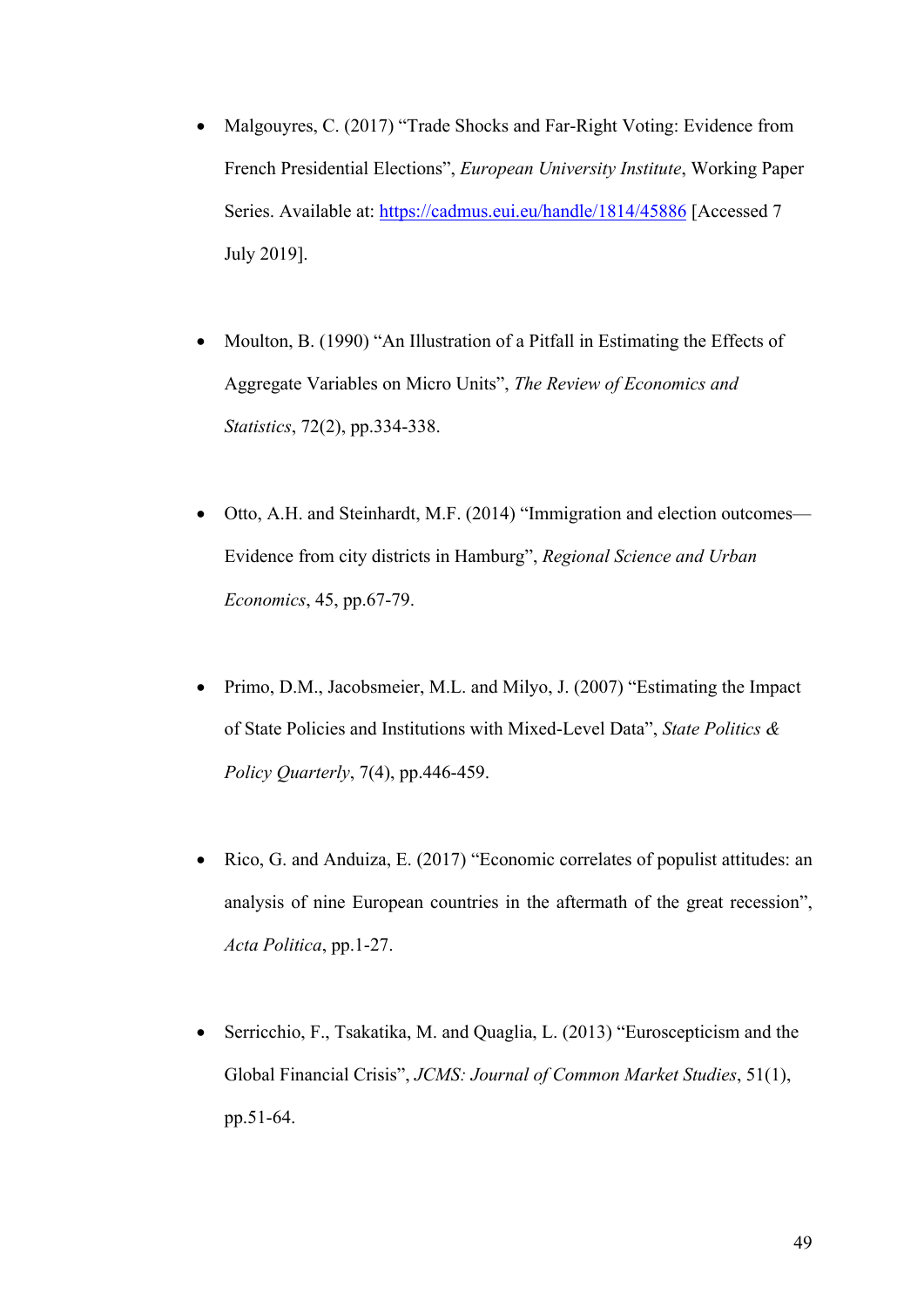- Malgouyres, C. (2017) “Trade Shocks and Far-Right Voting: Evidence from French Presidential Elections”, *European University Institute*, Working Paper Series. Available at: https://cadmus.eui.eu/handle/1814/45886 [Accessed 7 July 2019].

- Moulton, B. (1990) “An Illustration of a Pitfall in Estimating the Effects of Aggregate Variables on Micro Units”, *The Review of Economics and Statistics*, 72(2), pp.334-338.

- Otto, A.H. and Steinhardt, M.F. (2014) “Immigration and election outcomes—Evidence from city districts in Hamburg”, *Regional Science and Urban Economics*, 45, pp.67-79.

- Primo, D.M., Jacobsmeier, M.L. and Milyo, J. (2007) “Estimating the Impact of State Policies and Institutions with Mixed-Level Data”, *State Politics & Policy Quarterly*, 7(4), pp.446-459.

- Rico, G. and Anduiza, E. (2017) “Economic correlates of populist attitudes: an analysis of nine European countries in the aftermath of the great recession”, *Acta Politica*, pp.1-27.

- Serricchio, F., Tsakatika, M. and Quaglia, L. (2013) “Euroscepticism and the Global Financial Crisis”, *JCMS: Journal of Common Market Studies*, 51(1), pp.51-64.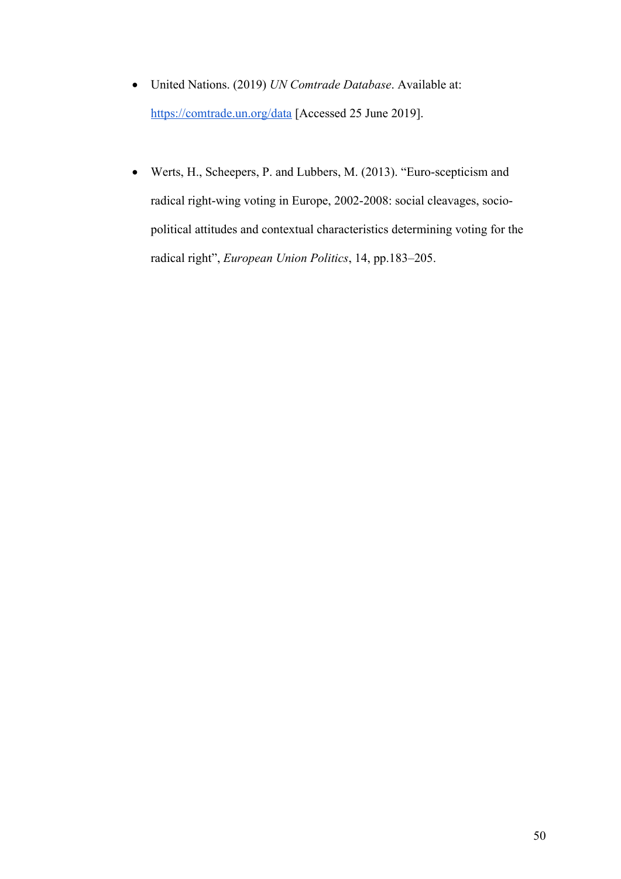- United Nations. (2019) *UN Comtrade Database*. Available at: https://comtrade.un.org/data [Accessed 25 June 2019].

- Werts, H., Scheepers, P. and Lubbers, M. (2013). "Euro-scepticism and radical right-wing voting in Europe, 2002-2008: social cleavages, socio-political attitudes and contextual characteristics determining voting for the radical right", *European Union Politics*, 14, pp.183–205.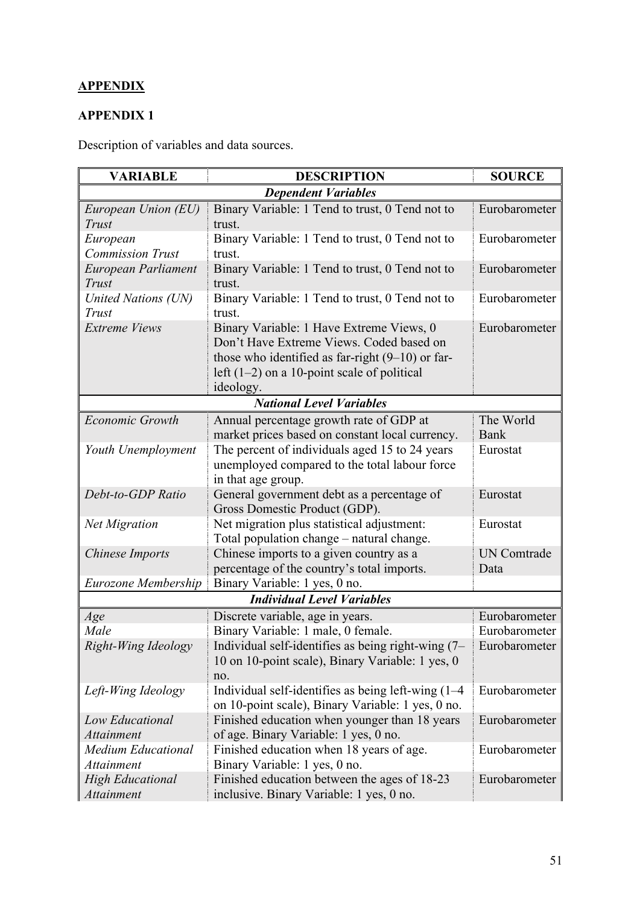## APPENDIX

### APPENDIX 1

Description of variables and data sources.

| VARIABLE | DESCRIPTION | SOURCE |
|---|---|---|
| ***Dependent Variables*** | | |
| *European Union (EU) Trust* | Binary Variable: 1 Tend to trust, 0 Tend not to trust. | Eurobarometer |
| *European Commission Trust* | Binary Variable: 1 Tend to trust, 0 Tend not to trust. | Eurobarometer |
| *European Parliament Trust* | Binary Variable: 1 Tend to trust, 0 Tend not to trust. | Eurobarometer |
| *United Nations (UN) Trust* | Binary Variable: 1 Tend to trust, 0 Tend not to trust. | Eurobarometer |
| *Extreme Views* | Binary Variable: 1 Have Extreme Views, 0 Don't Have Extreme Views. Coded based on those who identified as far-right (9–10) or far-left (1–2) on a 10-point scale of political ideology. | Eurobarometer |
| ***National Level Variables*** | | |
| *Economic Growth* | Annual percentage growth rate of GDP at market prices based on constant local currency. | The World Bank |
| *Youth Unemployment* | The percent of individuals aged 15 to 24 years unemployed compared to the total labour force in that age group. | Eurostat |
| *Debt-to-GDP Ratio* | General government debt as a percentage of Gross Domestic Product (GDP). | Eurostat |
| *Net Migration* | Net migration plus statistical adjustment: Total population change – natural change. | Eurostat |
| *Chinese Imports* | Chinese imports to a given country as a percentage of the country's total imports. | UN Comtrade Data |
| *Eurozone Membership* | Binary Variable: 1 yes, 0 no. | |
| ***Individual Level Variables*** | | |
| *Age* | Discrete variable, age in years. | Eurobarometer |
| *Male* | Binary Variable: 1 male, 0 female. | Eurobarometer |
| *Right-Wing Ideology* | Individual self-identifies as being right-wing (7–10 on 10-point scale), Binary Variable: 1 yes, 0 no. | Eurobarometer |
| *Left-Wing Ideology* | Individual self-identifies as being left-wing (1–4 on 10-point scale), Binary Variable: 1 yes, 0 no. | Eurobarometer |
| *Low Educational Attainment* | Finished education when younger than 18 years of age. Binary Variable: 1 yes, 0 no. | Eurobarometer |
| *Medium Educational Attainment* | Finished education when 18 years of age. Binary Variable: 1 yes, 0 no. | Eurobarometer |
| *High Educational Attainment* | Finished education between the ages of 18-23 inclusive. Binary Variable: 1 yes, 0 no. | Eurobarometer |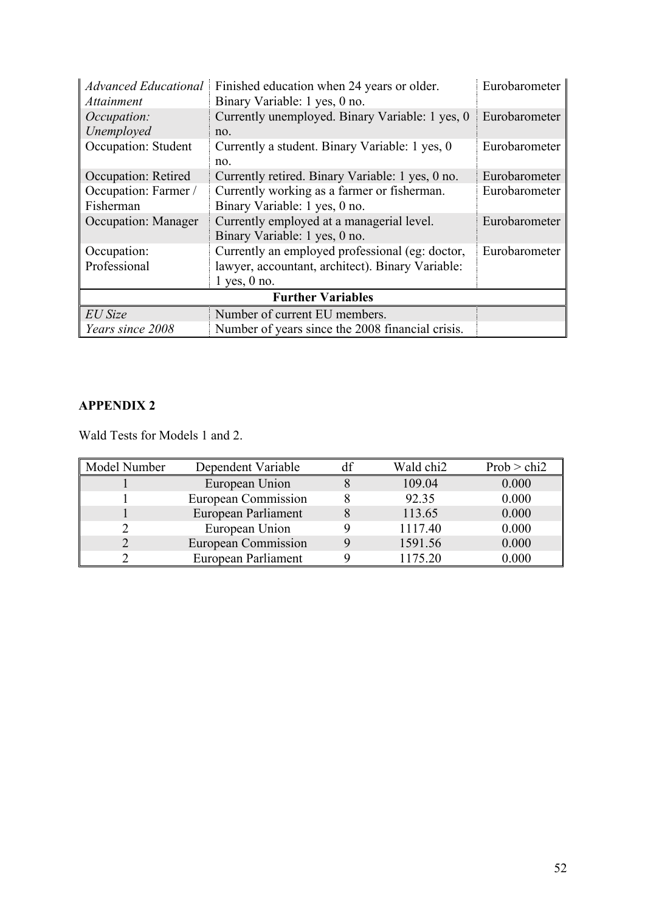| | | |
|---|---|---|
| *Advanced Educational Attainment* | Finished education when 24 years or older. Binary Variable: 1 yes, 0 no. | Eurobarometer |
| *Occupation: Unemployed* | Currently unemployed. Binary Variable: 1 yes, 0 no. | Eurobarometer |
| Occupation: Student | Currently a student. Binary Variable: 1 yes, 0 no. | Eurobarometer |
| Occupation: Retired | Currently retired. Binary Variable: 1 yes, 0 no. | Eurobarometer |
| Occupation: Farmer / Fisherman | Currently working as a farmer or fisherman. Binary Variable: 1 yes, 0 no. | Eurobarometer |
| Occupation: Manager | Currently employed at a managerial level. Binary Variable: 1 yes, 0 no. | Eurobarometer |
| Occupation: Professional | Currently an employed professional (eg: doctor, lawyer, accountant, architect). Binary Variable: 1 yes, 0 no. | Eurobarometer |
| **Further Variables** | | |
| *EU Size* | Number of current EU members. | |
| *Years since 2008* | Number of years since the 2008 financial crisis. | |

**APPENDIX 2**

Wald Tests for Models 1 and 2.

| Model Number | Dependent Variable | df | Wald chi2 | Prob > chi2 |
|---|---|---|---|---|
| 1 | European Union | 8 | 109.04 | 0.000 |
| 1 | European Commission | 8 | 92.35 | 0.000 |
| 1 | European Parliament | 8 | 113.65 | 0.000 |
| 2 | European Union | 9 | 1117.40 | 0.000 |
| 2 | European Commission | 9 | 1591.56 | 0.000 |
| 2 | European Parliament | 9 | 1175.20 | 0.000 |